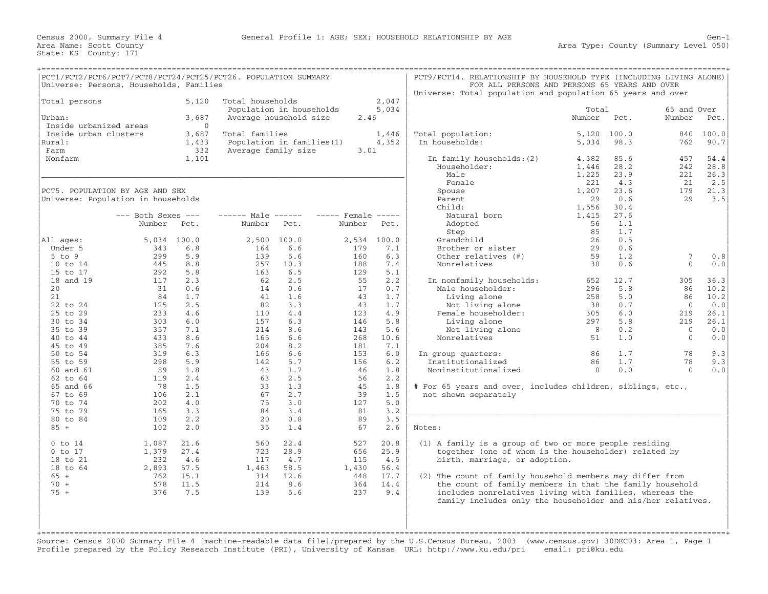Census 2000, Summary File 4 — General Profile 1: AGE; SEX; HOUSEHOLD RELATIONSHIP BY AGE — Gen-1

Area Name: Scott County — Area Type: County (Summary Level 050)

State: KS County: 171

## PCT1/PCT2/PCT6/PCT7/PCT8/PCT24/PCT25/PCT26. POPULATION SUMMARY

Universe: Persons, Households, Families

| | | | |
|---|---|---|---|
| Total persons | 5,120 | Total households | 2,047 |
| | | Population in households | 5,034 |
| Urban: | 3,687 | Average household size | 2.46 |
| Inside urbanized areas | 0 | | |
| Inside urban clusters | 3,687 | Total families | 1,446 |
| Rural: | 1,433 | Population in families(1) | 4,352 |
| Farm | 332 | Average family size | 3.01 |
| Nonfarm | 1,101 | | |

## PCT5. POPULATION BY AGE AND SEX

Universe: Population in households

| | Both Sexes Number | Both Sexes Pct. | Male Number | Male Pct. | Female Number | Female Pct. |
|---|---|---|---|---|---|---|
| All ages: | 5,034 | 100.0 | 2,500 | 100.0 | 2,534 | 100.0 |
| Under 5 | 343 | 6.8 | 164 | 6.6 | 179 | 7.1 |
| 5 to 9 | 299 | 5.9 | 139 | 5.6 | 160 | 6.3 |
| 10 to 14 | 445 | 8.8 | 257 | 10.3 | 188 | 7.4 |
| 15 to 17 | 292 | 5.8 | 163 | 6.5 | 129 | 5.1 |
| 18 and 19 | 117 | 2.3 | 62 | 2.5 | 55 | 2.2 |
| 20 | 31 | 0.6 | 14 | 0.6 | 17 | 0.7 |
| 21 | 84 | 1.7 | 41 | 1.6 | 43 | 1.7 |
| 22 to 24 | 125 | 2.5 | 82 | 3.3 | 43 | 1.7 |
| 25 to 29 | 233 | 4.6 | 110 | 4.4 | 123 | 4.9 |
| 30 to 34 | 303 | 6.0 | 157 | 6.3 | 146 | 5.8 |
| 35 to 39 | 357 | 7.1 | 214 | 8.6 | 143 | 5.6 |
| 40 to 44 | 433 | 8.6 | 165 | 6.6 | 268 | 10.6 |
| 45 to 49 | 385 | 7.6 | 204 | 8.2 | 181 | 7.1 |
| 50 to 54 | 319 | 6.3 | 166 | 6.6 | 153 | 6.0 |
| 55 to 59 | 298 | 5.9 | 142 | 5.7 | 156 | 6.2 |
| 60 and 61 | 89 | 1.8 | 43 | 1.7 | 46 | 1.8 |
| 62 to 64 | 119 | 2.4 | 63 | 2.5 | 56 | 2.2 |
| 65 and 66 | 78 | 1.5 | 33 | 1.3 | 45 | 1.8 |
| 67 to 69 | 106 | 2.1 | 67 | 2.7 | 39 | 1.5 |
| 70 to 74 | 202 | 4.0 | 75 | 3.0 | 127 | 5.0 |
| 75 to 79 | 165 | 3.3 | 84 | 3.4 | 81 | 3.2 |
| 80 to 84 | 109 | 2.2 | 20 | 0.8 | 89 | 3.5 |
| 85 + | 102 | 2.0 | 35 | 1.4 | 67 | 2.6 |
| 0 to 14 | 1,087 | 21.6 | 560 | 22.4 | 527 | 20.8 |
| 0 to 17 | 1,379 | 27.4 | 723 | 28.9 | 656 | 25.9 |
| 18 to 21 | 232 | 4.6 | 117 | 4.7 | 115 | 4.5 |
| 18 to 64 | 2,893 | 57.5 | 1,463 | 58.5 | 1,430 | 56.4 |
| 65 + | 762 | 15.1 | 314 | 12.6 | 448 | 17.7 |
| 70 + | 578 | 11.5 | 214 | 8.6 | 364 | 14.4 |
| 75 + | 376 | 7.5 | 139 | 5.6 | 237 | 9.4 |

## PCT9/PCT14. RELATIONSHIP BY HOUSEHOLD TYPE (INCLUDING LIVING ALONE) FOR ALL PERSONS AND PERSONS 65 YEARS AND OVER

Universe: Total population and population 65 years and over

| | Total Number | Total Pct. | 65 and Over Number | 65 and Over Pct. |
|---|---|---|---|---|
| Total population: | 5,120 | 100.0 | 840 | 100.0 |
| In households: | 5,034 | 98.3 | 762 | 90.7 |
| In family households:(2) | 4,382 | 85.6 | 457 | 54.4 |
| Householder: | 1,446 | 28.2 | 242 | 28.8 |
| Male | 1,225 | 23.9 | 221 | 26.3 |
| Female | 221 | 4.3 | 21 | 2.5 |
| Spouse | 1,207 | 23.6 | 179 | 21.3 |
| Parent | 29 | 0.6 | 29 | 3.5 |
| Child: | 1,556 | 30.4 | | |
| Natural born | 1,415 | 27.6 | | |
| Adopted | 56 | 1.1 | | |
| Step | 85 | 1.7 | | |
| Grandchild | 26 | 0.5 | | |
| Brother or sister | 29 | 0.6 | | |
| Other relatives (#) | 59 | 1.2 | 7 | 0.8 |
| Nonrelatives | 30 | 0.6 | 0 | 0.0 |
| In nonfamily households: | 652 | 12.7 | 305 | 36.3 |
| Male householder: | 296 | 5.8 | 86 | 10.2 |
| Living alone | 258 | 5.0 | 86 | 10.2 |
| Not living alone | 38 | 0.7 | 0 | 0.0 |
| Female householder: | 305 | 6.0 | 219 | 26.1 |
| Living alone | 297 | 5.8 | 219 | 26.1 |
| Not living alone | 8 | 0.2 | 0 | 0.0 |
| Nonrelatives | 51 | 1.0 | 0 | 0.0 |
| In group quarters: | 86 | 1.7 | 78 | 9.3 |
| Institutionalized | 86 | 1.7 | 78 | 9.3 |
| Noninstitutionalized | 0 | 0.0 | 0 | 0.0 |

# For 65 years and over, includes children, siblings, etc., not shown separately

Notes:

(1) A family is a group of two or more people residing together (one of whom is the householder) related by birth, marriage, or adoption.

(2) The count of family household members may differ from the count of family members in that the family household includes nonrelatives living with families, whereas the family includes only the householder and his/her relatives.

Source: Census 2000 Summary File 4 [machine-readable data file]/prepared by the U.S.Census Bureau, 2003 (www.census.gov) 30DEC03: Area 1, Page 1
Profile prepared by the Policy Research Institute (PRI), University of Kansas URL: http://www.ku.edu/pri email: pri@ku.edu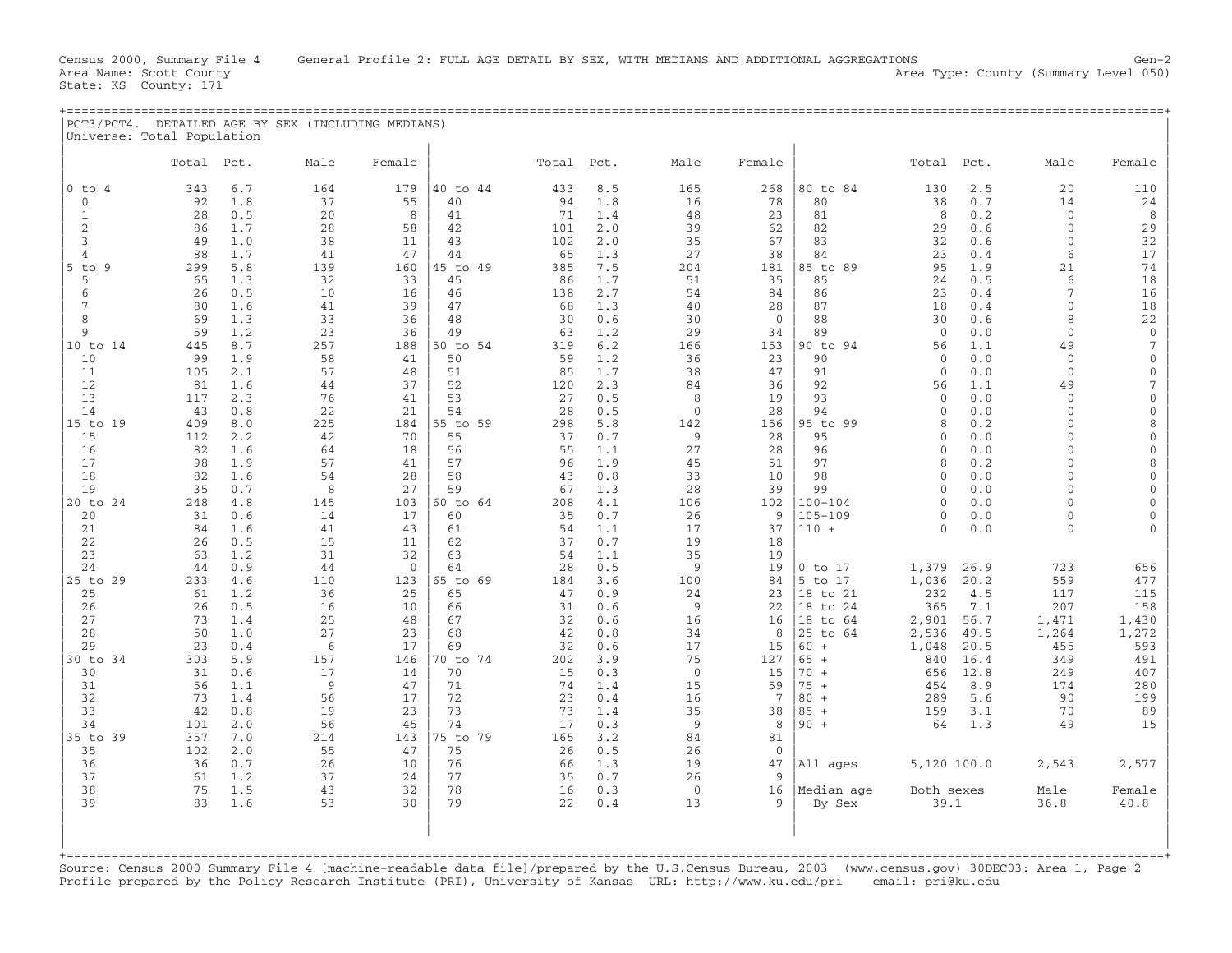Census 2000, Summary File 4 General Profile 2: FULL AGE DETAIL BY SEX, WITH MEDIANS AND ADDITIONAL AGGREGATIONS Gen-2
Area Name: Scott County Area Type: County (Summary Level 050)
State: KS County: 171

## PCT3/PCT4. DETAILED AGE BY SEX (INCLUDING MEDIANS)

Universe: Total Population

| | Total | Pct. | Male | Female | | Total | Pct. | Male | Female | | Total | Pct. | Male | Female |
|---|---|---|---|---|---|---|---|---|---|---|---|---|---|---|
| 0 to 4 | 343 | 6.7 | 164 | 179 | 40 to 44 | 433 | 8.5 | 165 | 268 | 80 to 84 | 130 | 2.5 | 20 | 110 |
| 0 | 92 | 1.8 | 37 | 55 | 40 | 94 | 1.8 | 16 | 78 | 80 | 38 | 0.7 | 14 | 24 |
| 1 | 28 | 0.5 | 20 | 8 | 41 | 71 | 1.4 | 48 | 23 | 81 | 8 | 0.2 | 0 | 8 |
| 2 | 86 | 1.7 | 28 | 58 | 42 | 101 | 2.0 | 39 | 62 | 82 | 29 | 0.6 | 0 | 29 |
| 3 | 49 | 1.0 | 38 | 11 | 43 | 102 | 2.0 | 35 | 67 | 83 | 32 | 0.6 | 0 | 32 |
| 4 | 88 | 1.7 | 41 | 47 | 44 | 65 | 1.3 | 27 | 38 | 84 | 23 | 0.4 | 6 | 17 |
| 5 to 9 | 299 | 5.8 | 139 | 160 | 45 to 49 | 385 | 7.5 | 204 | 181 | 85 to 89 | 95 | 1.9 | 21 | 74 |
| 5 | 65 | 1.3 | 32 | 33 | 45 | 86 | 1.7 | 51 | 35 | 85 | 24 | 0.5 | 6 | 18 |
| 6 | 26 | 0.5 | 10 | 16 | 46 | 138 | 2.7 | 54 | 84 | 86 | 23 | 0.4 | 7 | 16 |
| 7 | 80 | 1.6 | 41 | 39 | 47 | 68 | 1.3 | 40 | 28 | 87 | 18 | 0.4 | 0 | 18 |
| 8 | 69 | 1.3 | 33 | 36 | 48 | 30 | 0.6 | 30 | 0 | 88 | 30 | 0.6 | 8 | 22 |
| 9 | 59 | 1.2 | 23 | 36 | 49 | 63 | 1.2 | 29 | 34 | 89 | 0 | 0.0 | 0 | 0 |
| 10 to 14 | 445 | 8.7 | 257 | 188 | 50 to 54 | 319 | 6.2 | 166 | 153 | 90 to 94 | 56 | 1.1 | 49 | 7 |
| 10 | 99 | 1.9 | 58 | 41 | 50 | 59 | 1.2 | 36 | 23 | 90 | 0 | 0.0 | 0 | 0 |
| 11 | 105 | 2.1 | 57 | 48 | 51 | 85 | 1.7 | 38 | 47 | 91 | 0 | 0.0 | 0 | 0 |
| 12 | 81 | 1.6 | 44 | 37 | 52 | 120 | 2.3 | 84 | 36 | 92 | 56 | 1.1 | 49 | 7 |
| 13 | 117 | 2.3 | 76 | 41 | 53 | 27 | 0.5 | 8 | 19 | 93 | 0 | 0.0 | 0 | 0 |
| 14 | 43 | 0.8 | 22 | 21 | 54 | 28 | 0.5 | 0 | 28 | 94 | 0 | 0.0 | 0 | 0 |
| 15 to 19 | 409 | 8.0 | 225 | 184 | 55 to 59 | 298 | 5.8 | 142 | 156 | 95 to 99 | 8 | 0.2 | 0 | 8 |
| 15 | 112 | 2.2 | 42 | 70 | 55 | 37 | 0.7 | 9 | 28 | 95 | 0 | 0.0 | 0 | 0 |
| 16 | 82 | 1.6 | 64 | 18 | 56 | 55 | 1.1 | 27 | 28 | 96 | 0 | 0.0 | 0 | 0 |
| 17 | 98 | 1.9 | 57 | 41 | 57 | 96 | 1.9 | 45 | 51 | 97 | 8 | 0.2 | 0 | 8 |
| 18 | 82 | 1.6 | 54 | 28 | 58 | 43 | 0.8 | 33 | 10 | 98 | 0 | 0.0 | 0 | 0 |
| 19 | 35 | 0.7 | 8 | 27 | 59 | 67 | 1.3 | 28 | 39 | 99 | 0 | 0.0 | 0 | 0 |
| 20 to 24 | 248 | 4.8 | 145 | 103 | 60 to 64 | 208 | 4.1 | 106 | 102 | 100-104 | 0 | 0.0 | 0 | 0 |
| 20 | 31 | 0.6 | 14 | 17 | 60 | 35 | 0.7 | 26 | 9 | 105-109 | 0 | 0.0 | 0 | 0 |
| 21 | 84 | 1.6 | 41 | 43 | 61 | 54 | 1.1 | 17 | 37 | 110 + | 0 | 0.0 | 0 | 0 |
| 22 | 26 | 0.5 | 15 | 11 | 62 | 37 | 0.7 | 19 | 18 | | | | | |
| 23 | 63 | 1.2 | 31 | 32 | 63 | 54 | 1.1 | 35 | 19 | | | | | |
| 24 | 44 | 0.9 | 44 | 0 | 64 | 28 | 0.5 | 9 | 19 | 0 to 17 | 1,379 | 26.9 | 723 | 656 |
| 25 to 29 | 233 | 4.6 | 110 | 123 | 65 to 69 | 184 | 3.6 | 100 | 84 | 5 to 17 | 1,036 | 20.2 | 559 | 477 |
| 25 | 61 | 1.2 | 36 | 25 | 65 | 47 | 0.9 | 24 | 23 | 18 to 21 | 232 | 4.5 | 117 | 115 |
| 26 | 26 | 0.5 | 16 | 10 | 66 | 31 | 0.6 | 9 | 22 | 18 to 24 | 365 | 7.1 | 207 | 158 |
| 27 | 73 | 1.4 | 25 | 48 | 67 | 32 | 0.6 | 16 | 16 | 18 to 64 | 2,901 | 56.7 | 1,471 | 1,430 |
| 28 | 50 | 1.0 | 27 | 23 | 68 | 42 | 0.8 | 34 | 8 | 25 to 64 | 2,536 | 49.5 | 1,264 | 1,272 |
| 29 | 23 | 0.4 | 6 | 17 | 69 | 32 | 0.6 | 17 | 15 | 60 + | 1,048 | 20.5 | 455 | 593 |
| 30 to 34 | 303 | 5.9 | 157 | 146 | 70 to 74 | 202 | 3.9 | 75 | 127 | 65 + | 840 | 16.4 | 349 | 491 |
| 30 | 31 | 0.6 | 17 | 14 | 70 | 15 | 0.3 | 0 | 15 | 70 + | 656 | 12.8 | 249 | 407 |
| 31 | 56 | 1.1 | 9 | 47 | 71 | 74 | 1.4 | 15 | 59 | 75 + | 454 | 8.9 | 174 | 280 |
| 32 | 73 | 1.4 | 56 | 17 | 72 | 23 | 0.4 | 16 | 7 | 80 + | 289 | 5.6 | 90 | 199 |
| 33 | 42 | 0.8 | 19 | 23 | 73 | 73 | 1.4 | 35 | 38 | 85 + | 159 | 3.1 | 70 | 89 |
| 34 | 101 | 2.0 | 56 | 45 | 74 | 17 | 0.3 | 9 | 8 | 90 + | 64 | 1.3 | 49 | 15 |
| 35 to 39 | 357 | 7.0 | 214 | 143 | 75 to 79 | 165 | 3.2 | 84 | 81 | | | | | |
| 35 | 102 | 2.0 | 55 | 47 | 75 | 26 | 0.5 | 26 | 0 | | | | | |
| 36 | 36 | 0.7 | 26 | 10 | 76 | 66 | 1.3 | 19 | 47 | All ages | 5,120 | 100.0 | 2,543 | 2,577 |
| 37 | 61 | 1.2 | 37 | 24 | 77 | 35 | 0.7 | 26 | 9 | | | | | |
| 38 | 75 | 1.5 | 43 | 32 | 78 | 16 | 0.3 | 0 | 16 | Median age | Both sexes | | Male | Female |
| 39 | 83 | 1.6 | 53 | 30 | 79 | 22 | 0.4 | 13 | 9 | By Sex | 39.1 | | 36.8 | 40.8 |

Source: Census 2000 Summary File 4 [machine-readable data file]/prepared by the U.S.Census Bureau, 2003 (www.census.gov) 30DEC03: Area 1, Page 2
Profile prepared by the Policy Research Institute (PRI), University of Kansas URL: http://www.ku.edu/pri email: pri@ku.edu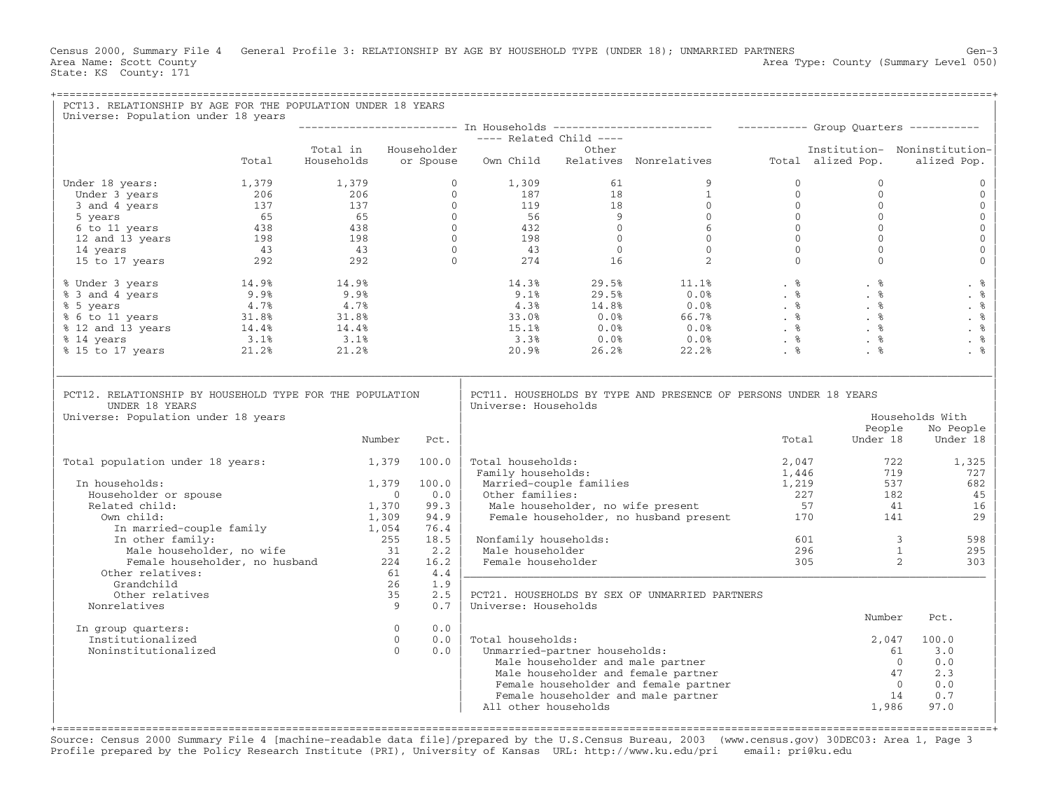Census 2000, Summary File 4 General Profile 3: RELATIONSHIP BY AGE BY HOUSEHOLD TYPE (UNDER 18); UNMARRIED PARTNERS Gen-3
Area Name: Scott County Area Type: County (Summary Level 050)
State: KS County: 171

## PCT13. RELATIONSHIP BY AGE FOR THE POPULATION UNDER 18 YEARS

Universe: Population under 18 years

| | | In Households | | | | | Group Quarters | | |
|---|---|---|---|---|---|---|---|---|---|
| | | | | Related Child | | | | | |
| | Total | Total in Households | Householder or Spouse | Own Child | Other Relatives | Nonrelatives | Total | Institutionalized Pop. | Noninstitutionalized Pop. |
| Under 18 years: | 1,379 | 1,379 | 0 | 1,309 | 61 | 9 | 0 | 0 | 0 |
| Under 3 years | 206 | 206 | 0 | 187 | 18 | 1 | 0 | 0 | 0 |
| 3 and 4 years | 137 | 137 | 0 | 119 | 18 | 0 | 0 | 0 | 0 |
| 5 years | 65 | 65 | 0 | 56 | 9 | 0 | 0 | 0 | 0 |
| 6 to 11 years | 438 | 438 | 0 | 432 | 0 | 6 | 0 | 0 | 0 |
| 12 and 13 years | 198 | 198 | 0 | 198 | 0 | 0 | 0 | 0 | 0 |
| 14 years | 43 | 43 | 0 | 43 | 0 | 0 | 0 | 0 | 0 |
| 15 to 17 years | 292 | 292 | 0 | 274 | 16 | 2 | 0 | 0 | 0 |
| % Under 3 years | 14.9% | 14.9% | | 14.3% | 29.5% | 11.1% | . % | . % | . % |
| % 3 and 4 years | 9.9% | 9.9% | | 9.1% | 29.5% | 0.0% | . % | . % | . % |
| % 5 years | 4.7% | 4.7% | | 4.3% | 14.8% | 0.0% | . % | . % | . % |
| % 6 to 11 years | 31.8% | 31.8% | | 33.0% | 0.0% | 66.7% | . % | . % | . % |
| % 12 and 13 years | 14.4% | 14.4% | | 15.1% | 0.0% | 0.0% | . % | . % | . % |
| % 14 years | 3.1% | 3.1% | | 3.3% | 0.0% | 0.0% | . % | . % | . % |
| % 15 to 17 years | 21.2% | 21.2% | | 20.9% | 26.2% | 22.2% | . % | . % | . % |

## PCT12. RELATIONSHIP BY HOUSEHOLD TYPE FOR THE POPULATION UNDER 18 YEARS

Universe: Population under 18 years

| | Number | Pct. |
|---|---|---|
| Total population under 18 years: | 1,379 | 100.0 |
| In households: | 1,379 | 100.0 |
| Householder or spouse | 0 | 0.0 |
| Related child: | 1,370 | 99.3 |
| Own child: | 1,309 | 94.9 |
| In married-couple family | 1,054 | 76.4 |
| In other family: | 255 | 18.5 |
| Male householder, no wife | 31 | 2.2 |
| Female householder, no husband | 224 | 16.2 |
| Other relatives: | 61 | 4.4 |
| Grandchild | 26 | 1.9 |
| Other relatives | 35 | 2.5 |
| Nonrelatives | 9 | 0.7 |
| In group quarters: | 0 | 0.0 |
| Institutionalized | 0 | 0.0 |
| Noninstitutionalized | 0 | 0.0 |

## PCT11. HOUSEHOLDS BY TYPE AND PRESENCE OF PERSONS UNDER 18 YEARS

Universe: Households

| | Total | Households With People Under 18 | Households With No People Under 18 |
|---|---|---|---|
| Total households: | 2,047 | 722 | 1,325 |
| Family households: | 1,446 | 719 | 727 |
| Married-couple families | 1,219 | 537 | 682 |
| Other families: | 227 | 182 | 45 |
| Male householder, no wife present | 57 | 41 | 16 |
| Female householder, no husband present | 170 | 141 | 29 |
| Nonfamily households: | 601 | 3 | 598 |
| Male householder | 296 | 1 | 295 |
| Female householder | 305 | 2 | 303 |

## PCT21. HOUSEHOLDS BY SEX OF UNMARRIED PARTNERS

Universe: Households

| | Number | Pct. |
|---|---|---|
| Total households: | 2,047 | 100.0 |
| Unmarried-partner households: | 61 | 3.0 |
| Male householder and male partner | 0 | 0.0 |
| Male householder and female partner | 47 | 2.3 |
| Female householder and female partner | 0 | 0.0 |
| Female householder and male partner | 14 | 0.7 |
| All other households | 1,986 | 97.0 |

Source: Census 2000 Summary File 4 [machine-readable data file]/prepared by the U.S.Census Bureau, 2003 (www.census.gov) 30DEC03: Area 1, Page 3
Profile prepared by the Policy Research Institute (PRI), University of Kansas URL: http://www.ku.edu/pri email: pri@ku.edu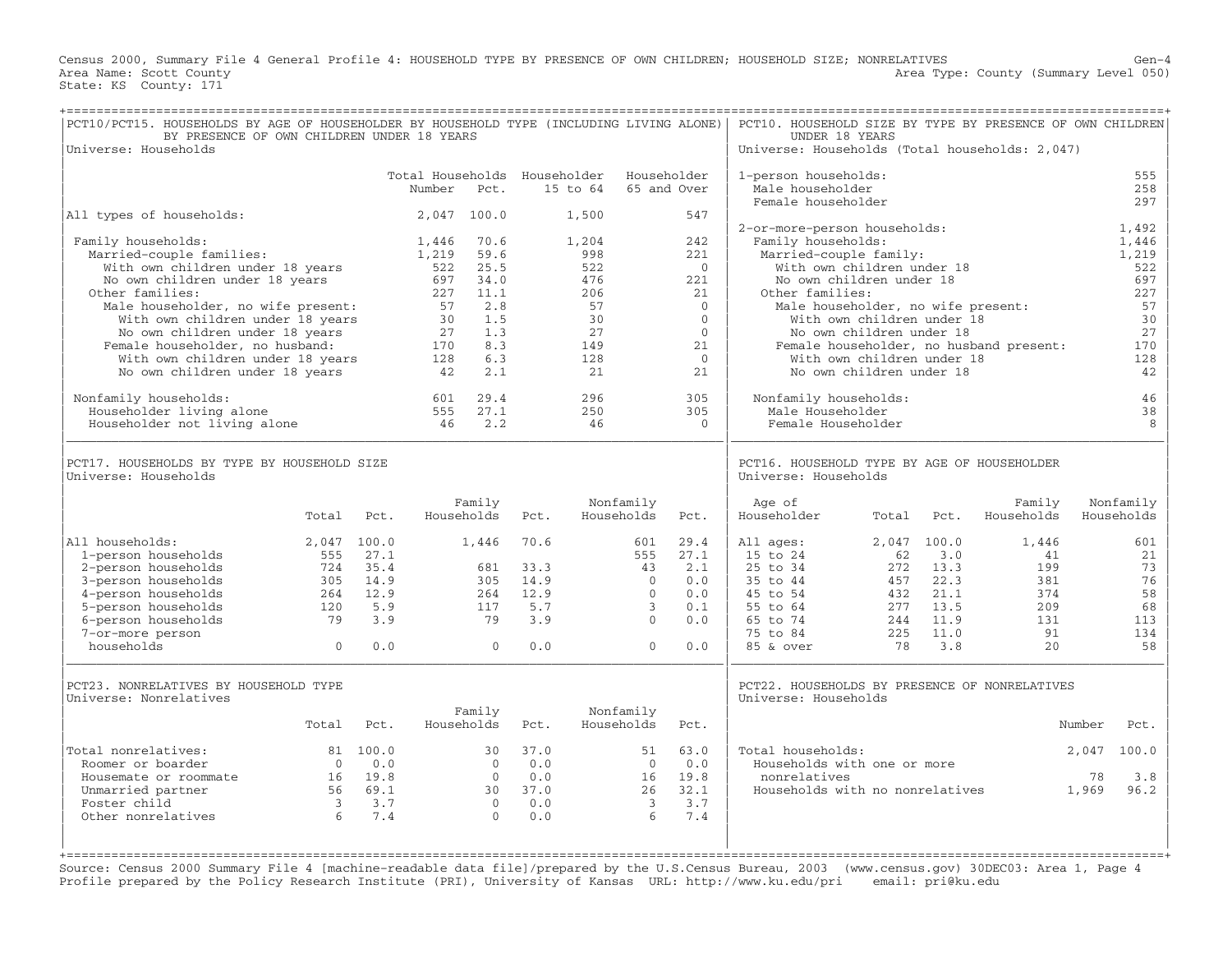Census 2000, Summary File 4 General Profile 4: HOUSEHOLD TYPE BY PRESENCE OF OWN CHILDREN; HOUSEHOLD SIZE; NONRELATIVES Gen-4
Area Name: Scott County Area Type: County (Summary Level 050)
State: KS County: 171

## PCT10/PCT15. HOUSEHOLDS BY AGE OF HOUSEHOLDER BY HOUSEHOLD TYPE (INCLUDING LIVING ALONE) BY PRESENCE OF OWN CHILDREN UNDER 18 YEARS

Universe: Households

| | Total Households Number | Pct. | Householder 15 to 64 | Householder 65 and Over |
|---|---|---|---|---|
| All types of households: | 2,047 | 100.0 | 1,500 | 547 |
| Family households: | 1,446 | 70.6 | 1,204 | 242 |
| Married-couple families: | 1,219 | 59.6 | 998 | 221 |
| With own children under 18 years | 522 | 25.5 | 522 | 0 |
| No own children under 18 years | 697 | 34.0 | 476 | 221 |
| Other families: | 227 | 11.1 | 206 | 21 |
| Male householder, no wife present: | 57 | 2.8 | 57 | 0 |
| With own children under 18 years | 30 | 1.5 | 30 | 0 |
| No own children under 18 years | 27 | 1.3 | 27 | 0 |
| Female householder, no husband: | 170 | 8.3 | 149 | 21 |
| With own children under 18 years | 128 | 6.3 | 128 | 0 |
| No own children under 18 years | 42 | 2.1 | 21 | 21 |
| Nonfamily households: | 601 | 29.4 | 296 | 305 |
| Householder living alone | 555 | 27.1 | 250 | 305 |
| Householder not living alone | 46 | 2.2 | 46 | 0 |

## PCT10. HOUSEHOLD SIZE BY TYPE BY PRESENCE OF OWN CHILDREN UNDER 18 YEARS

Universe: Households (Total households: 2,047)

| | |
|---|---|
| 1-person households: | 555 |
| Male householder | 258 |
| Female householder | 297 |
| 2-or-more-person households: | 1,492 |
| Family households: | 1,446 |
| Married-couple family: | 1,219 |
| With own children under 18 | 522 |
| No own children under 18 | 697 |
| Other families: | 227 |
| Male householder, no wife present: | 57 |
| With own children under 18 | 30 |
| No own children under 18 | 27 |
| Female householder, no husband present: | 170 |
| With own children under 18 | 128 |
| No own children under 18 | 42 |
| Nonfamily households: | 46 |
| Male Householder | 38 |
| Female Householder | 8 |

## PCT17. HOUSEHOLDS BY TYPE BY HOUSEHOLD SIZE

Universe: Households

| | Total | Pct. | Family Households | Pct. | Nonfamily Households | Pct. |
|---|---|---|---|---|---|---|
| All households: | 2,047 | 100.0 | 1,446 | 70.6 | 601 | 29.4 |
| 1-person households | 555 | 27.1 | | | 555 | 27.1 |
| 2-person households | 724 | 35.4 | 681 | 33.3 | 43 | 2.1 |
| 3-person households | 305 | 14.9 | 305 | 14.9 | 0 | 0.0 |
| 4-person households | 264 | 12.9 | 264 | 12.9 | 0 | 0.0 |
| 5-person households | 120 | 5.9 | 117 | 5.7 | 3 | 0.1 |
| 6-person households | 79 | 3.9 | 79 | 3.9 | 0 | 0.0 |
| 7-or-more person households | 0 | 0.0 | 0 | 0.0 | 0 | 0.0 |

## PCT16. HOUSEHOLD TYPE BY AGE OF HOUSEHOLDER

Universe: Households

| Age of Householder | Total | Pct. | Family Households | Nonfamily Households |
|---|---|---|---|---|
| All ages: | 2,047 | 100.0 | 1,446 | 601 |
| 15 to 24 | 62 | 3.0 | 41 | 21 |
| 25 to 34 | 272 | 13.3 | 199 | 73 |
| 35 to 44 | 457 | 22.3 | 381 | 76 |
| 45 to 54 | 432 | 21.1 | 374 | 58 |
| 55 to 64 | 277 | 13.5 | 209 | 68 |
| 65 to 74 | 244 | 11.9 | 131 | 113 |
| 75 to 84 | 225 | 11.0 | 91 | 134 |
| 85 & over | 78 | 3.8 | 20 | 58 |

## PCT23. NONRELATIVES BY HOUSEHOLD TYPE

Universe: Nonrelatives

| | Total | Pct. | Family Households | Pct. | Nonfamily Households | Pct. |
|---|---|---|---|---|---|---|
| Total nonrelatives: | 81 | 100.0 | 30 | 37.0 | 51 | 63.0 |
| Roomer or boarder | 0 | 0.0 | 0 | 0.0 | 0 | 0.0 |
| Housemate or roommate | 16 | 19.8 | 0 | 0.0 | 16 | 19.8 |
| Unmarried partner | 56 | 69.1 | 30 | 37.0 | 26 | 32.1 |
| Foster child | 3 | 3.7 | 0 | 0.0 | 3 | 3.7 |
| Other nonrelatives | 6 | 7.4 | 0 | 0.0 | 6 | 7.4 |

## PCT22. HOUSEHOLDS BY PRESENCE OF NONRELATIVES

Universe: Households

| | Number | Pct. |
|---|---|---|
| Total households: | 2,047 | 100.0 |
| Households with one or more nonrelatives | 78 | 3.8 |
| Households with no nonrelatives | 1,969 | 96.2 |

Source: Census 2000 Summary File 4 [machine-readable data file]/prepared by the U.S.Census Bureau, 2003 (www.census.gov) 30DEC03: Area 1, Page 4
Profile prepared by the Policy Research Institute (PRI), University of Kansas URL: http://www.ku.edu/pri email: pri@ku.edu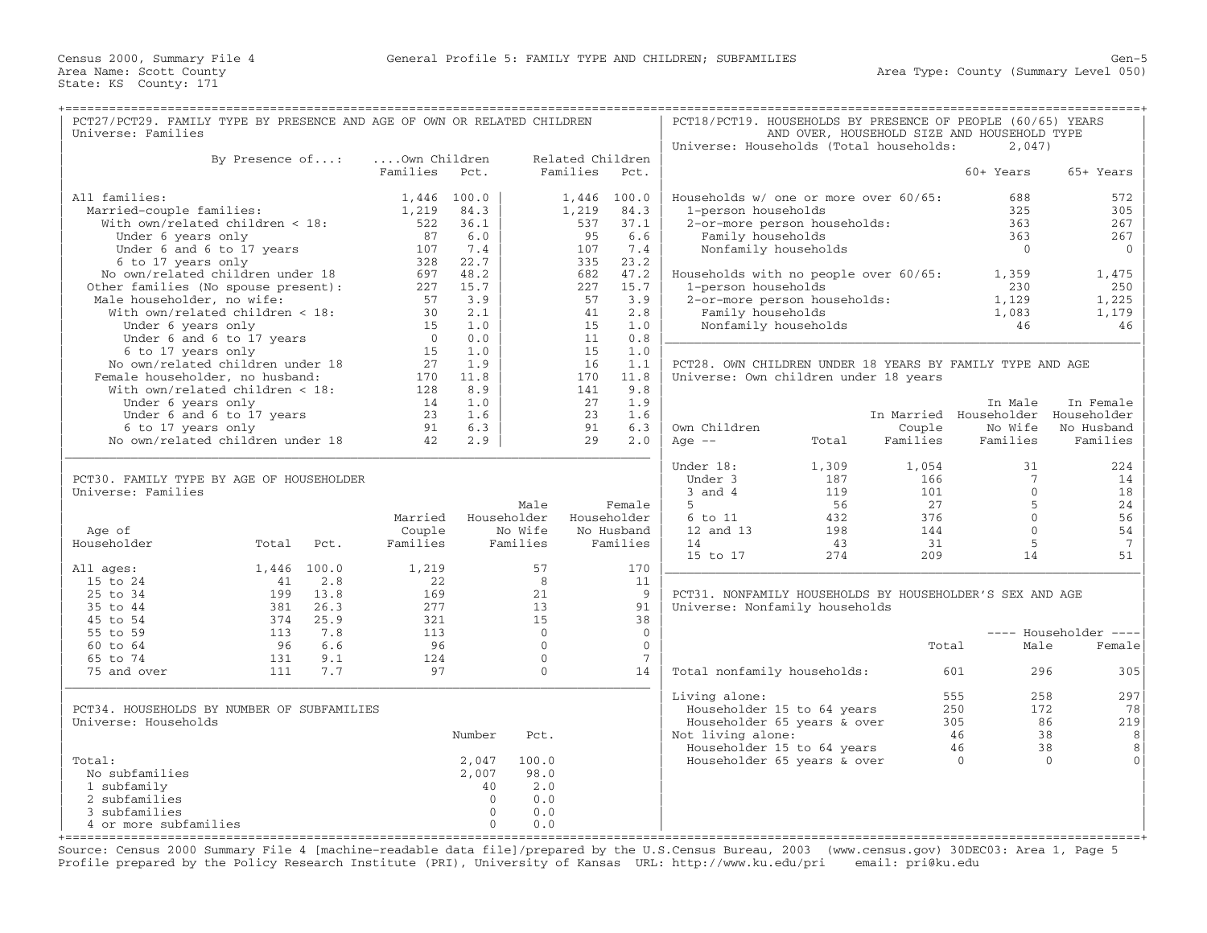Census 2000, Summary File 4 — General Profile 5: FAMILY TYPE AND CHILDREN; SUBFAMILIES — Gen-5

Area Name: Scott County — Area Type: County (Summary Level 050)

State: KS County: 171

## PCT27/PCT29. FAMILY TYPE BY PRESENCE AND AGE OF OWN OR RELATED CHILDREN

Universe: Families

| By Presence of...: | Own Children Families | Pct. | Related Children Families | Pct. |
|---|---|---|---|---|
| All families: | 1,446 | 100.0 | 1,446 | 100.0 |
| Married-couple families: | 1,219 | 84.3 | 1,219 | 84.3 |
| With own/related children < 18: | 522 | 36.1 | 537 | 37.1 |
| Under 6 years only | 87 | 6.0 | 95 | 6.6 |
| Under 6 and 6 to 17 years | 107 | 7.4 | 107 | 7.4 |
| 6 to 17 years only | 328 | 22.7 | 335 | 23.2 |
| No own/related children under 18 | 697 | 48.2 | 682 | 47.2 |
| Other families (No spouse present): | 227 | 15.7 | 227 | 15.7 |
| Male householder, no wife: | 57 | 3.9 | 57 | 3.9 |
| With own/related children < 18: | 30 | 2.1 | 41 | 2.8 |
| Under 6 years only | 15 | 1.0 | 15 | 1.0 |
| Under 6 and 6 to 17 years | 0 | 0.0 | 11 | 0.8 |
| 6 to 17 years only | 15 | 1.0 | 15 | 1.0 |
| No own/related children under 18 | 27 | 1.9 | 16 | 1.1 |
| Female householder, no husband: | 170 | 11.8 | 170 | 11.8 |
| With own/related children < 18: | 128 | 8.9 | 141 | 9.8 |
| Under 6 years only | 14 | 1.0 | 27 | 1.9 |
| Under 6 and 6 to 17 years | 23 | 1.6 | 23 | 1.6 |
| 6 to 17 years only | 91 | 6.3 | 91 | 6.3 |
| No own/related children under 18 | 42 | 2.9 | 29 | 2.0 |

## PCT30. FAMILY TYPE BY AGE OF HOUSEHOLDER

Universe: Families

| Age of Householder | Total | Pct. | Married Couple Families | Male Householder No Wife Families | Female Householder No Husband Families |
|---|---|---|---|---|---|
| All ages: | 1,446 | 100.0 | 1,219 | 57 | 170 |
| 15 to 24 | 41 | 2.8 | 22 | 8 | 11 |
| 25 to 34 | 199 | 13.8 | 169 | 21 | 9 |
| 35 to 44 | 381 | 26.3 | 277 | 13 | 91 |
| 45 to 54 | 374 | 25.9 | 321 | 15 | 38 |
| 55 to 59 | 113 | 7.8 | 113 | 0 | 0 |
| 60 to 64 | 96 | 6.6 | 96 | 0 | 0 |
| 65 to 74 | 131 | 9.1 | 124 | 0 | 7 |
| 75 and over | 111 | 7.7 | 97 | 0 | 14 |

## PCT34. HOUSEHOLDS BY NUMBER OF SUBFAMILIES

Universe: Households

| | Number | Pct. |
|---|---|---|
| Total: | 2,047 | 100.0 |
| No subfamilies | 2,007 | 98.0 |
| 1 subfamily | 40 | 2.0 |
| 2 subfamilies | 0 | 0.0 |
| 3 subfamilies | 0 | 0.0 |
| 4 or more subfamilies | 0 | 0.0 |

## PCT18/PCT19. HOUSEHOLDS BY PRESENCE OF PEOPLE (60/65) YEARS AND OVER, HOUSEHOLD SIZE AND HOUSEHOLD TYPE

Universe: Households (Total households: 2,047)

| | 60+ Years | 65+ Years |
|---|---|---|
| Households w/ one or more over 60/65: | 688 | 572 |
| 1-person households | 325 | 305 |
| 2-or-more person households: | 363 | 267 |
| Family households | 363 | 267 |
| Nonfamily households | 0 | 0 |
| Households with no people over 60/65: | 1,359 | 1,475 |
| 1-person households | 230 | 250 |
| 2-or-more person households: | 1,129 | 1,225 |
| Family households | 1,083 | 1,179 |
| Nonfamily households | 46 | 46 |

## PCT28. OWN CHILDREN UNDER 18 YEARS BY FAMILY TYPE AND AGE

Universe: Own children under 18 years

| Own Children Age -- | Total | In Married Couple Families | In Male Householder No Wife Families | In Female Householder No Husband Families |
|---|---|---|---|---|
| Under 18: | 1,309 | 1,054 | 31 | 224 |
| Under 3 | 187 | 166 | 7 | 14 |
| 3 and 4 | 119 | 101 | 0 | 18 |
| 5 | 56 | 27 | 5 | 24 |
| 6 to 11 | 432 | 376 | 0 | 56 |
| 12 and 13 | 198 | 144 | 0 | 54 |
| 14 | 43 | 31 | 5 | 7 |
| 15 to 17 | 274 | 209 | 14 | 51 |

## PCT31. NONFAMILY HOUSEHOLDS BY HOUSEHOLDER'S SEX AND AGE

Universe: Nonfamily households

| | Total | Householder Male | Householder Female |
|---|---|---|---|
| Total nonfamily households: | 601 | 296 | 305 |
| Living alone: | 555 | 258 | 297 |
| Householder 15 to 64 years | 250 | 172 | 78 |
| Householder 65 years & over | 305 | 86 | 219 |
| Not living alone: | 46 | 38 | 8 |
| Householder 15 to 64 years | 46 | 38 | 8 |
| Householder 65 years & over | 0 | 0 | 0 |

Source: Census 2000 Summary File 4 [machine-readable data file]/prepared by the U.S.Census Bureau, 2003 (www.census.gov) 30DEC03: Area 1, Page 5
Profile prepared by the Policy Research Institute (PRI), University of Kansas URL: http://www.ku.edu/pri email: pri@ku.edu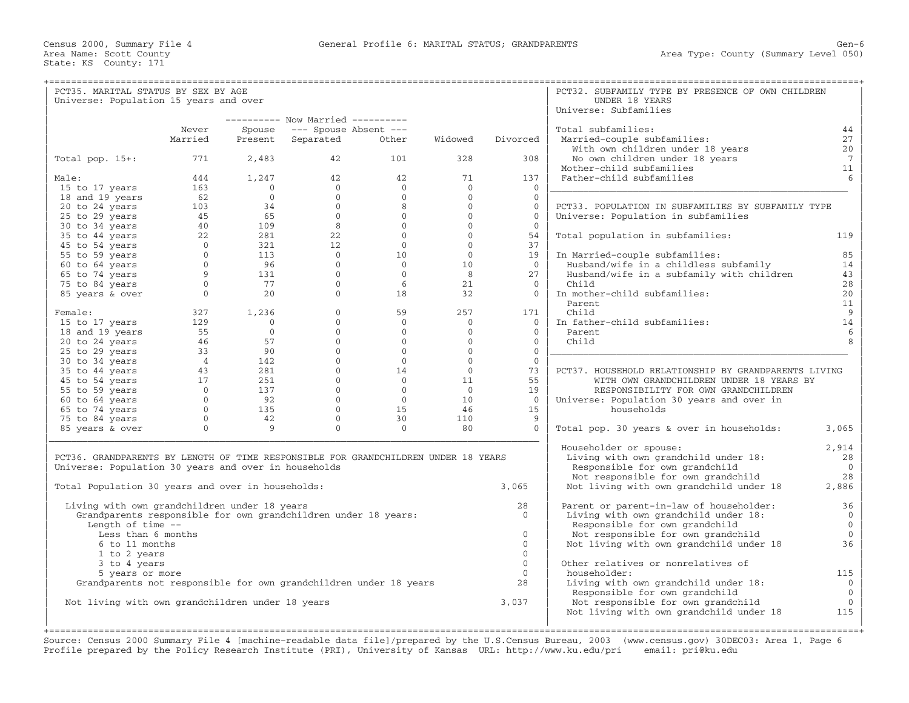Census 2000, Summary File 4 — General Profile 6: MARITAL STATUS; GRANDPARENTS — Gen-6

Area Name: Scott County — Area Type: County (Summary Level 050)

State: KS County: 171

## PCT35. MARITAL STATUS BY SEX BY AGE

Universe: Population 15 years and over

| | Never Married | Now Married: Spouse Present | Now Married: Spouse Absent: Separated | Now Married: Spouse Absent: Other | Widowed | Divorced |
|---|---|---|---|---|---|---|
| Total pop. 15+: | 771 | 2,483 | 42 | 101 | 328 | 308 |
| Male: | 444 | 1,247 | 42 | 42 | 71 | 137 |
| 15 to 17 years | 163 | 0 | 0 | 0 | 0 | 0 |
| 18 and 19 years | 62 | 0 | 0 | 0 | 0 | 0 |
| 20 to 24 years | 103 | 34 | 0 | 8 | 0 | 0 |
| 25 to 29 years | 45 | 65 | 0 | 0 | 0 | 0 |
| 30 to 34 years | 40 | 109 | 8 | 0 | 0 | 0 |
| 35 to 44 years | 22 | 281 | 22 | 0 | 0 | 54 |
| 45 to 54 years | 0 | 321 | 12 | 0 | 0 | 37 |
| 55 to 59 years | 0 | 113 | 0 | 10 | 0 | 19 |
| 60 to 64 years | 0 | 96 | 0 | 0 | 10 | 0 |
| 65 to 74 years | 9 | 131 | 0 | 0 | 8 | 27 |
| 75 to 84 years | 0 | 77 | 0 | 6 | 21 | 0 |
| 85 years & over | 0 | 20 | 0 | 18 | 32 | 0 |
| Female: | 327 | 1,236 | 0 | 59 | 257 | 171 |
| 15 to 17 years | 129 | 0 | 0 | 0 | 0 | 0 |
| 18 and 19 years | 55 | 0 | 0 | 0 | 0 | 0 |
| 20 to 24 years | 46 | 57 | 0 | 0 | 0 | 0 |
| 25 to 29 years | 33 | 90 | 0 | 0 | 0 | 0 |
| 30 to 34 years | 4 | 142 | 0 | 0 | 0 | 0 |
| 35 to 44 years | 43 | 281 | 0 | 14 | 0 | 73 |
| 45 to 54 years | 17 | 251 | 0 | 0 | 11 | 55 |
| 55 to 59 years | 0 | 137 | 0 | 0 | 0 | 19 |
| 60 to 64 years | 0 | 92 | 0 | 0 | 10 | 0 |
| 65 to 74 years | 0 | 135 | 0 | 15 | 46 | 15 |
| 75 to 84 years | 0 | 42 | 0 | 30 | 110 | 9 |
| 85 years & over | 0 | 9 | 0 | 0 | 80 | 0 |

## PCT36. GRANDPARENTS BY LENGTH OF TIME RESPONSIBLE FOR GRANDCHILDREN UNDER 18 YEARS

Universe: Population 30 years and over in households

| | |
|---|---|
| Total Population 30 years and over in households: | 3,065 |
| Living with own grandchildren under 18 years | 28 |
| Grandparents responsible for own grandchildren under 18 years: | 0 |
| Length of time -- | |
| Less than 6 months | 0 |
| 6 to 11 months | 0 |
| 1 to 2 years | 0 |
| 3 to 4 years | 0 |
| 5 years or more | 0 |
| Grandparents not responsible for own grandchildren under 18 years | 28 |
| Not living with own grandchildren under 18 years | 3,037 |

## PCT32. SUBFAMILY TYPE BY PRESENCE OF OWN CHILDREN UNDER 18 YEARS

Universe: Subfamilies

| | |
|---|---|
| Total subfamilies: | 44 |
| Married-couple subfamilies: | 27 |
| With own children under 18 years | 20 |
| No own children under 18 years | 7 |
| Mother-child subfamilies | 11 |
| Father-child subfamilies | 6 |

## PCT33. POPULATION IN SUBFAMILIES BY SUBFAMILY TYPE

Universe: Population in subfamilies

| | |
|---|---|
| Total population in subfamilies: | 119 |
| In Married-couple subfamilies: | 85 |
| Husband/wife in a childless subfamily | 14 |
| Husband/wife in a subfamily with children | 43 |
| Child | 28 |
| In mother-child subfamilies: | 20 |
| Parent | 11 |
| Child | 9 |
| In father-child subfamilies: | 14 |
| Parent | 6 |
| Child | 8 |

## PCT37. HOUSEHOLD RELATIONSHIP BY GRANDPARENTS LIVING WITH OWN GRANDCHILDREN UNDER 18 YEARS BY RESPONSIBILITY FOR OWN GRANDCHILDREN

Universe: Population 30 years and over in households

| | |
|---|---|
| Total pop. 30 years & over in households: | 3,065 |
| Householder or spouse: | 2,914 |
| Living with own grandchild under 18: | 28 |
| Responsible for own grandchild | 0 |
| Not responsible for own grandchild | 28 |
| Not living with own grandchild under 18 | 2,886 |
| Parent or parent-in-law of householder: | 36 |
| Living with own grandchild under 18: | 0 |
| Responsible for own grandchild | 0 |
| Not responsible for own grandchild | 0 |
| Not living with own grandchild under 18 | 36 |
| Other relatives or nonrelatives of householder: | 115 |
| Living with own grandchild under 18: | 0 |
| Responsible for own grandchild | 0 |
| Not responsible for own grandchild | 0 |
| Not living with own grandchild under 18 | 115 |

Source: Census 2000 Summary File 4 [machine-readable data file]/prepared by the U.S.Census Bureau, 2003 (www.census.gov) 30DEC03: Area 1, Page 6
Profile prepared by the Policy Research Institute (PRI), University of Kansas URL: http://www.ku.edu/pri email: pri@ku.edu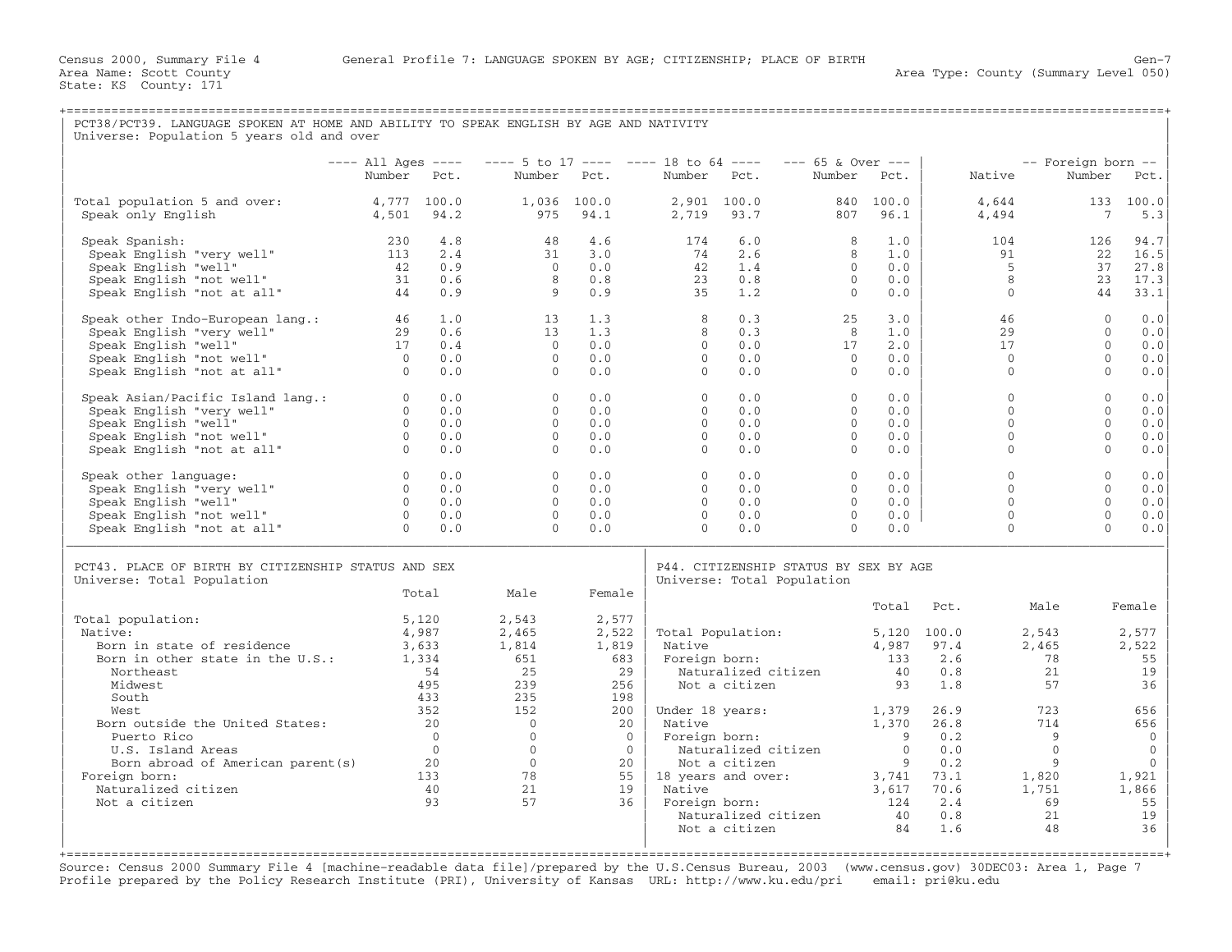Census 2000, Summary File 4 General Profile 7: LANGUAGE SPOKEN BY AGE; CITIZENSHIP; PLACE OF BIRTH Gen-7
Area Name: Scott County Area Type: County (Summary Level 050)
State: KS County: 171

## PCT38/PCT39. LANGUAGE SPOKEN AT HOME AND ABILITY TO SPEAK ENGLISH BY AGE AND NATIVITY

Universe: Population 5 years old and over

| | All Ages | | 5 to 17 | | 18 to 64 | | 65 & Over | | | Foreign born | |
|---|---|---|---|---|---|---|---|---|---|---|---|
| | Number | Pct. | Number | Pct. | Number | Pct. | Number | Pct. | Native | Number | Pct. |
| Total population 5 and over: | 4,777 | 100.0 | 1,036 | 100.0 | 2,901 | 100.0 | 840 | 100.0 | 4,644 | 133 | 100.0 |
| Speak only English | 4,501 | 94.2 | 975 | 94.1 | 2,719 | 93.7 | 807 | 96.1 | 4,494 | 7 | 5.3 |
| Speak Spanish: | 230 | 4.8 | 48 | 4.6 | 174 | 6.0 | 8 | 1.0 | 104 | 126 | 94.7 |
| Speak English "very well" | 113 | 2.4 | 31 | 3.0 | 74 | 2.6 | 8 | 1.0 | 91 | 22 | 16.5 |
| Speak English "well" | 42 | 0.9 | 0 | 0.0 | 42 | 1.4 | 0 | 0.0 | 5 | 37 | 27.8 |
| Speak English "not well" | 31 | 0.6 | 8 | 0.8 | 23 | 0.8 | 0 | 0.0 | 8 | 23 | 17.3 |
| Speak English "not at all" | 44 | 0.9 | 9 | 0.9 | 35 | 1.2 | 0 | 0.0 | 0 | 44 | 33.1 |
| Speak other Indo-European lang.: | 46 | 1.0 | 13 | 1.3 | 8 | 0.3 | 25 | 3.0 | 46 | 0 | 0.0 |
| Speak English "very well" | 29 | 0.6 | 13 | 1.3 | 8 | 0.3 | 8 | 1.0 | 29 | 0 | 0.0 |
| Speak English "well" | 17 | 0.4 | 0 | 0.0 | 0 | 0.0 | 17 | 2.0 | 17 | 0 | 0.0 |
| Speak English "not well" | 0 | 0.0 | 0 | 0.0 | 0 | 0.0 | 0 | 0.0 | 0 | 0 | 0.0 |
| Speak English "not at all" | 0 | 0.0 | 0 | 0.0 | 0 | 0.0 | 0 | 0.0 | 0 | 0 | 0.0 |
| Speak Asian/Pacific Island lang.: | 0 | 0.0 | 0 | 0.0 | 0 | 0.0 | 0 | 0.0 | 0 | 0 | 0.0 |
| Speak English "very well" | 0 | 0.0 | 0 | 0.0 | 0 | 0.0 | 0 | 0.0 | 0 | 0 | 0.0 |
| Speak English "well" | 0 | 0.0 | 0 | 0.0 | 0 | 0.0 | 0 | 0.0 | 0 | 0 | 0.0 |
| Speak English "not well" | 0 | 0.0 | 0 | 0.0 | 0 | 0.0 | 0 | 0.0 | 0 | 0 | 0.0 |
| Speak English "not at all" | 0 | 0.0 | 0 | 0.0 | 0 | 0.0 | 0 | 0.0 | 0 | 0 | 0.0 |
| Speak other language: | 0 | 0.0 | 0 | 0.0 | 0 | 0.0 | 0 | 0.0 | 0 | 0 | 0.0 |
| Speak English "very well" | 0 | 0.0 | 0 | 0.0 | 0 | 0.0 | 0 | 0.0 | 0 | 0 | 0.0 |
| Speak English "well" | 0 | 0.0 | 0 | 0.0 | 0 | 0.0 | 0 | 0.0 | 0 | 0 | 0.0 |
| Speak English "not well" | 0 | 0.0 | 0 | 0.0 | 0 | 0.0 | 0 | 0.0 | 0 | 0 | 0.0 |
| Speak English "not at all" | 0 | 0.0 | 0 | 0.0 | 0 | 0.0 | 0 | 0.0 | 0 | 0 | 0.0 |

## PCT43. PLACE OF BIRTH BY CITIZENSHIP STATUS AND SEX

Universe: Total Population

| | Total | Male | Female |
|---|---|---|---|
| Total population: | 5,120 | 2,543 | 2,577 |
| Native: | 4,987 | 2,465 | 2,522 |
| Born in state of residence | 3,633 | 1,814 | 1,819 |
| Born in other state in the U.S.: | 1,334 | 651 | 683 |
| Northeast | 54 | 25 | 29 |
| Midwest | 495 | 239 | 256 |
| South | 433 | 235 | 198 |
| West | 352 | 152 | 200 |
| Born outside the United States: | 20 | 0 | 20 |
| Puerto Rico | 0 | 0 | 0 |
| U.S. Island Areas | 0 | 0 | 0 |
| Born abroad of American parent(s) | 20 | 0 | 20 |
| Foreign born: | 133 | 78 | 55 |
| Naturalized citizen | 40 | 21 | 19 |
| Not a citizen | 93 | 57 | 36 |

## P44. CITIZENSHIP STATUS BY SEX BY AGE

Universe: Total Population

| | Total | Pct. | Male | Female |
|---|---|---|---|---|
| Total Population: | 5,120 | 100.0 | 2,543 | 2,577 |
| Native | 4,987 | 97.4 | 2,465 | 2,522 |
| Foreign born: | 133 | 2.6 | 78 | 55 |
| Naturalized citizen | 40 | 0.8 | 21 | 19 |
| Not a citizen | 93 | 1.8 | 57 | 36 |
| Under 18 years: | 1,379 | 26.9 | 723 | 656 |
| Native | 1,370 | 26.8 | 714 | 656 |
| Foreign born: | 9 | 0.2 | 9 | 0 |
| Naturalized citizen | 0 | 0.0 | 0 | 0 |
| Not a citizen | 9 | 0.2 | 9 | 0 |
| 18 years and over: | 3,741 | 73.1 | 1,820 | 1,921 |
| Native | 3,617 | 70.6 | 1,751 | 1,866 |
| Foreign born: | 124 | 2.4 | 69 | 55 |
| Naturalized citizen | 40 | 0.8 | 21 | 19 |
| Not a citizen | 84 | 1.6 | 48 | 36 |

Source: Census 2000 Summary File 4 [machine-readable data file]/prepared by the U.S.Census Bureau, 2003 (www.census.gov) 30DEC03: Area 1, Page 7
Profile prepared by the Policy Research Institute (PRI), University of Kansas URL: http://www.ku.edu/pri email: pri@ku.edu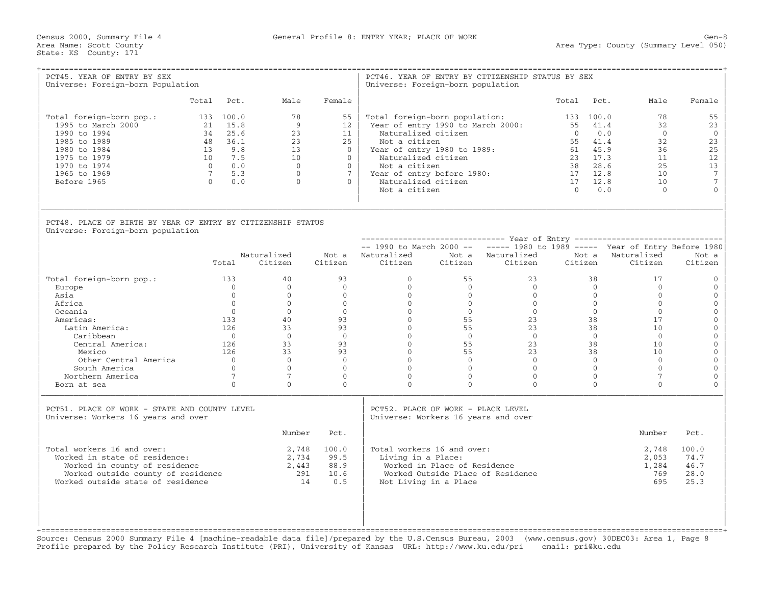Census 2000, Summary File 4 — General Profile 8: ENTRY YEAR; PLACE OF WORK — Gen-8

Area Name: Scott County — Area Type: County (Summary Level 050)

State: KS County: 171

## PCT45. YEAR OF ENTRY BY SEX

Universe: Foreign-born Population

| | Total | Pct. | Male | Female |
|---|---|---|---|---|
| Total foreign-born pop.: | 133 | 100.0 | 78 | 55 |
| 1995 to March 2000 | 21 | 15.8 | 9 | 12 |
| 1990 to 1994 | 34 | 25.6 | 23 | 11 |
| 1985 to 1989 | 48 | 36.1 | 23 | 25 |
| 1980 to 1984 | 13 | 9.8 | 13 | 0 |
| 1975 to 1979 | 10 | 7.5 | 10 | 0 |
| 1970 to 1974 | 0 | 0.0 | 0 | 0 |
| 1965 to 1969 | 7 | 5.3 | 0 | 7 |
| Before 1965 | 0 | 0.0 | 0 | 0 |

## PCT46. YEAR OF ENTRY BY CITIZENSHIP STATUS BY SEX

Universe: Foreign-born population

| | Total | Pct. | Male | Female |
|---|---|---|---|---|
| Total foreign-born population: | 133 | 100.0 | 78 | 55 |
| Year of entry 1990 to March 2000: | 55 | 41.4 | 32 | 23 |
| Naturalized citizen | 0 | 0.0 | 0 | 0 |
| Not a citizen | 55 | 41.4 | 32 | 23 |
| Year of entry 1980 to 1989: | 61 | 45.9 | 36 | 25 |
| Naturalized citizen | 23 | 17.3 | 11 | 12 |
| Not a citizen | 38 | 28.6 | 25 | 13 |
| Year of entry before 1980: | 17 | 12.8 | 10 | 7 |
| Naturalized citizen | 17 | 12.8 | 10 | 7 |
| Not a citizen | 0 | 0.0 | 0 | 0 |

## PCT48. PLACE OF BIRTH BY YEAR OF ENTRY BY CITIZENSHIP STATUS

Universe: Foreign-born population

| | | | | Year of Entry | | | | | |
|---|---|---|---|---|---|---|---|---|---|
| | | | | 1990 to March 2000 | | 1980 to 1989 | | Year of Entry Before 1980 | |
| | Total | Naturalized Citizen | Not a Citizen | Naturalized Citizen | Not a Citizen | Naturalized Citizen | Not a Citizen | Naturalized Citizen | Not a Citizen |
| Total foreign-born pop.: | 133 | 40 | 93 | 0 | 55 | 23 | 38 | 17 | 0 |
| Europe | 0 | 0 | 0 | 0 | 0 | 0 | 0 | 0 | 0 |
| Asia | 0 | 0 | 0 | 0 | 0 | 0 | 0 | 0 | 0 |
| Africa | 0 | 0 | 0 | 0 | 0 | 0 | 0 | 0 | 0 |
| Oceania | 0 | 0 | 0 | 0 | 0 | 0 | 0 | 0 | 0 |
| Americas: | 133 | 40 | 93 | 0 | 55 | 23 | 38 | 17 | 0 |
| Latin America: | 126 | 33 | 93 | 0 | 55 | 23 | 38 | 10 | 0 |
| Caribbean | 0 | 0 | 0 | 0 | 0 | 0 | 0 | 0 | 0 |
| Central America: | 126 | 33 | 93 | 0 | 55 | 23 | 38 | 10 | 0 |
| Mexico | 126 | 33 | 93 | 0 | 55 | 23 | 38 | 10 | 0 |
| Other Central America | 0 | 0 | 0 | 0 | 0 | 0 | 0 | 0 | 0 |
| South America | 0 | 0 | 0 | 0 | 0 | 0 | 0 | 0 | 0 |
| Northern America | 7 | 7 | 0 | 0 | 0 | 0 | 0 | 7 | 0 |
| Born at sea | 0 | 0 | 0 | 0 | 0 | 0 | 0 | 0 | 0 |

## PCT51. PLACE OF WORK - STATE AND COUNTY LEVEL

Universe: Workers 16 years and over

| | Number | Pct. |
|---|---|---|
| Total workers 16 and over: | 2,748 | 100.0 |
| Worked in state of residence: | 2,734 | 99.5 |
| Worked in county of residence | 2,443 | 88.9 |
| Worked outside county of residence | 291 | 10.6 |
| Worked outside state of residence | 14 | 0.5 |

## PCT52. PLACE OF WORK - PLACE LEVEL

Universe: Workers 16 years and over

| | Number | Pct. |
|---|---|---|
| Total workers 16 and over: | 2,748 | 100.0 |
| Living in a Place: | 2,053 | 74.7 |
| Worked in Place of Residence | 1,284 | 46.7 |
| Worked Outside Place of Residence | 769 | 28.0 |
| Not Living in a Place | 695 | 25.3 |

Source: Census 2000 Summary File 4 [machine-readable data file]/prepared by the U.S.Census Bureau, 2003 (www.census.gov) 30DEC03: Area 1, Page 8
Profile prepared by the Policy Research Institute (PRI), University of Kansas URL: http://www.ku.edu/pri email: pri@ku.edu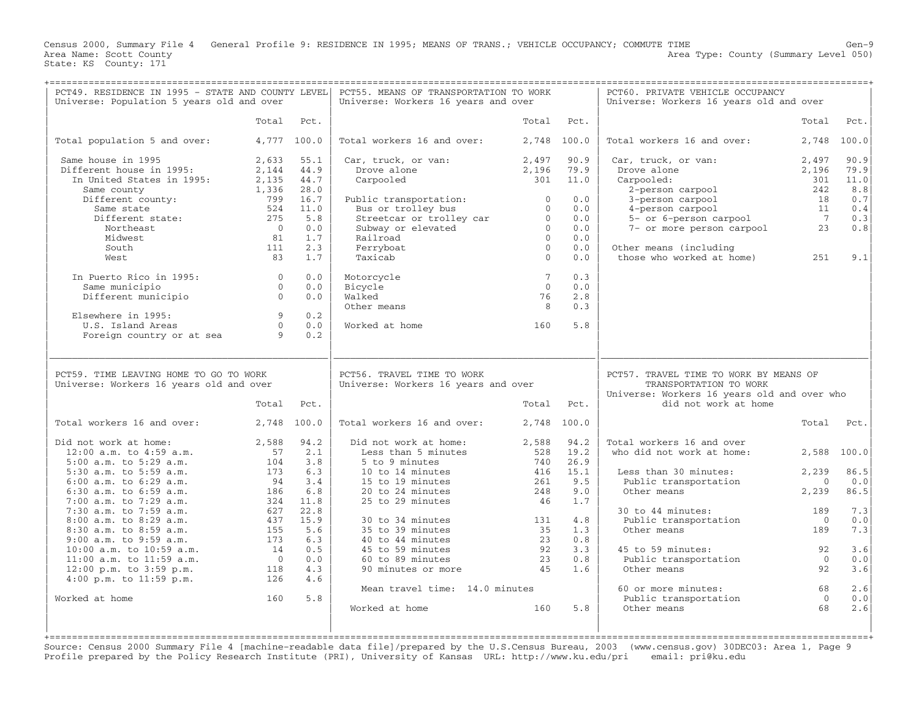Census 2000, Summary File 4 General Profile 9: RESIDENCE IN 1995; MEANS OF TRANS.; VEHICLE OCCUPANCY; COMMUTE TIME

Area Name: Scott County
State: KS County: 171

Gen-9
Area Type: County (Summary Level 050)

## PCT49. RESIDENCE IN 1995 - STATE AND COUNTY LEVEL
Universe: Population 5 years old and over

| | Total | Pct. |
|---|---|---|
| Total population 5 and over: | 4,777 | 100.0 |
| Same house in 1995 | 2,633 | 55.1 |
| Different house in 1995: | 2,144 | 44.9 |
| In United States in 1995: | 2,135 | 44.7 |
| Same county | 1,336 | 28.0 |
| Different county: | 799 | 16.7 |
| Same state | 524 | 11.0 |
| Different state: | 275 | 5.8 |
| Northeast | 0 | 0.0 |
| Midwest | 81 | 1.7 |
| South | 111 | 2.3 |
| West | 83 | 1.7 |
| In Puerto Rico in 1995: | 0 | 0.0 |
| Same municipio | 0 | 0.0 |
| Different municipio | 0 | 0.0 |
| Elsewhere in 1995: | 9 | 0.2 |
| U.S. Island Areas | 0 | 0.0 |
| Foreign country or at sea | 9 | 0.2 |

## PCT55. MEANS OF TRANSPORTATION TO WORK
Universe: Workers 16 years and over

| | Total | Pct. |
|---|---|---|
| Total workers 16 and over: | 2,748 | 100.0 |
| Car, truck, or van: | 2,497 | 90.9 |
| Drove alone | 2,196 | 79.9 |
| Carpooled | 301 | 11.0 |
| Public transportation: | 0 | 0.0 |
| Bus or trolley bus | 0 | 0.0 |
| Streetcar or trolley car | 0 | 0.0 |
| Subway or elevated | 0 | 0.0 |
| Railroad | 0 | 0.0 |
| Ferryboat | 0 | 0.0 |
| Taxicab | 0 | 0.0 |
| Motorcycle | 7 | 0.3 |
| Bicycle | 0 | 0.0 |
| Walked | 76 | 2.8 |
| Other means | 8 | 0.3 |
| Worked at home | 160 | 5.8 |

## PCT60. PRIVATE VEHICLE OCCUPANCY
Universe: Workers 16 years old and over

| | Total | Pct. |
|---|---|---|
| Total workers 16 and over: | 2,748 | 100.0 |
| Car, truck, or van: | 2,497 | 90.9 |
| Drove alone | 2,196 | 79.9 |
| Carpooled: | 301 | 11.0 |
| 2-person carpool | 242 | 8.8 |
| 3-person carpool | 18 | 0.7 |
| 4-person carpool | 11 | 0.4 |
| 5- or 6-person carpool | 7 | 0.3 |
| 7- or more person carpool | 23 | 0.8 |
| Other means (including those who worked at home) | 251 | 9.1 |

## PCT59. TIME LEAVING HOME TO GO TO WORK
Universe: Workers 16 years old and over

| | Total | Pct. |
|---|---|---|
| Total workers 16 and over: | 2,748 | 100.0 |
| Did not work at home: | 2,588 | 94.2 |
| 12:00 a.m. to 4:59 a.m. | 57 | 2.1 |
| 5:00 a.m. to 5:29 a.m. | 104 | 3.8 |
| 5:30 a.m. to 5:59 a.m. | 173 | 6.3 |
| 6:00 a.m. to 6:29 a.m. | 94 | 3.4 |
| 6:30 a.m. to 6:59 a.m. | 186 | 6.8 |
| 7:00 a.m. to 7:29 a.m. | 324 | 11.8 |
| 7:30 a.m. to 7:59 a.m. | 627 | 22.8 |
| 8:00 a.m. to 8:29 a.m. | 437 | 15.9 |
| 8:30 a.m. to 8:59 a.m. | 155 | 5.6 |
| 9:00 a.m. to 9:59 a.m. | 173 | 6.3 |
| 10:00 a.m. to 10:59 a.m. | 14 | 0.5 |
| 11:00 a.m. to 11:59 a.m. | 0 | 0.0 |
| 12:00 p.m. to 3:59 p.m. | 118 | 4.3 |
| 4:00 p.m. to 11:59 p.m. | 126 | 4.6 |
| Worked at home | 160 | 5.8 |

## PCT56. TRAVEL TIME TO WORK
Universe: Workers 16 years and over

| | Total | Pct. |
|---|---|---|
| Total workers 16 and over: | 2,748 | 100.0 |
| Did not work at home: | 2,588 | 94.2 |
| Less than 5 minutes | 528 | 19.2 |
| 5 to 9 minutes | 740 | 26.9 |
| 10 to 14 minutes | 416 | 15.1 |
| 15 to 19 minutes | 261 | 9.5 |
| 20 to 24 minutes | 248 | 9.0 |
| 25 to 29 minutes | 46 | 1.7 |
| 30 to 34 minutes | 131 | 4.8 |
| 35 to 39 minutes | 35 | 1.3 |
| 40 to 44 minutes | 23 | 0.8 |
| 45 to 59 minutes | 92 | 3.3 |
| 60 to 89 minutes | 23 | 0.8 |
| 90 minutes or more | 45 | 1.6 |
| Mean travel time: 14.0 minutes | | |
| Worked at home | 160 | 5.8 |

## PCT57. TRAVEL TIME TO WORK BY MEANS OF TRANSPORTATION TO WORK
Universe: Workers 16 years old and over who did not work at home

| | Total | Pct. |
|---|---|---|
| Total workers 16 and over who did not work at home: | 2,588 | 100.0 |
| Less than 30 minutes: | 2,239 | 86.5 |
| Public transportation | 0 | 0.0 |
| Other means | 2,239 | 86.5 |
| 30 to 44 minutes: | 189 | 7.3 |
| Public transportation | 0 | 0.0 |
| Other means | 189 | 7.3 |
| 45 to 59 minutes: | 92 | 3.6 |
| Public transportation | 0 | 0.0 |
| Other means | 92 | 3.6 |
| 60 or more minutes: | 68 | 2.6 |
| Public transportation | 0 | 0.0 |
| Other means | 68 | 2.6 |

Source: Census 2000 Summary File 4 [machine-readable data file]/prepared by the U.S.Census Bureau, 2003 (www.census.gov) 30DEC03: Area 1, Page 9
Profile prepared by the Policy Research Institute (PRI), University of Kansas URL: http://www.ku.edu/pri email: pri@ku.edu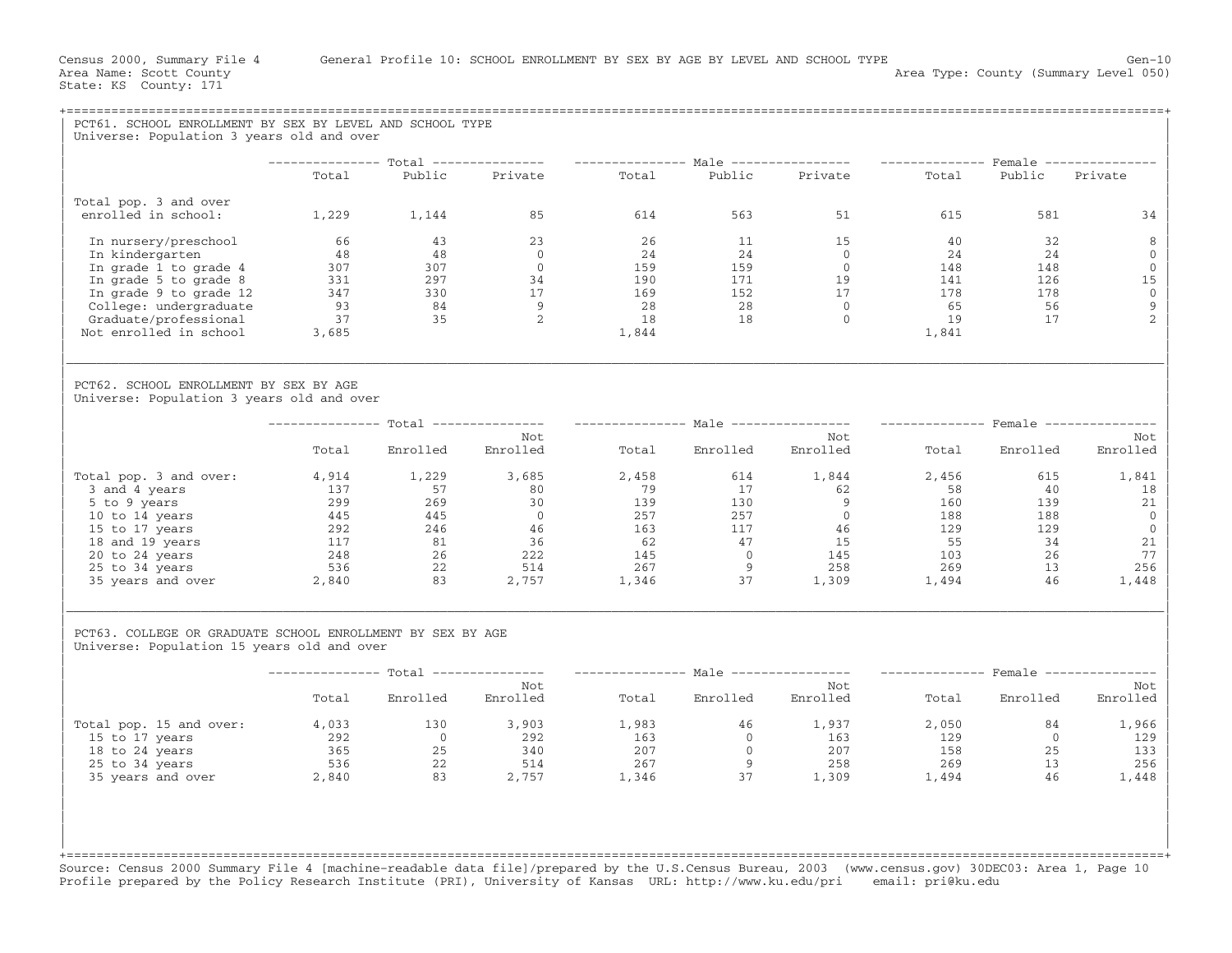Census 2000, Summary File 4 General Profile 10: SCHOOL ENROLLMENT BY SEX BY AGE BY LEVEL AND SCHOOL TYPE Gen-10
Area Name: Scott County Area Type: County (Summary Level 050)
State: KS County: 171

## PCT61. SCHOOL ENROLLMENT BY SEX BY LEVEL AND SCHOOL TYPE

Universe: Population 3 years old and over

| | Total | | | Male | | | Female | | |
|---|---|---|---|---|---|---|---|---|---|
| | Total | Public | Private | Total | Public | Private | Total | Public | Private |
| Total pop. 3 and over enrolled in school: | 1,229 | 1,144 | 85 | 614 | 563 | 51 | 615 | 581 | 34 |
| In nursery/preschool | 66 | 43 | 23 | 26 | 11 | 15 | 40 | 32 | 8 |
| In kindergarten | 48 | 48 | 0 | 24 | 24 | 0 | 24 | 24 | 0 |
| In grade 1 to grade 4 | 307 | 307 | 0 | 159 | 159 | 0 | 148 | 148 | 0 |
| In grade 5 to grade 8 | 331 | 297 | 34 | 190 | 171 | 19 | 141 | 126 | 15 |
| In grade 9 to grade 12 | 347 | 330 | 17 | 169 | 152 | 17 | 178 | 178 | 0 |
| College: undergraduate | 93 | 84 | 9 | 28 | 28 | 0 | 65 | 56 | 9 |
| Graduate/professional | 37 | 35 | 2 | 18 | 18 | 0 | 19 | 17 | 2 |
| Not enrolled in school | 3,685 | | | 1,844 | | | 1,841 | | |

## PCT62. SCHOOL ENROLLMENT BY SEX BY AGE

Universe: Population 3 years old and over

| | Total | | | Male | | | Female | | |
|---|---|---|---|---|---|---|---|---|---|
| | Total | Enrolled | Not Enrolled | Total | Enrolled | Not Enrolled | Total | Enrolled | Not Enrolled |
| Total pop. 3 and over: | 4,914 | 1,229 | 3,685 | 2,458 | 614 | 1,844 | 2,456 | 615 | 1,841 |
| 3 and 4 years | 137 | 57 | 80 | 79 | 17 | 62 | 58 | 40 | 18 |
| 5 to 9 years | 299 | 269 | 30 | 139 | 130 | 9 | 160 | 139 | 21 |
| 10 to 14 years | 445 | 445 | 0 | 257 | 257 | 0 | 188 | 188 | 0 |
| 15 to 17 years | 292 | 246 | 46 | 163 | 117 | 46 | 129 | 129 | 0 |
| 18 and 19 years | 117 | 81 | 36 | 62 | 47 | 15 | 55 | 34 | 21 |
| 20 to 24 years | 248 | 26 | 222 | 145 | 0 | 145 | 103 | 26 | 77 |
| 25 to 34 years | 536 | 22 | 514 | 267 | 9 | 258 | 269 | 13 | 256 |
| 35 years and over | 2,840 | 83 | 2,757 | 1,346 | 37 | 1,309 | 1,494 | 46 | 1,448 |

## PCT63. COLLEGE OR GRADUATE SCHOOL ENROLLMENT BY SEX BY AGE

Universe: Population 15 years old and over

| | Total | | | Male | | | Female | | |
|---|---|---|---|---|---|---|---|---|---|
| | Total | Enrolled | Not Enrolled | Total | Enrolled | Not Enrolled | Total | Enrolled | Not Enrolled |
| Total pop. 15 and over: | 4,033 | 130 | 3,903 | 1,983 | 46 | 1,937 | 2,050 | 84 | 1,966 |
| 15 to 17 years | 292 | 0 | 292 | 163 | 0 | 163 | 129 | 0 | 129 |
| 18 to 24 years | 365 | 25 | 340 | 207 | 0 | 207 | 158 | 25 | 133 |
| 25 to 34 years | 536 | 22 | 514 | 267 | 9 | 258 | 269 | 13 | 256 |
| 35 years and over | 2,840 | 83 | 2,757 | 1,346 | 37 | 1,309 | 1,494 | 46 | 1,448 |

Source: Census 2000 Summary File 4 [machine-readable data file]/prepared by the U.S.Census Bureau, 2003 (www.census.gov) 30DEC03: Area 1, Page 10
Profile prepared by the Policy Research Institute (PRI), University of Kansas URL: http://www.ku.edu/pri email: pri@ku.edu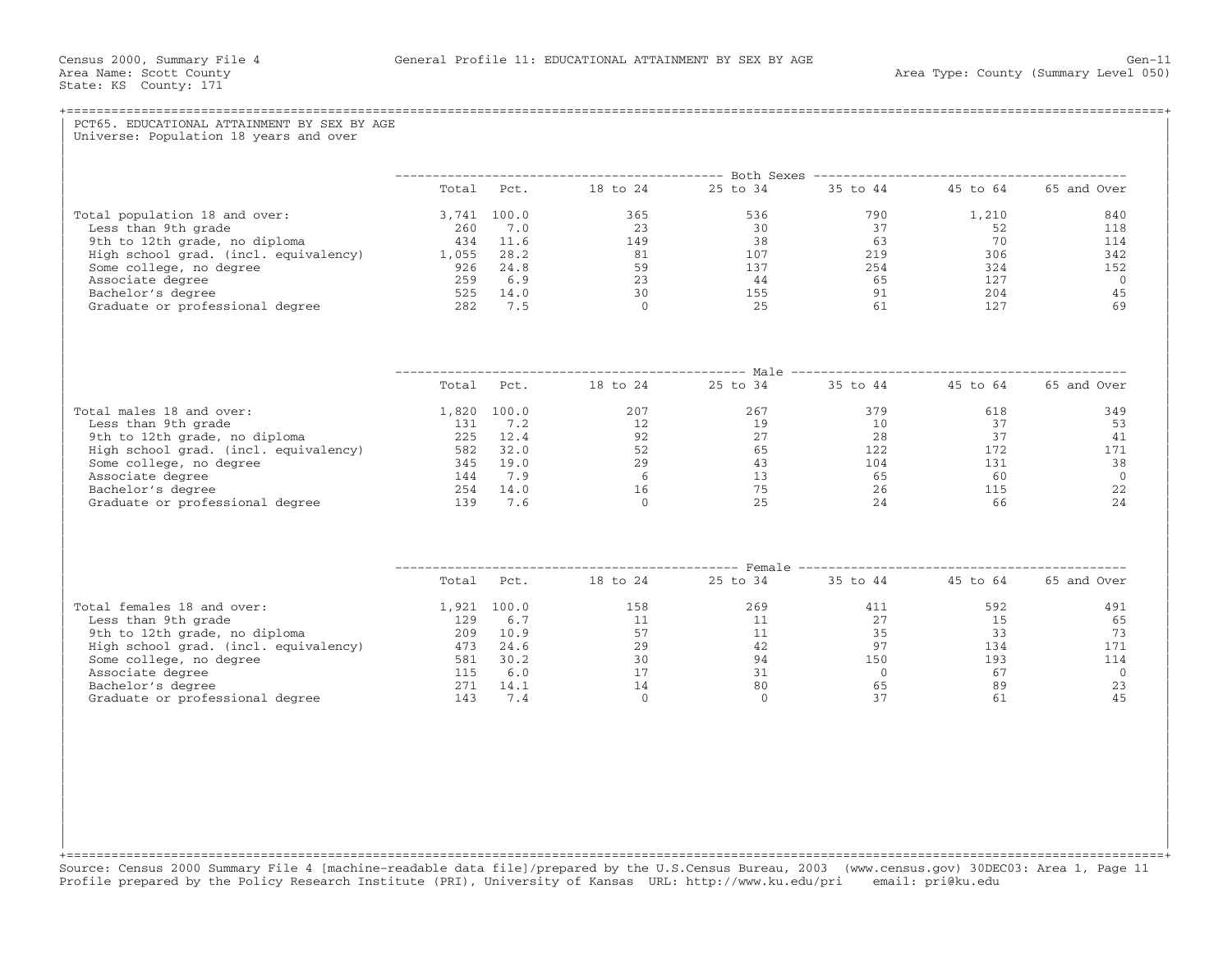Census 2000, Summary File 4 — General Profile 11: EDUCATIONAL ATTAINMENT BY SEX BY AGE — Gen-11

Area Name: Scott County
State: KS County: 171
Area Type: County (Summary Level 050)

## PCT65. EDUCATIONAL ATTAINMENT BY SEX BY AGE

Universe: Population 18 years and over

| Both Sexes | Total | Pct. | 18 to 24 | 25 to 34 | 35 to 44 | 45 to 64 | 65 and Over |
|---|---|---|---|---|---|---|---|
| Total population 18 and over: | 3,741 | 100.0 | 365 | 536 | 790 | 1,210 | 840 |
| Less than 9th grade | 260 | 7.0 | 23 | 30 | 37 | 52 | 118 |
| 9th to 12th grade, no diploma | 434 | 11.6 | 149 | 38 | 63 | 70 | 114 |
| High school grad. (incl. equivalency) | 1,055 | 28.2 | 81 | 107 | 219 | 306 | 342 |
| Some college, no degree | 926 | 24.8 | 59 | 137 | 254 | 324 | 152 |
| Associate degree | 259 | 6.9 | 23 | 44 | 65 | 127 | 0 |
| Bachelor's degree | 525 | 14.0 | 30 | 155 | 91 | 204 | 45 |
| Graduate or professional degree | 282 | 7.5 | 0 | 25 | 61 | 127 | 69 |

| Male | Total | Pct. | 18 to 24 | 25 to 34 | 35 to 44 | 45 to 64 | 65 and Over |
|---|---|---|---|---|---|---|---|
| Total males 18 and over: | 1,820 | 100.0 | 207 | 267 | 379 | 618 | 349 |
| Less than 9th grade | 131 | 7.2 | 12 | 19 | 10 | 37 | 53 |
| 9th to 12th grade, no diploma | 225 | 12.4 | 92 | 27 | 28 | 37 | 41 |
| High school grad. (incl. equivalency) | 582 | 32.0 | 52 | 65 | 122 | 172 | 171 |
| Some college, no degree | 345 | 19.0 | 29 | 43 | 104 | 131 | 38 |
| Associate degree | 144 | 7.9 | 6 | 13 | 65 | 60 | 0 |
| Bachelor's degree | 254 | 14.0 | 16 | 75 | 26 | 115 | 22 |
| Graduate or professional degree | 139 | 7.6 | 0 | 25 | 24 | 66 | 24 |

| Female | Total | Pct. | 18 to 24 | 25 to 34 | 35 to 44 | 45 to 64 | 65 and Over |
|---|---|---|---|---|---|---|---|
| Total females 18 and over: | 1,921 | 100.0 | 158 | 269 | 411 | 592 | 491 |
| Less than 9th grade | 129 | 6.7 | 11 | 11 | 27 | 15 | 65 |
| 9th to 12th grade, no diploma | 209 | 10.9 | 57 | 11 | 35 | 33 | 73 |
| High school grad. (incl. equivalency) | 473 | 24.6 | 29 | 42 | 97 | 134 | 171 |
| Some college, no degree | 581 | 30.2 | 30 | 94 | 150 | 193 | 114 |
| Associate degree | 115 | 6.0 | 17 | 31 | 0 | 67 | 0 |
| Bachelor's degree | 271 | 14.1 | 14 | 80 | 65 | 89 | 23 |
| Graduate or professional degree | 143 | 7.4 | 0 | 0 | 37 | 61 | 45 |

Source: Census 2000 Summary File 4 [machine-readable data file]/prepared by the U.S.Census Bureau, 2003 (www.census.gov) 30DEC03: Area 1, Page 11
Profile prepared by the Policy Research Institute (PRI), University of Kansas URL: http://www.ku.edu/pri email: pri@ku.edu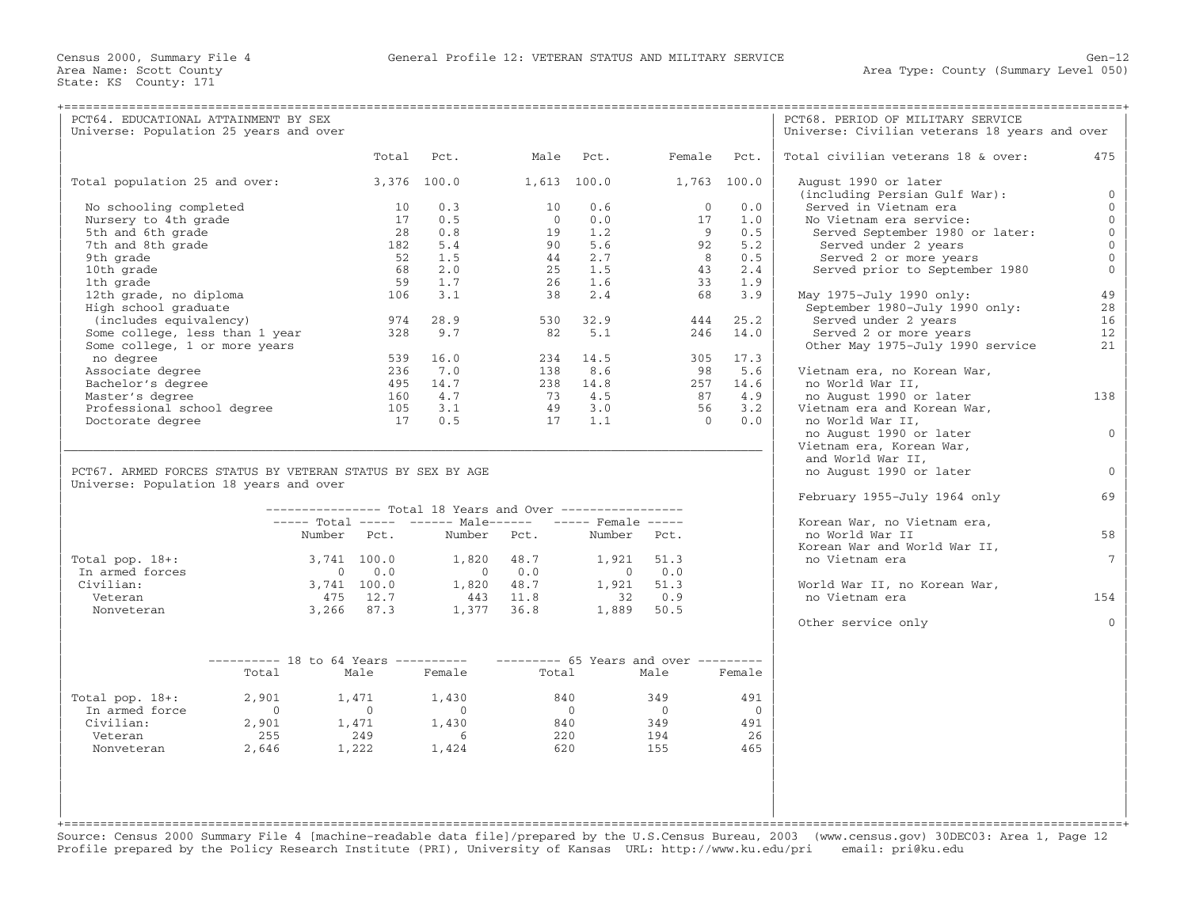Census 2000, Summary File 4 — General Profile 12: VETERAN STATUS AND MILITARY SERVICE — Gen-12

Area Name: Scott County
State: KS County: 171

Area Type: County (Summary Level 050)

## PCT64. EDUCATIONAL ATTAINMENT BY SEX

Universe: Population 25 years and over

| | Total | Pct. | Male | Pct. | Female | Pct. |
|---|---|---|---|---|---|---|
| Total population 25 and over: | 3,376 | 100.0 | 1,613 | 100.0 | 1,763 | 100.0 |
| No schooling completed | 10 | 0.3 | 10 | 0.6 | 0 | 0.0 |
| Nursery to 4th grade | 17 | 0.5 | 0 | 0.0 | 17 | 1.0 |
| 5th and 6th grade | 28 | 0.8 | 19 | 1.2 | 9 | 0.5 |
| 7th and 8th grade | 182 | 5.4 | 90 | 5.6 | 92 | 5.2 |
| 9th grade | 52 | 1.5 | 44 | 2.7 | 8 | 0.5 |
| 10th grade | 68 | 2.0 | 25 | 1.5 | 43 | 2.4 |
| 1th grade | 59 | 1.7 | 26 | 1.6 | 33 | 1.9 |
| 12th grade, no diploma | 106 | 3.1 | 38 | 2.4 | 68 | 3.9 |
| High school graduate (includes equivalency) | 974 | 28.9 | 530 | 32.9 | 444 | 25.2 |
| Some college, less than 1 year | 328 | 9.7 | 82 | 5.1 | 246 | 14.0 |
| Some college, 1 or more years no degree | 539 | 16.0 | 234 | 14.5 | 305 | 17.3 |
| Associate degree | 236 | 7.0 | 138 | 8.6 | 98 | 5.6 |
| Bachelor's degree | 495 | 14.7 | 238 | 14.8 | 257 | 14.6 |
| Master's degree | 160 | 4.7 | 73 | 4.5 | 87 | 4.9 |
| Professional school degree | 105 | 3.1 | 49 | 3.0 | 56 | 3.2 |
| Doctorate degree | 17 | 0.5 | 17 | 1.1 | 0 | 0.0 |

## PCT67. ARMED FORCES STATUS BY VETERAN STATUS BY SEX BY AGE

Universe: Population 18 years and over

| | Total 18 Years and Over: Total Number | Pct. | Male Number | Pct. | Female Number | Pct. |
|---|---|---|---|---|---|---|
| Total pop. 18+: | 3,741 | 100.0 | 1,820 | 48.7 | 1,921 | 51.3 |
| In armed forces | 0 | 0.0 | 0 | 0.0 | 0 | 0.0 |
| Civilian: | 3,741 | 100.0 | 1,820 | 48.7 | 1,921 | 51.3 |
| Veteran | 475 | 12.7 | 443 | 11.8 | 32 | 0.9 |
| Nonveteran | 3,266 | 87.3 | 1,377 | 36.8 | 1,889 | 50.5 |

| | 18 to 64 Years: Total | Male | Female | 65 Years and over: Total | Male | Female |
|---|---|---|---|---|---|---|
| Total pop. 18+: | 2,901 | 1,471 | 1,430 | 840 | 349 | 491 |
| In armed force | 0 | 0 | 0 | 0 | 0 | 0 |
| Civilian: | 2,901 | 1,471 | 1,430 | 840 | 349 | 491 |
| Veteran | 255 | 249 | 6 | 220 | 194 | 26 |
| Nonveteran | 2,646 | 1,222 | 1,424 | 620 | 155 | 465 |

## PCT68. PERIOD OF MILITARY SERVICE

Universe: Civilian veterans 18 years and over

| | |
|---|---|
| Total civilian veterans 18 & over: | 475 |
| August 1990 or later (including Persian Gulf War): | 0 |
| Served in Vietnam era | 0 |
| No Vietnam era service: | 0 |
| Served September 1980 or later: | 0 |
| Served under 2 years | 0 |
| Served 2 or more years | 0 |
| Served prior to September 1980 | 0 |
| May 1975-July 1990 only: | 49 |
| September 1980-July 1990 only: | 28 |
| Served under 2 years | 16 |
| Served 2 or more years | 12 |
| Other May 1975-July 1990 service | 21 |
| Vietnam era, no Korean War, no World War II, no August 1990 or later | 138 |
| Vietnam era and Korean War, no World War II, no August 1990 or later | 0 |
| Vietnam era, Korean War, and World War II, no August 1990 or later | 0 |
| February 1955-July 1964 only | 69 |
| Korean War, no Vietnam era, no World War II | 58 |
| Korean War and World War II, no Vietnam era | 7 |
| World War II, no Korean War, no Vietnam era | 154 |
| Other service only | 0 |

Source: Census 2000 Summary File 4 [machine-readable data file]/prepared by the U.S.Census Bureau, 2003 (www.census.gov) 30DEC03: Area 1, Page 12
Profile prepared by the Policy Research Institute (PRI), University of Kansas URL: http://www.ku.edu/pri email: pri@ku.edu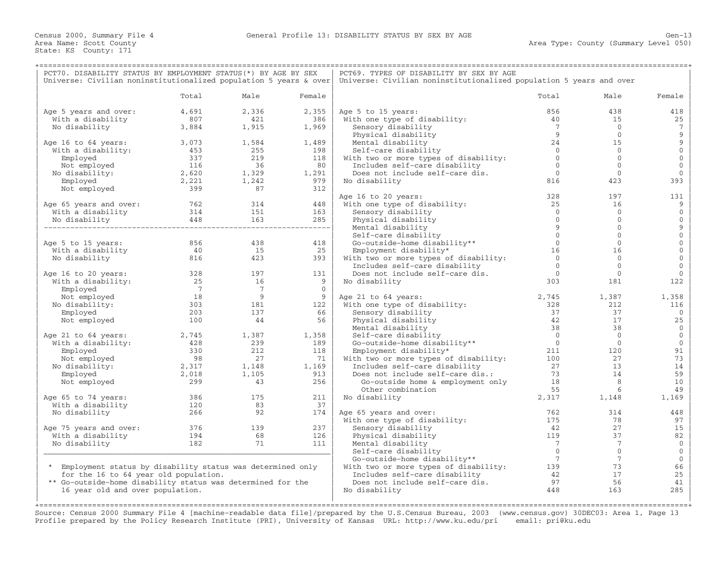Census 2000, Summary File 4 — General Profile 13: DISABILITY STATUS BY SEX BY AGE — Gen-13

Area Name: Scott County — Area Type: County (Summary Level 050)

State: KS County: 171

## PCT70. DISABILITY STATUS BY EMPLOYMENT STATUS(*) BY AGE BY SEX

Universe: Civilian noninstitutionalized population 5 years & over

| | Total | Male | Female |
|---|---|---|---|
| Age 5 years and over: | 4,691 | 2,336 | 2,355 |
| With a disability | 807 | 421 | 386 |
| No disability | 3,884 | 1,915 | 1,969 |
| Age 16 to 64 years: | 3,073 | 1,584 | 1,489 |
| With a disability: | 453 | 255 | 198 |
| Employed | 337 | 219 | 118 |
| Not employed | 116 | 36 | 80 |
| No disability: | 2,620 | 1,329 | 1,291 |
| Employed | 2,221 | 1,242 | 979 |
| Not employed | 399 | 87 | 312 |
| Age 65 years and over: | 762 | 314 | 448 |
| With a disability | 314 | 151 | 163 |
| No disability | 448 | 163 | 285 |
| Age 5 to 15 years: | 856 | 438 | 418 |
| With a disability | 40 | 15 | 25 |
| No disability | 816 | 423 | 393 |
| Age 16 to 20 years: | 328 | 197 | 131 |
| With a disability: | 25 | 16 | 9 |
| Employed | 7 | 7 | 0 |
| Not employed | 18 | 9 | 9 |
| No disability: | 303 | 181 | 122 |
| Employed | 203 | 137 | 66 |
| Not employed | 100 | 44 | 56 |
| Age 21 to 64 years: | 2,745 | 1,387 | 1,358 |
| With a disability: | 428 | 239 | 189 |
| Employed | 330 | 212 | 118 |
| Not employed | 98 | 27 | 71 |
| No disability: | 2,317 | 1,148 | 1,169 |
| Employed | 2,018 | 1,105 | 913 |
| Not employed | 299 | 43 | 256 |
| Age 65 to 74 years: | 386 | 175 | 211 |
| With a disability | 120 | 83 | 37 |
| No disability | 266 | 92 | 174 |
| Age 75 years and over: | 376 | 139 | 237 |
| With a disability | 194 | 68 | 126 |
| No disability | 182 | 71 | 111 |

\* Employment status by disability status was determined only for the 16 to 64 year old population.

\** Go-outside-home disability status was determined for the 16 year old and over population.

## PCT69. TYPES OF DISABILITY BY SEX BY AGE

Universe: Civilian noninstitutionalized population 5 years and over

| | Total | Male | Female |
|---|---|---|---|
| Age 5 to 15 years: | 856 | 438 | 418 |
| With one type of disability: | 40 | 15 | 25 |
| Sensory disability | 7 | 0 | 7 |
| Physical disability | 9 | 0 | 9 |
| Mental disability | 24 | 15 | 9 |
| Self-care disability | 0 | 0 | 0 |
| With two or more types of disability: | 0 | 0 | 0 |
| Includes self-care disability | 0 | 0 | 0 |
| Does not include self-care dis. | 0 | 0 | 0 |
| No disability | 816 | 423 | 393 |
| Age 16 to 20 years: | 328 | 197 | 131 |
| With one type of disability: | 25 | 16 | 9 |
| Sensory disability | 0 | 0 | 0 |
| Physical disability | 0 | 0 | 0 |
| Mental disability | 9 | 0 | 9 |
| Self-care disability | 0 | 0 | 0 |
| Go-outside-home disability** | 0 | 0 | 0 |
| Employment disability* | 16 | 16 | 0 |
| With two or more types of disability: | 0 | 0 | 0 |
| Includes self-care disability | 0 | 0 | 0 |
| Does not include self-care dis. | 0 | 0 | 0 |
| No disability | 303 | 181 | 122 |
| Age 21 to 64 years: | 2,745 | 1,387 | 1,358 |
| With one type of disability: | 328 | 212 | 116 |
| Sensory disability | 37 | 37 | 0 |
| Physical disability | 42 | 17 | 25 |
| Mental disability | 38 | 38 | 0 |
| Self-care disability | 0 | 0 | 0 |
| Go-outside-home disability** | 0 | 0 | 0 |
| Employment disability* | 211 | 120 | 91 |
| With two or more types of disability: | 100 | 27 | 73 |
| Includes self-care disability | 27 | 13 | 14 |
| Does not include self-care dis.: | 73 | 14 | 59 |
| Go-outside home & employment only | 18 | 8 | 10 |
| Other combination | 55 | 6 | 49 |
| No disability | 2,317 | 1,148 | 1,169 |
| Age 65 years and over: | 762 | 314 | 448 |
| With one type of disability: | 175 | 78 | 97 |
| Sensory disability | 42 | 27 | 15 |
| Physical disability | 119 | 37 | 82 |
| Mental disability | 7 | 7 | 0 |
| Self-care disability | 0 | 0 | 0 |
| Go-outside-home disability** | 7 | 7 | 0 |
| With two or more types of disability: | 139 | 73 | 66 |
| Includes self-care disability | 42 | 17 | 25 |
| Does not include self-care dis. | 97 | 56 | 41 |
| No disability | 448 | 163 | 285 |

Source: Census 2000 Summary File 4 [machine-readable data file]/prepared by the U.S.Census Bureau, 2003 (www.census.gov) 30DEC03: Area 1, Page 13

Profile prepared by the Policy Research Institute (PRI), University of Kansas URL: http://www.ku.edu/pri email: pri@ku.edu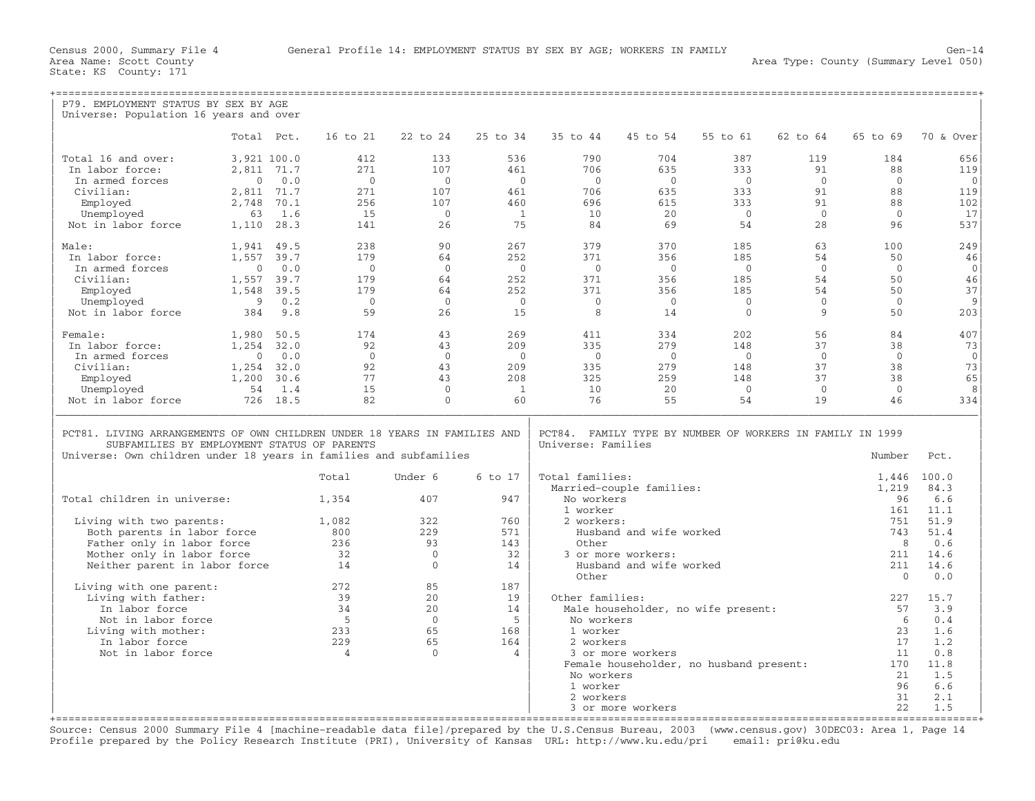Census 2000, Summary File 4 — General Profile 14: EMPLOYMENT STATUS BY SEX BY AGE; WORKERS IN FAMILY — Gen-14

Area Name: Scott County — Area Type: County (Summary Level 050)

State: KS County: 171

## P79. EMPLOYMENT STATUS BY SEX BY AGE

Universe: Population 16 years and over

| | Total | Pct. | 16 to 21 | 22 to 24 | 25 to 34 | 35 to 44 | 45 to 54 | 55 to 61 | 62 to 64 | 65 to 69 | 70 & Over |
|---|---|---|---|---|---|---|---|---|---|---|---|
| Total 16 and over: | 3,921 | 100.0 | 412 | 133 | 536 | 790 | 704 | 387 | 119 | 184 | 656 |
| In labor force: | 2,811 | 71.7 | 271 | 107 | 461 | 706 | 635 | 333 | 91 | 88 | 119 |
| In armed forces | 0 | 0.0 | 0 | 0 | 0 | 0 | 0 | 0 | 0 | 0 | 0 |
| Civilian: | 2,811 | 71.7 | 271 | 107 | 461 | 706 | 635 | 333 | 91 | 88 | 119 |
| Employed | 2,748 | 70.1 | 256 | 107 | 460 | 696 | 615 | 333 | 91 | 88 | 102 |
| Unemployed | 63 | 1.6 | 15 | 0 | 1 | 10 | 20 | 0 | 0 | 0 | 17 |
| Not in labor force | 1,110 | 28.3 | 141 | 26 | 75 | 84 | 69 | 54 | 28 | 96 | 537 |
| Male: | 1,941 | 49.5 | 238 | 90 | 267 | 379 | 370 | 185 | 63 | 100 | 249 |
| In labor force: | 1,557 | 39.7 | 179 | 64 | 252 | 371 | 356 | 185 | 54 | 50 | 46 |
| In armed forces | 0 | 0.0 | 0 | 0 | 0 | 0 | 0 | 0 | 0 | 0 | 0 |
| Civilian: | 1,557 | 39.7 | 179 | 64 | 252 | 371 | 356 | 185 | 54 | 50 | 46 |
| Employed | 1,548 | 39.5 | 179 | 64 | 252 | 371 | 356 | 185 | 54 | 50 | 37 |
| Unemployed | 9 | 0.2 | 0 | 0 | 0 | 0 | 0 | 0 | 0 | 0 | 9 |
| Not in labor force | 384 | 9.8 | 59 | 26 | 15 | 8 | 14 | 0 | 9 | 50 | 203 |
| Female: | 1,980 | 50.5 | 174 | 43 | 269 | 411 | 334 | 202 | 56 | 84 | 407 |
| In labor force: | 1,254 | 32.0 | 92 | 43 | 209 | 335 | 279 | 148 | 37 | 38 | 73 |
| In armed forces | 0 | 0.0 | 0 | 0 | 0 | 0 | 0 | 0 | 0 | 0 | 0 |
| Civilian: | 1,254 | 32.0 | 92 | 43 | 209 | 335 | 279 | 148 | 37 | 38 | 73 |
| Employed | 1,200 | 30.6 | 77 | 43 | 208 | 325 | 259 | 148 | 37 | 38 | 65 |
| Unemployed | 54 | 1.4 | 15 | 0 | 1 | 10 | 20 | 0 | 0 | 0 | 8 |
| Not in labor force | 726 | 18.5 | 82 | 0 | 60 | 76 | 55 | 54 | 19 | 46 | 334 |

## PCT81. LIVING ARRANGEMENTS OF OWN CHILDREN UNDER 18 YEARS IN FAMILIES AND SUBFAMILIES BY EMPLOYMENT STATUS OF PARENTS

Universe: Own children under 18 years in families and subfamilies

| | Total | Under 6 | 6 to 17 |
|---|---|---|---|
| Total children in universe: | 1,354 | 407 | 947 |
| Living with two parents: | 1,082 | 322 | 760 |
| Both parents in labor force | 800 | 229 | 571 |
| Father only in labor force | 236 | 93 | 143 |
| Mother only in labor force | 32 | 0 | 32 |
| Neither parent in labor force | 14 | 0 | 14 |
| Living with one parent: | 272 | 85 | 187 |
| Living with father: | 39 | 20 | 19 |
| In labor force | 34 | 20 | 14 |
| Not in labor force | 5 | 0 | 5 |
| Living with mother: | 233 | 65 | 168 |
| In labor force | 229 | 65 | 164 |
| Not in labor force | 4 | 0 | 4 |

## PCT84. FAMILY TYPE BY NUMBER OF WORKERS IN FAMILY IN 1999

Universe: Families

| | Number | Pct. |
|---|---|---|
| Total families: | 1,446 | 100.0 |
| Married-couple families: | 1,219 | 84.3 |
| No workers | 96 | 6.6 |
| 1 worker | 161 | 11.1 |
| 2 workers: | 751 | 51.9 |
| Husband and wife worked | 743 | 51.4 |
| Other | 8 | 0.6 |
| 3 or more workers: | 211 | 14.6 |
| Husband and wife worked | 211 | 14.6 |
| Other | 0 | 0.0 |
| Other families: | 227 | 15.7 |
| Male householder, no wife present: | 57 | 3.9 |
| No workers | 6 | 0.4 |
| 1 worker | 23 | 1.6 |
| 2 workers | 17 | 1.2 |
| 3 or more workers | 11 | 0.8 |
| Female householder, no husband present: | 170 | 11.8 |
| No workers | 21 | 1.5 |
| 1 worker | 96 | 6.6 |
| 2 workers | 31 | 2.1 |
| 3 or more workers | 22 | 1.5 |

Source: Census 2000 Summary File 4 [machine-readable data file]/prepared by the U.S.Census Bureau, 2003 (www.census.gov) 30DEC03: Area 1, Page 14
Profile prepared by the Policy Research Institute (PRI), University of Kansas URL: http://www.ku.edu/pri email: pri@ku.edu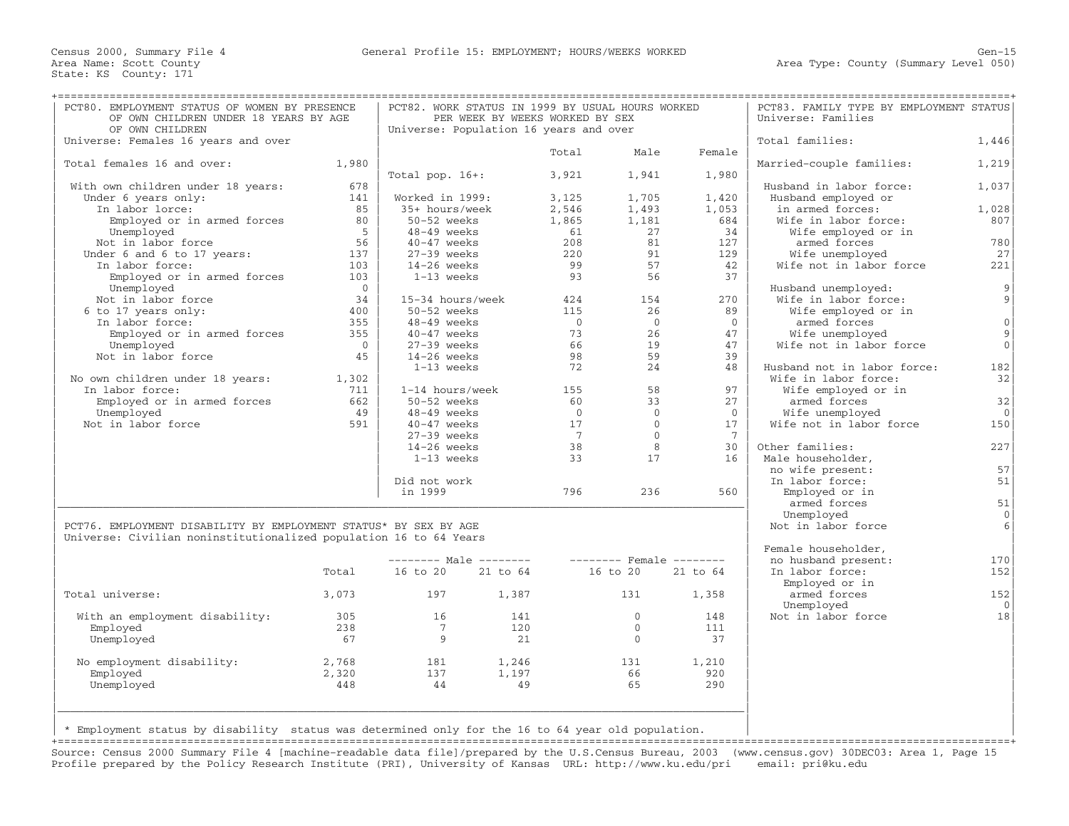Census 2000, Summary File 4 — General Profile 15: EMPLOYMENT; HOURS/WEEKS WORKED

Area Name: Scott County
State: KS County: 171
Area Type: County (Summary Level 050)

## PCT80. EMPLOYMENT STATUS OF WOMEN BY PRESENCE OF OWN CHILDREN UNDER 18 YEARS BY AGE OF OWN CHILDREN

Universe: Females 16 years and over

| | |
|---|---|
| Total females 16 and over: | 1,980 |
| With own children under 18 years: | 678 |
| Under 6 years only: | 141 |
| In labor lorce: | 85 |
| Employed or in armed forces | 80 |
| Unemployed | 5 |
| Not in labor force | 56 |
| Under 6 and 6 to 17 years: | 137 |
| In labor force: | 103 |
| Employed or in armed forces | 103 |
| Unemployed | 0 |
| Not in labor force | 34 |
| 6 to 17 years only: | 400 |
| In labor force: | 355 |
| Employed or in armed forces | 355 |
| Unemployed | 0 |
| Not in labor force | 45 |
| No own children under 18 years: | 1,302 |
| In labor force: | 711 |
| Employed or in armed forces | 662 |
| Unemployed | 49 |
| Not in labor force | 591 |

## PCT82. WORK STATUS IN 1999 BY USUAL HOURS WORKED PER WEEK BY WEEKS WORKED BY SEX

Universe: Population 16 years and over

| | Total | Male | Female |
|---|---|---|---|
| Total pop. 16+: | 3,921 | 1,941 | 1,980 |
| Worked in 1999: | 3,125 | 1,705 | 1,420 |
| 35+ hours/week | 2,546 | 1,493 | 1,053 |
| 50-52 weeks | 1,865 | 1,181 | 684 |
| 48-49 weeks | 61 | 27 | 34 |
| 40-47 weeks | 208 | 81 | 127 |
| 27-39 weeks | 220 | 91 | 129 |
| 14-26 weeks | 99 | 57 | 42 |
| 1-13 weeks | 93 | 56 | 37 |
| 15-34 hours/week | 424 | 154 | 270 |
| 50-52 weeks | 115 | 26 | 89 |
| 48-49 weeks | 0 | 0 | 0 |
| 40-47 weeks | 73 | 26 | 47 |
| 27-39 weeks | 66 | 19 | 47 |
| 14-26 weeks | 98 | 59 | 39 |
| 1-13 weeks | 72 | 24 | 48 |
| 1-14 hours/week | 155 | 58 | 97 |
| 50-52 weeks | 60 | 33 | 27 |
| 48-49 weeks | 0 | 0 | 0 |
| 40-47 weeks | 17 | 0 | 17 |
| 27-39 weeks | 7 | 0 | 7 |
| 14-26 weeks | 38 | 8 | 30 |
| 1-13 weeks | 33 | 17 | 16 |
| Did not work in 1999 | 796 | 236 | 560 |

## PCT83. FAMILY TYPE BY EMPLOYMENT STATUS

Universe: Families

| | |
|---|---|
| Total families: | 1,446 |
| Married-couple families: | 1,219 |
| Husband in labor force: | 1,037 |
| Husband employed or in armed forces: | 1,028 |
| Wife in labor force: | 807 |
| Wife employed or in armed forces | 780 |
| Wife unemployed | 27 |
| Wife not in labor force | 221 |
| Husband unemployed: | 9 |
| Wife in labor force: | 9 |
| Wife employed or in armed forces | 0 |
| Wife unemployed | 9 |
| Wife not in labor force | 0 |
| Husband not in labor force: | 182 |
| Wife in labor force: | 32 |
| Wife employed or in armed forces | 32 |
| Wife unemployed | 0 |
| Wife not in labor force | 150 |
| Other families: | 227 |
| Male householder, no wife present: | 57 |
| In labor force: | 51 |
| Employed or in armed forces | 51 |
| Unemployed | 0 |
| Not in labor force | 6 |
| Female householder, no husband present: | 170 |
| In labor force: | 152 |
| Employed or in armed forces | 152 |
| Unemployed | 0 |
| Not in labor force | 18 |

## PCT76. EMPLOYMENT DISABILITY BY EMPLOYMENT STATUS* BY SEX BY AGE

Universe: Civilian noninstitutionalized population 16 to 64 Years

| | Total | Male | | Female | |
|---|---|---|---|---|---|
| | | 16 to 20 | 21 to 64 | 16 to 20 | 21 to 64 |
| Total universe: | 3,073 | 197 | 1,387 | 131 | 1,358 |
| With an employment disability: | 305 | 16 | 141 | 0 | 148 |
| Employed | 238 | 7 | 120 | 0 | 111 |
| Unemployed | 67 | 9 | 21 | 0 | 37 |
| No employment disability: | 2,768 | 181 | 1,246 | 131 | 1,210 |
| Employed | 2,320 | 137 | 1,197 | 66 | 920 |
| Unemployed | 448 | 44 | 49 | 65 | 290 |

* Employment status by disability status was determined only for the 16 to 64 year old population.

Source: Census 2000 Summary File 4 [machine-readable data file]/prepared by the U.S.Census Bureau, 2003 (www.census.gov) 30DEC03: Area 1, Page 15
Profile prepared by the Policy Research Institute (PRI), University of Kansas URL: http://www.ku.edu/pri email: pri@ku.edu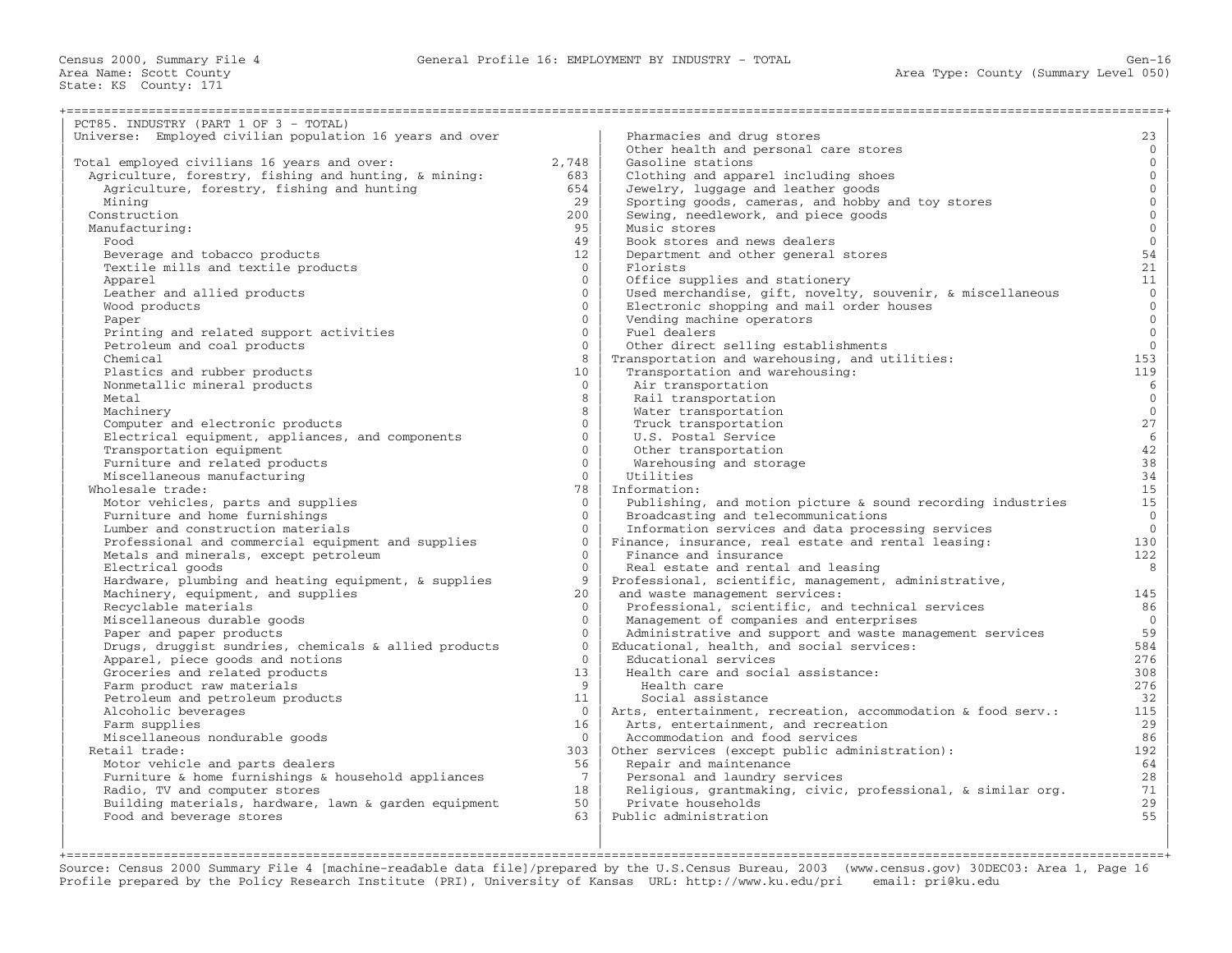Census 2000, Summary File 4 — General Profile 16: EMPLOYMENT BY INDUSTRY - TOTAL — Gen-16

Area Name: Scott County — Area Type: County (Summary Level 050)

State: KS County: 171

## PCT85. INDUSTRY (PART 1 OF 3 - TOTAL)

Universe: Employed civilian population 16 years and over

| Industry | Count |
|---|---|
| Total employed civilians 16 years and over: | 2,748 |
| Agriculture, forestry, fishing and hunting, & mining: | 683 |
| Agriculture, forestry, fishing and hunting | 654 |
| Mining | 29 |
| Construction | 200 |
| Manufacturing: | 95 |
| Food | 49 |
| Beverage and tobacco products | 12 |
| Textile mills and textile products | 0 |
| Apparel | 0 |
| Leather and allied products | 0 |
| Wood products | 0 |
| Paper | 0 |
| Printing and related support activities | 0 |
| Petroleum and coal products | 0 |
| Chemical | 8 |
| Plastics and rubber products | 10 |
| Nonmetallic mineral products | 0 |
| Metal | 8 |
| Machinery | 8 |
| Computer and electronic products | 0 |
| Electrical equipment, appliances, and components | 0 |
| Transportation equipment | 0 |
| Furniture and related products | 0 |
| Miscellaneous manufacturing | 0 |
| Wholesale trade: | 78 |
| Motor vehicles, parts and supplies | 0 |
| Furniture and home furnishings | 0 |
| Lumber and construction materials | 0 |
| Professional and commercial equipment and supplies | 0 |
| Metals and minerals, except petroleum | 0 |
| Electrical goods | 0 |
| Hardware, plumbing and heating equipment, & supplies | 9 |
| Machinery, equipment, and supplies | 20 |
| Recyclable materials | 0 |
| Miscellaneous durable goods | 0 |
| Paper and paper products | 0 |
| Drugs, druggist sundries, chemicals & allied products | 0 |
| Apparel, piece goods and notions | 0 |
| Groceries and related products | 13 |
| Farm product raw materials | 9 |
| Petroleum and petroleum products | 11 |
| Alcoholic beverages | 0 |
| Farm supplies | 16 |
| Miscellaneous nondurable goods | 0 |
| Retail trade: | 303 |
| Motor vehicle and parts dealers | 56 |
| Furniture & home furnishings & household appliances | 7 |
| Radio, TV and computer stores | 18 |
| Building materials, hardware, lawn & garden equipment | 50 |
| Food and beverage stores | 63 |
| Pharmacies and drug stores | 23 |
| Other health and personal care stores | 0 |
| Gasoline stations | 0 |
| Clothing and apparel including shoes | 0 |
| Jewelry, luggage and leather goods | 0 |
| Sporting goods, cameras, and hobby and toy stores | 0 |
| Sewing, needlework, and piece goods | 0 |
| Music stores | 0 |
| Book stores and news dealers | 0 |
| Department and other general stores | 54 |
| Florists | 21 |
| Office supplies and stationery | 11 |
| Used merchandise, gift, novelty, souvenir, & miscellaneous | 0 |
| Electronic shopping and mail order houses | 0 |
| Vending machine operators | 0 |
| Fuel dealers | 0 |
| Other direct selling establishments | 0 |
| Transportation and warehousing, and utilities: | 153 |
| Transportation and warehousing: | 119 |
| Air transportation | 6 |
| Rail transportation | 0 |
| Water transportation | 0 |
| Truck transportation | 27 |
| U.S. Postal Service | 6 |
| Other transportation | 42 |
| Warehousing and storage | 38 |
| Utilities | 34 |
| Information: | 15 |
| Publishing, and motion picture & sound recording industries | 15 |
| Broadcasting and telecommunications | 0 |
| Information services and data processing services | 0 |
| Finance, insurance, real estate and rental leasing: | 130 |
| Finance and insurance | 122 |
| Real estate and rental and leasing | 8 |
| Professional, scientific, management, administrative, and waste management services: | 145 |
| Professional, scientific, and technical services | 86 |
| Management of companies and enterprises | 0 |
| Administrative and support and waste management services | 59 |
| Educational, health, and social services: | 584 |
| Educational services | 276 |
| Health care and social assistance: | 308 |
| Health care | 276 |
| Social assistance | 32 |
| Arts, entertainment, recreation, accommodation & food serv.: | 115 |
| Arts, entertainment, and recreation | 29 |
| Accommodation and food services | 86 |
| Other services (except public administration): | 192 |
| Repair and maintenance | 64 |
| Personal and laundry services | 28 |
| Religious, grantmaking, civic, professional, & similar org. | 71 |
| Private households | 29 |
| Public administration | 55 |

Source: Census 2000 Summary File 4 [machine-readable data file]/prepared by the U.S.Census Bureau, 2003 (www.census.gov) 30DEC03: Area 1, Page 16
Profile prepared by the Policy Research Institute (PRI), University of Kansas URL: http://www.ku.edu/pri email: pri@ku.edu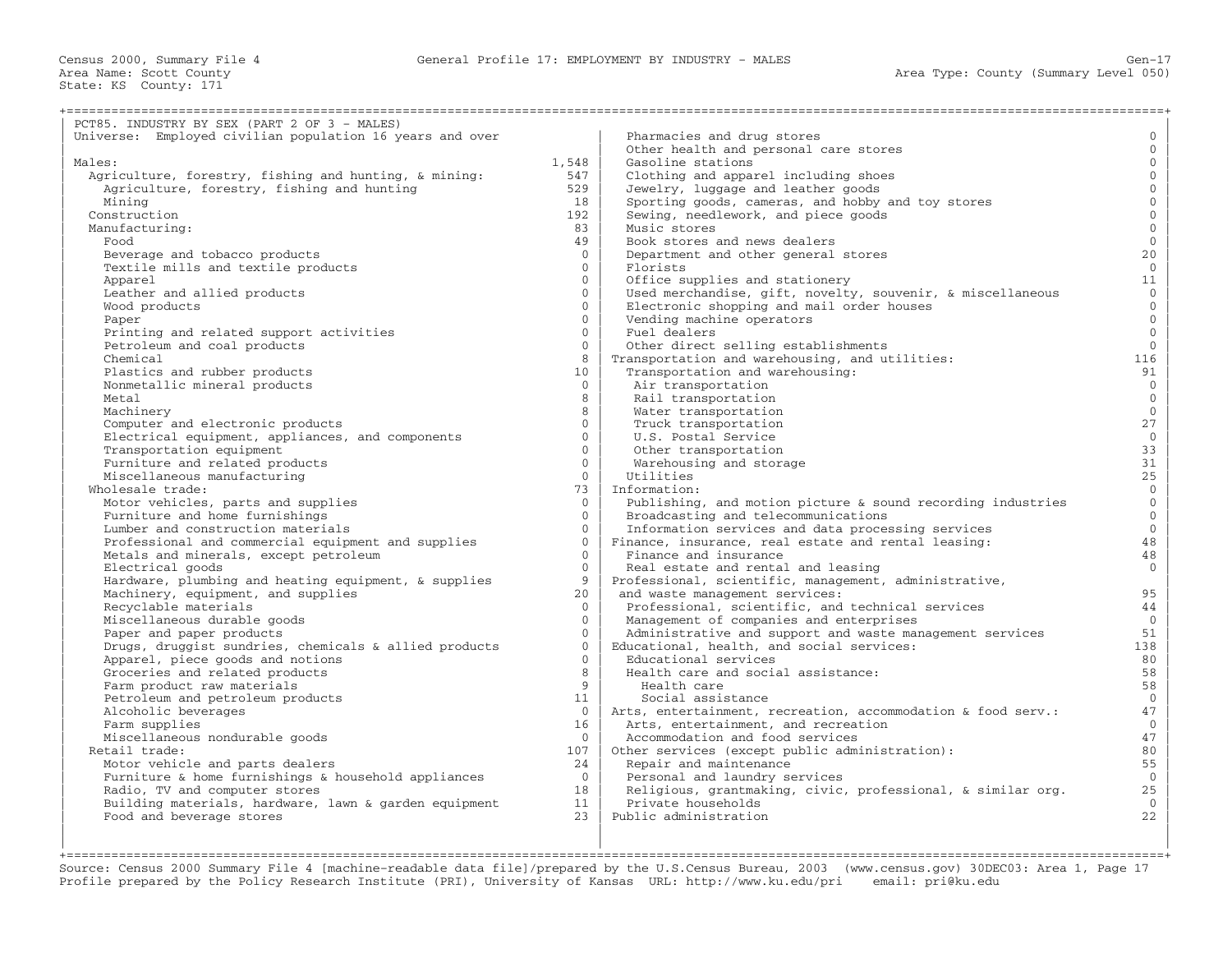Census 2000, Summary File 4 — General Profile 17: EMPLOYMENT BY INDUSTRY - MALES

Area Name: Scott County
State: KS County: 171
Area Type: County (Summary Level 050)

## PCT85. INDUSTRY BY SEX (PART 2 OF 3 - MALES)

Universe: Employed civilian population 16 years and over

| Industry | Count |
|---|---|
| Males: | 1,548 |
| Agriculture, forestry, fishing and hunting, & mining: | 547 |
| Agriculture, forestry, fishing and hunting | 529 |
| Mining | 18 |
| Construction | 192 |
| Manufacturing: | 83 |
| Food | 49 |
| Beverage and tobacco products | 0 |
| Textile mills and textile products | 0 |
| Apparel | 0 |
| Leather and allied products | 0 |
| Wood products | 0 |
| Paper | 0 |
| Printing and related support activities | 0 |
| Petroleum and coal products | 0 |
| Chemical | 8 |
| Plastics and rubber products | 10 |
| Nonmetallic mineral products | 0 |
| Metal | 8 |
| Machinery | 8 |
| Computer and electronic products | 0 |
| Electrical equipment, appliances, and components | 0 |
| Transportation equipment | 0 |
| Furniture and related products | 0 |
| Miscellaneous manufacturing | 0 |
| Wholesale trade: | 73 |
| Motor vehicles, parts and supplies | 0 |
| Furniture and home furnishings | 0 |
| Lumber and construction materials | 0 |
| Professional and commercial equipment and supplies | 0 |
| Metals and minerals, except petroleum | 0 |
| Electrical goods | 0 |
| Hardware, plumbing and heating equipment, & supplies | 9 |
| Machinery, equipment, and supplies | 20 |
| Recyclable materials | 0 |
| Miscellaneous durable goods | 0 |
| Paper and paper products | 0 |
| Drugs, druggist sundries, chemicals & allied products | 0 |
| Apparel, piece goods and notions | 0 |
| Groceries and related products | 8 |
| Farm product raw materials | 9 |
| Petroleum and petroleum products | 11 |
| Alcoholic beverages | 0 |
| Farm supplies | 16 |
| Miscellaneous nondurable goods | 0 |
| Retail trade: | 107 |
| Motor vehicle and parts dealers | 24 |
| Furniture & home furnishings & household appliances | 0 |
| Radio, TV and computer stores | 18 |
| Building materials, hardware, lawn & garden equipment | 11 |
| Food and beverage stores | 23 |
| Pharmacies and drug stores | 0 |
| Other health and personal care stores | 0 |
| Gasoline stations | 0 |
| Clothing and apparel including shoes | 0 |
| Jewelry, luggage and leather goods | 0 |
| Sporting goods, cameras, and hobby and toy stores | 0 |
| Sewing, needlework, and piece goods | 0 |
| Music stores | 0 |
| Book stores and news dealers | 0 |
| Department and other general stores | 20 |
| Florists | 0 |
| Office supplies and stationery | 11 |
| Used merchandise, gift, novelty, souvenir, & miscellaneous | 0 |
| Electronic shopping and mail order houses | 0 |
| Vending machine operators | 0 |
| Fuel dealers | 0 |
| Other direct selling establishments | 0 |
| Transportation and warehousing, and utilities: | 116 |
| Transportation and warehousing: | 91 |
| Air transportation | 0 |
| Rail transportation | 0 |
| Water transportation | 0 |
| Truck transportation | 27 |
| U.S. Postal Service | 0 |
| Other transportation | 33 |
| Warehousing and storage | 31 |
| Utilities | 25 |
| Information: | 0 |
| Publishing, and motion picture & sound recording industries | 0 |
| Broadcasting and telecommunications | 0 |
| Information services and data processing services | 0 |
| Finance, insurance, real estate and rental leasing: | 48 |
| Finance and insurance | 48 |
| Real estate and rental and leasing | 0 |
| Professional, scientific, management, administrative, and waste management services: | 95 |
| Professional, scientific, and technical services | 44 |
| Management of companies and enterprises | 0 |
| Administrative and support and waste management services | 51 |
| Educational, health, and social services: | 138 |
| Educational services | 80 |
| Health care and social assistance: | 58 |
| Health care | 58 |
| Social assistance | 0 |
| Arts, entertainment, recreation, accommodation & food serv.: | 47 |
| Arts, entertainment, and recreation | 0 |
| Accommodation and food services | 47 |
| Other services (except public administration): | 80 |
| Repair and maintenance | 55 |
| Personal and laundry services | 0 |
| Religious, grantmaking, civic, professional, & similar org. | 25 |
| Private households | 0 |
| Public administration | 22 |

Source: Census 2000 Summary File 4 [machine-readable data file]/prepared by the U.S.Census Bureau, 2003 (www.census.gov) 30DEC03: Area 1, Page 17
Profile prepared by the Policy Research Institute (PRI), University of Kansas URL: http://www.ku.edu/pri email: pri@ku.edu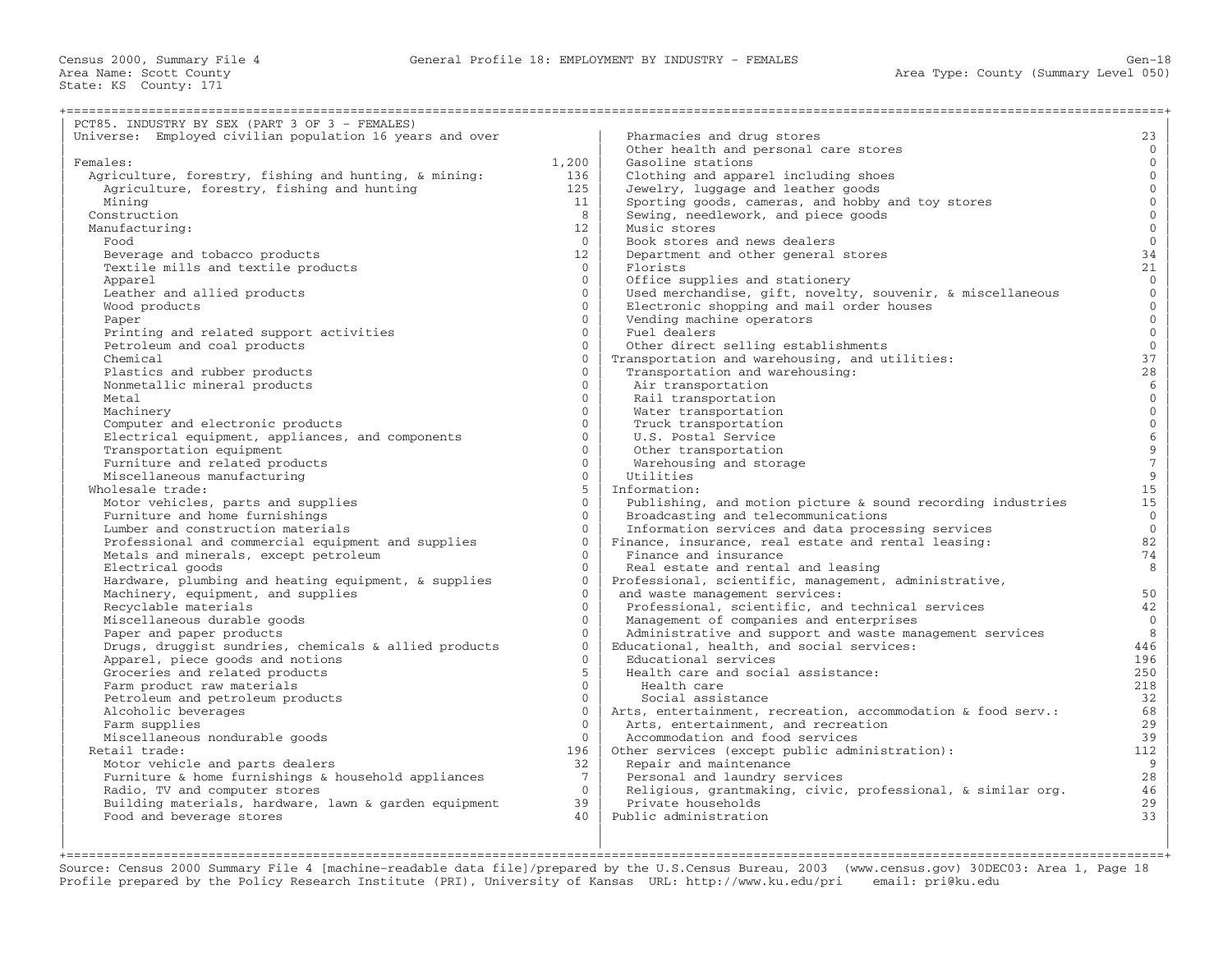Census 2000, Summary File 4 — General Profile 18: EMPLOYMENT BY INDUSTRY - FEMALES — Gen-18

Area Name: Scott County — Area Type: County (Summary Level 050)

State: KS County: 171

PCT85. INDUSTRY BY SEX (PART 3 OF 3 - FEMALES)

Universe: Employed civilian population 16 years and over

| Industry | Count |
|---|---|
| Females: | 1,200 |
| Agriculture, forestry, fishing and hunting, & mining: | 136 |
| Agriculture, forestry, fishing and hunting | 125 |
| Mining | 11 |
| Construction | 8 |
| Manufacturing: | 12 |
| Food | 0 |
| Beverage and tobacco products | 12 |
| Textile mills and textile products | 0 |
| Apparel | 0 |
| Leather and allied products | 0 |
| Wood products | 0 |
| Paper | 0 |
| Printing and related support activities | 0 |
| Petroleum and coal products | 0 |
| Chemical | 0 |
| Plastics and rubber products | 0 |
| Nonmetallic mineral products | 0 |
| Metal | 0 |
| Machinery | 0 |
| Computer and electronic products | 0 |
| Electrical equipment, appliances, and components | 0 |
| Transportation equipment | 0 |
| Furniture and related products | 0 |
| Miscellaneous manufacturing | 0 |
| Wholesale trade: | 5 |
| Motor vehicles, parts and supplies | 0 |
| Furniture and home furnishings | 0 |
| Lumber and construction materials | 0 |
| Professional and commercial equipment and supplies | 0 |
| Metals and minerals, except petroleum | 0 |
| Electrical goods | 0 |
| Hardware, plumbing and heating equipment, & supplies | 0 |
| Machinery, equipment, and supplies | 0 |
| Recyclable materials | 0 |
| Miscellaneous durable goods | 0 |
| Paper and paper products | 0 |
| Drugs, druggist sundries, chemicals & allied products | 0 |
| Apparel, piece goods and notions | 0 |
| Groceries and related products | 5 |
| Farm product raw materials | 0 |
| Petroleum and petroleum products | 0 |
| Alcoholic beverages | 0 |
| Farm supplies | 0 |
| Miscellaneous nondurable goods | 0 |
| Retail trade: | 196 |
| Motor vehicle and parts dealers | 32 |
| Furniture & home furnishings & household appliances | 7 |
| Radio, TV and computer stores | 0 |
| Building materials, hardware, lawn & garden equipment | 39 |
| Food and beverage stores | 40 |
| Pharmacies and drug stores | 23 |
| Other health and personal care stores | 0 |
| Gasoline stations | 0 |
| Clothing and apparel including shoes | 0 |
| Jewelry, luggage and leather goods | 0 |
| Sporting goods, cameras, and hobby and toy stores | 0 |
| Sewing, needlework, and piece goods | 0 |
| Music stores | 0 |
| Book stores and news dealers | 0 |
| Department and other general stores | 34 |
| Florists | 21 |
| Office supplies and stationery | 0 |
| Used merchandise, gift, novelty, souvenir, & miscellaneous | 0 |
| Electronic shopping and mail order houses | 0 |
| Vending machine operators | 0 |
| Fuel dealers | 0 |
| Other direct selling establishments | 0 |
| Transportation and warehousing, and utilities: | 37 |
| Transportation and warehousing: | 28 |
| Air transportation | 6 |
| Rail transportation | 0 |
| Water transportation | 0 |
| Truck transportation | 0 |
| U.S. Postal Service | 6 |
| Other transportation | 9 |
| Warehousing and storage | 7 |
| Utilities | 9 |
| Information: | 15 |
| Publishing, and motion picture & sound recording industries | 15 |
| Broadcasting and telecommunications | 0 |
| Information services and data processing services | 0 |
| Finance, insurance, real estate and rental leasing: | 82 |
| Finance and insurance | 74 |
| Real estate and rental and leasing | 8 |
| Professional, scientific, management, administrative, and waste management services: | 50 |
| Professional, scientific, and technical services | 42 |
| Management of companies and enterprises | 0 |
| Administrative and support and waste management services | 8 |
| Educational, health, and social services: | 446 |
| Educational services | 196 |
| Health care and social assistance: | 250 |
| Health care | 218 |
| Social assistance | 32 |
| Arts, entertainment, recreation, accommodation & food serv.: | 68 |
| Arts, entertainment, and recreation | 29 |
| Accommodation and food services | 39 |
| Other services (except public administration): | 112 |
| Repair and maintenance | 9 |
| Personal and laundry services | 28 |
| Religious, grantmaking, civic, professional, & similar org. | 46 |
| Private households | 29 |
| Public administration | 33 |

Source: Census 2000 Summary File 4 [machine-readable data file]/prepared by the U.S.Census Bureau, 2003 (www.census.gov) 30DEC03: Area 1, Page 18
Profile prepared by the Policy Research Institute (PRI), University of Kansas URL: http://www.ku.edu/pri email: pri@ku.edu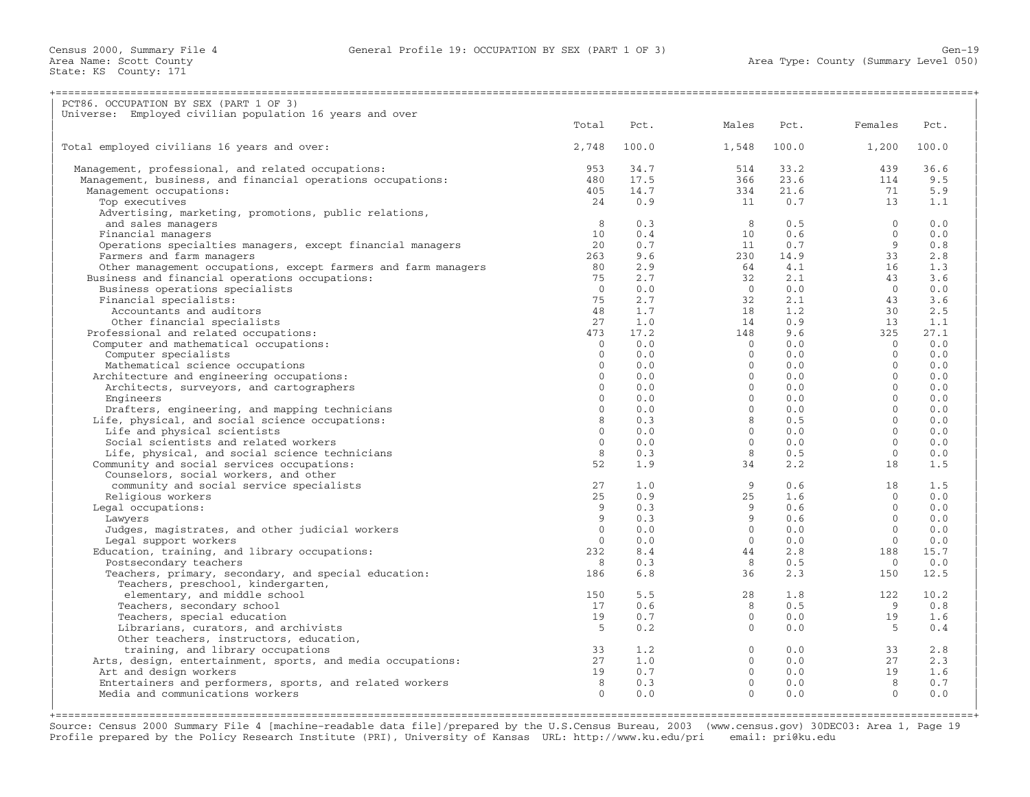Census 2000, Summary File 4 — General Profile 19: OCCUPATION BY SEX (PART 1 OF 3) — Gen-19

Area Name: Scott County
State: KS County: 171
Area Type: County (Summary Level 050)

## PCT86. OCCUPATION BY SEX (PART 1 OF 3)

Universe: Employed civilian population 16 years and over

| | Total | Pct. | Males | Pct. | Females | Pct. |
|---|---|---|---|---|---|---|
| Total employed civilians 16 years and over: | 2,748 | 100.0 | 1,548 | 100.0 | 1,200 | 100.0 |
| Management, professional, and related occupations: | 953 | 34.7 | 514 | 33.2 | 439 | 36.6 |
| Management, business, and financial operations occupations: | 480 | 17.5 | 366 | 23.6 | 114 | 9.5 |
| Management occupations: | 405 | 14.7 | 334 | 21.6 | 71 | 5.9 |
| Top executives | 24 | 0.9 | 11 | 0.7 | 13 | 1.1 |
| Advertising, marketing, promotions, public relations, and sales managers | 8 | 0.3 | 8 | 0.5 | 0 | 0.0 |
| Financial managers | 10 | 0.4 | 10 | 0.6 | 0 | 0.0 |
| Operations specialties managers, except financial managers | 20 | 0.7 | 11 | 0.7 | 9 | 0.8 |
| Farmers and farm managers | 263 | 9.6 | 230 | 14.9 | 33 | 2.8 |
| Other management occupations, except farmers and farm managers | 80 | 2.9 | 64 | 4.1 | 16 | 1.3 |
| Business and financial operations occupations: | 75 | 2.7 | 32 | 2.1 | 43 | 3.6 |
| Business operations specialists | 0 | 0.0 | 0 | 0.0 | 0 | 0.0 |
| Financial specialists: | 75 | 2.7 | 32 | 2.1 | 43 | 3.6 |
| Accountants and auditors | 48 | 1.7 | 18 | 1.2 | 30 | 2.5 |
| Other financial specialists | 27 | 1.0 | 14 | 0.9 | 13 | 1.1 |
| Professional and related occupations: | 473 | 17.2 | 148 | 9.6 | 325 | 27.1 |
| Computer and mathematical occupations: | 0 | 0.0 | 0 | 0.0 | 0 | 0.0 |
| Computer specialists | 0 | 0.0 | 0 | 0.0 | 0 | 0.0 |
| Mathematical science occupations | 0 | 0.0 | 0 | 0.0 | 0 | 0.0 |
| Architecture and engineering occupations: | 0 | 0.0 | 0 | 0.0 | 0 | 0.0 |
| Architects, surveyors, and cartographers | 0 | 0.0 | 0 | 0.0 | 0 | 0.0 |
| Engineers | 0 | 0.0 | 0 | 0.0 | 0 | 0.0 |
| Drafters, engineering, and mapping technicians | 0 | 0.0 | 0 | 0.0 | 0 | 0.0 |
| Life, physical, and social science occupations: | 8 | 0.3 | 8 | 0.5 | 0 | 0.0 |
| Life and physical scientists | 0 | 0.0 | 0 | 0.0 | 0 | 0.0 |
| Social scientists and related workers | 0 | 0.0 | 0 | 0.0 | 0 | 0.0 |
| Life, physical, and social science technicians | 8 | 0.3 | 8 | 0.5 | 0 | 0.0 |
| Community and social services occupations: | 52 | 1.9 | 34 | 2.2 | 18 | 1.5 |
| Counselors, social workers, and other community and social service specialists | 27 | 1.0 | 9 | 0.6 | 18 | 1.5 |
| Religious workers | 25 | 0.9 | 25 | 1.6 | 0 | 0.0 |
| Legal occupations: | 9 | 0.3 | 9 | 0.6 | 0 | 0.0 |
| Lawyers | 9 | 0.3 | 9 | 0.6 | 0 | 0.0 |
| Judges, magistrates, and other judicial workers | 0 | 0.0 | 0 | 0.0 | 0 | 0.0 |
| Legal support workers | 0 | 0.0 | 0 | 0.0 | 0 | 0.0 |
| Education, training, and library occupations: | 232 | 8.4 | 44 | 2.8 | 188 | 15.7 |
| Postsecondary teachers | 8 | 0.3 | 8 | 0.5 | 0 | 0.0 |
| Teachers, primary, secondary, and special education: | 186 | 6.8 | 36 | 2.3 | 150 | 12.5 |
| Teachers, preschool, kindergarten, elementary, and middle school | 150 | 5.5 | 28 | 1.8 | 122 | 10.2 |
| Teachers, secondary school | 17 | 0.6 | 8 | 0.5 | 9 | 0.8 |
| Teachers, special education | 19 | 0.7 | 0 | 0.0 | 19 | 1.6 |
| Librarians, curators, and archivists | 5 | 0.2 | 0 | 0.0 | 5 | 0.4 |
| Other teachers, instructors, education, training, and library occupations | 33 | 1.2 | 0 | 0.0 | 33 | 2.8 |
| Arts, design, entertainment, sports, and media occupations: | 27 | 1.0 | 0 | 0.0 | 27 | 2.3 |
| Art and design workers | 19 | 0.7 | 0 | 0.0 | 19 | 1.6 |
| Entertainers and performers, sports, and related workers | 8 | 0.3 | 0 | 0.0 | 8 | 0.7 |
| Media and communications workers | 0 | 0.0 | 0 | 0.0 | 0 | 0.0 |

Source: Census 2000 Summary File 4 [machine-readable data file]/prepared by the U.S.Census Bureau, 2003 (www.census.gov) 30DEC03: Area 1, Page 19
Profile prepared by the Policy Research Institute (PRI), University of Kansas URL: http://www.ku.edu/pri email: pri@ku.edu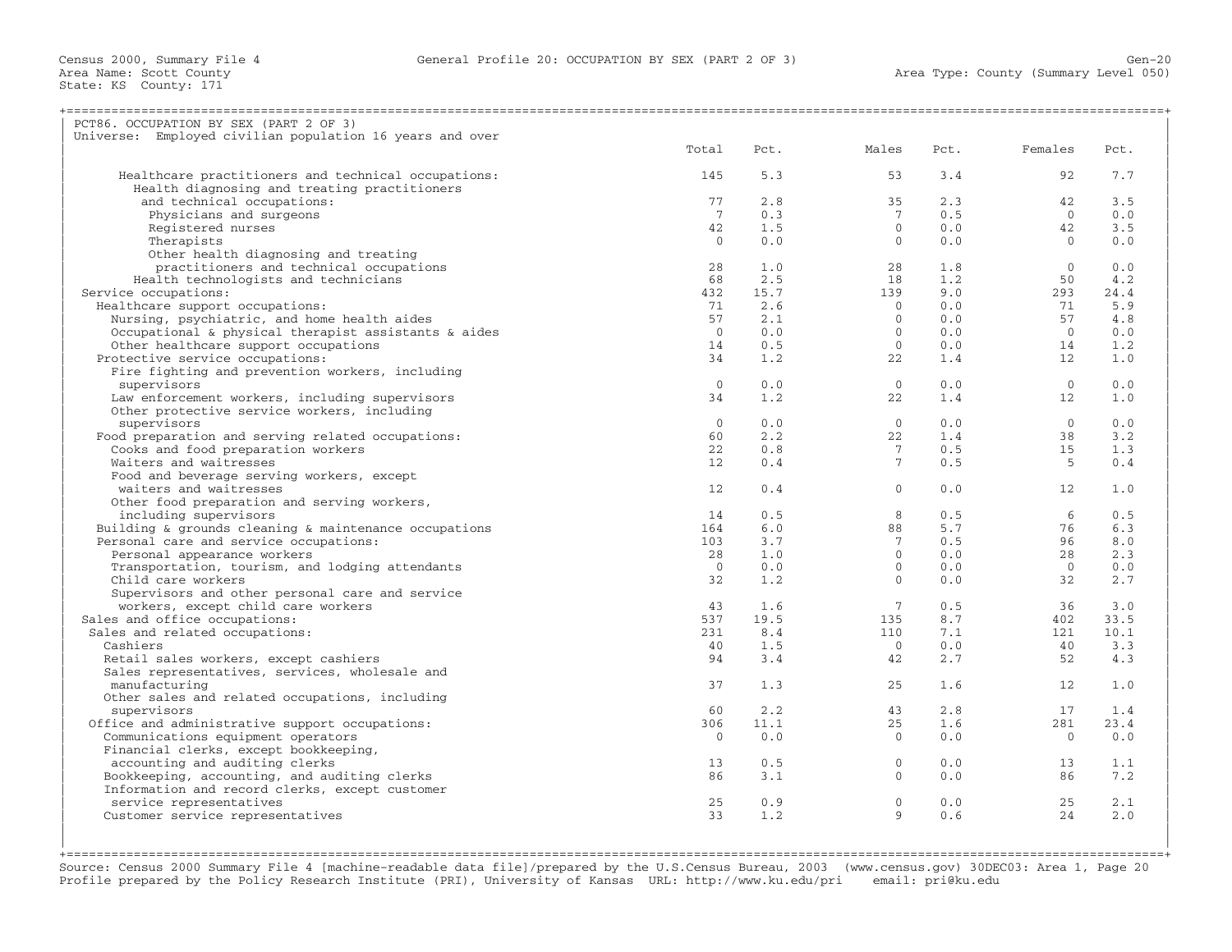Census 2000, Summary File 4 — General Profile 20: OCCUPATION BY SEX (PART 2 OF 3)

Area Name: Scott County
State: KS County: 171
Area Type: County (Summary Level 050)

## PCT86. OCCUPATION BY SEX (PART 2 OF 3)

Universe: Employed civilian population 16 years and over

| Occupation | Total | Pct. | Males | Pct. | Females | Pct. |
|---|---|---|---|---|---|---|
| Healthcare practitioners and technical occupations: | 145 | 5.3 | 53 | 3.4 | 92 | 7.7 |
| Health diagnosing and treating practitioners and technical occupations: | 77 | 2.8 | 35 | 2.3 | 42 | 3.5 |
| Physicians and surgeons | 7 | 0.3 | 7 | 0.5 | 0 | 0.0 |
| Registered nurses | 42 | 1.5 | 0 | 0.0 | 42 | 3.5 |
| Therapists | 0 | 0.0 | 0 | 0.0 | 0 | 0.0 |
| Other health diagnosing and treating practitioners and technical occupations | 28 | 1.0 | 28 | 1.8 | 0 | 0.0 |
| Health technologists and technicians | 68 | 2.5 | 18 | 1.2 | 50 | 4.2 |
| Service occupations: | 432 | 15.7 | 139 | 9.0 | 293 | 24.4 |
| Healthcare support occupations: | 71 | 2.6 | 0 | 0.0 | 71 | 5.9 |
| Nursing, psychiatric, and home health aides | 57 | 2.1 | 0 | 0.0 | 57 | 4.8 |
| Occupational & physical therapist assistants & aides | 0 | 0.0 | 0 | 0.0 | 0 | 0.0 |
| Other healthcare support occupations | 14 | 0.5 | 0 | 0.0 | 14 | 1.2 |
| Protective service occupations: | 34 | 1.2 | 22 | 1.4 | 12 | 1.0 |
| Fire fighting and prevention workers, including supervisors | 0 | 0.0 | 0 | 0.0 | 0 | 0.0 |
| Law enforcement workers, including supervisors | 34 | 1.2 | 22 | 1.4 | 12 | 1.0 |
| Other protective service workers, including supervisors | 0 | 0.0 | 0 | 0.0 | 0 | 0.0 |
| Food preparation and serving related occupations: | 60 | 2.2 | 22 | 1.4 | 38 | 3.2 |
| Cooks and food preparation workers | 22 | 0.8 | 7 | 0.5 | 15 | 1.3 |
| Waiters and waitresses | 12 | 0.4 | 7 | 0.5 | 5 | 0.4 |
| Food and beverage serving workers, except waiters and waitresses | 12 | 0.4 | 0 | 0.0 | 12 | 1.0 |
| Other food preparation and serving workers, including supervisors | 14 | 0.5 | 8 | 0.5 | 6 | 0.5 |
| Building & grounds cleaning & maintenance occupations | 164 | 6.0 | 88 | 5.7 | 76 | 6.3 |
| Personal care and service occupations: | 103 | 3.7 | 7 | 0.5 | 96 | 8.0 |
| Personal appearance workers | 28 | 1.0 | 0 | 0.0 | 28 | 2.3 |
| Transportation, tourism, and lodging attendants | 0 | 0.0 | 0 | 0.0 | 0 | 0.0 |
| Child care workers | 32 | 1.2 | 0 | 0.0 | 32 | 2.7 |
| Supervisors and other personal care and service workers, except child care workers | 43 | 1.6 | 7 | 0.5 | 36 | 3.0 |
| Sales and office occupations: | 537 | 19.5 | 135 | 8.7 | 402 | 33.5 |
| Sales and related occupations: | 231 | 8.4 | 110 | 7.1 | 121 | 10.1 |
| Cashiers | 40 | 1.5 | 0 | 0.0 | 40 | 3.3 |
| Retail sales workers, except cashiers | 94 | 3.4 | 42 | 2.7 | 52 | 4.3 |
| Sales representatives, services, wholesale and manufacturing | 37 | 1.3 | 25 | 1.6 | 12 | 1.0 |
| Other sales and related occupations, including supervisors | 60 | 2.2 | 43 | 2.8 | 17 | 1.4 |
| Office and administrative support occupations: | 306 | 11.1 | 25 | 1.6 | 281 | 23.4 |
| Communications equipment operators | 0 | 0.0 | 0 | 0.0 | 0 | 0.0 |
| Financial clerks, except bookkeeping, accounting and auditing clerks | 13 | 0.5 | 0 | 0.0 | 13 | 1.1 |
| Bookkeeping, accounting, and auditing clerks | 86 | 3.1 | 0 | 0.0 | 86 | 7.2 |
| Information and record clerks, except customer service representatives | 25 | 0.9 | 0 | 0.0 | 25 | 2.1 |
| Customer service representatives | 33 | 1.2 | 9 | 0.6 | 24 | 2.0 |

Source: Census 2000 Summary File 4 [machine-readable data file]/prepared by the U.S.Census Bureau, 2003 (www.census.gov) 30DEC03: Area 1, Page 20
Profile prepared by the Policy Research Institute (PRI), University of Kansas URL: http://www.ku.edu/pri email: pri@ku.edu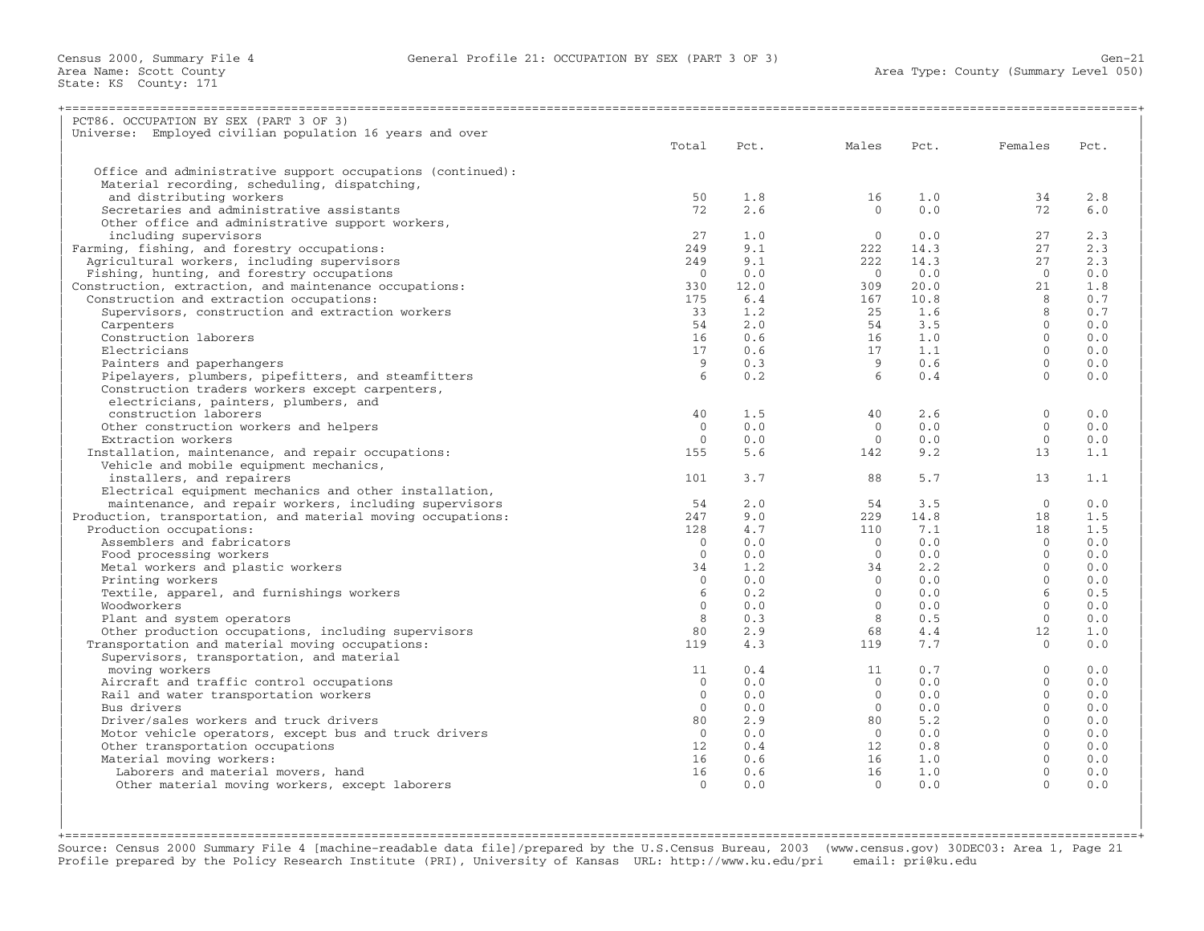Census 2000, Summary File 4 — General Profile 21: OCCUPATION BY SEX (PART 3 OF 3) — Gen-21

Area Name: Scott County
State: KS County: 171
Area Type: County (Summary Level 050)

## PCT86. OCCUPATION BY SEX (PART 3 OF 3)

Universe: Employed civilian population 16 years and over

| | Total | Pct. | Males | Pct. | Females | Pct. |
|---|---|---|---|---|---|---|
| Office and administrative support occupations (continued): | | | | | | |
| Material recording, scheduling, dispatching, and distributing workers | 50 | 1.8 | 16 | 1.0 | 34 | 2.8 |
| Secretaries and administrative assistants | 72 | 2.6 | 0 | 0.0 | 72 | 6.0 |
| Other office and administrative support workers, including supervisors | 27 | 1.0 | 0 | 0.0 | 27 | 2.3 |
| Farming, fishing, and forestry occupations: | 249 | 9.1 | 222 | 14.3 | 27 | 2.3 |
| Agricultural workers, including supervisors | 249 | 9.1 | 222 | 14.3 | 27 | 2.3 |
| Fishing, hunting, and forestry occupations | 0 | 0.0 | 0 | 0.0 | 0 | 0.0 |
| Construction, extraction, and maintenance occupations: | 330 | 12.0 | 309 | 20.0 | 21 | 1.8 |
| Construction and extraction occupations: | 175 | 6.4 | 167 | 10.8 | 8 | 0.7 |
| Supervisors, construction and extraction workers | 33 | 1.2 | 25 | 1.6 | 8 | 0.7 |
| Carpenters | 54 | 2.0 | 54 | 3.5 | 0 | 0.0 |
| Construction laborers | 16 | 0.6 | 16 | 1.0 | 0 | 0.0 |
| Electricians | 17 | 0.6 | 17 | 1.1 | 0 | 0.0 |
| Painters and paperhangers | 9 | 0.3 | 9 | 0.6 | 0 | 0.0 |
| Pipelayers, plumbers, pipefitters, and steamfitters | 6 | 0.2 | 6 | 0.4 | 0 | 0.0 |
| Construction traders workers except carpenters, electricians, painters, plumbers, and construction laborers | 40 | 1.5 | 40 | 2.6 | 0 | 0.0 |
| Other construction workers and helpers | 0 | 0.0 | 0 | 0.0 | 0 | 0.0 |
| Extraction workers | 0 | 0.0 | 0 | 0.0 | 0 | 0.0 |
| Installation, maintenance, and repair occupations: | 155 | 5.6 | 142 | 9.2 | 13 | 1.1 |
| Vehicle and mobile equipment mechanics, installers, and repairers | 101 | 3.7 | 88 | 5.7 | 13 | 1.1 |
| Electrical equipment mechanics and other installation, maintenance, and repair workers, including supervisors | 54 | 2.0 | 54 | 3.5 | 0 | 0.0 |
| Production, transportation, and material moving occupations: | 247 | 9.0 | 229 | 14.8 | 18 | 1.5 |
| Production occupations: | 128 | 4.7 | 110 | 7.1 | 18 | 1.5 |
| Assemblers and fabricators | 0 | 0.0 | 0 | 0.0 | 0 | 0.0 |
| Food processing workers | 0 | 0.0 | 0 | 0.0 | 0 | 0.0 |
| Metal workers and plastic workers | 34 | 1.2 | 34 | 2.2 | 0 | 0.0 |
| Printing workers | 0 | 0.0 | 0 | 0.0 | 0 | 0.0 |
| Textile, apparel, and furnishings workers | 6 | 0.2 | 0 | 0.0 | 6 | 0.5 |
| Woodworkers | 0 | 0.0 | 0 | 0.0 | 0 | 0.0 |
| Plant and system operators | 8 | 0.3 | 8 | 0.5 | 0 | 0.0 |
| Other production occupations, including supervisors | 80 | 2.9 | 68 | 4.4 | 12 | 1.0 |
| Transportation and material moving occupations: | 119 | 4.3 | 119 | 7.7 | 0 | 0.0 |
| Supervisors, transportation, and material moving workers | 11 | 0.4 | 11 | 0.7 | 0 | 0.0 |
| Aircraft and traffic control occupations | 0 | 0.0 | 0 | 0.0 | 0 | 0.0 |
| Rail and water transportation workers | 0 | 0.0 | 0 | 0.0 | 0 | 0.0 |
| Bus drivers | 0 | 0.0 | 0 | 0.0 | 0 | 0.0 |
| Driver/sales workers and truck drivers | 80 | 2.9 | 80 | 5.2 | 0 | 0.0 |
| Motor vehicle operators, except bus and truck drivers | 0 | 0.0 | 0 | 0.0 | 0 | 0.0 |
| Other transportation occupations | 12 | 0.4 | 12 | 0.8 | 0 | 0.0 |
| Material moving workers: | 16 | 0.6 | 16 | 1.0 | 0 | 0.0 |
| Laborers and material movers, hand | 16 | 0.6 | 16 | 1.0 | 0 | 0.0 |
| Other material moving workers, except laborers | 0 | 0.0 | 0 | 0.0 | 0 | 0.0 |

Source: Census 2000 Summary File 4 [machine-readable data file]/prepared by the U.S.Census Bureau, 2003 (www.census.gov) 30DEC03: Area 1, Page 21
Profile prepared by the Policy Research Institute (PRI), University of Kansas URL: http://www.ku.edu/pri email: pri@ku.edu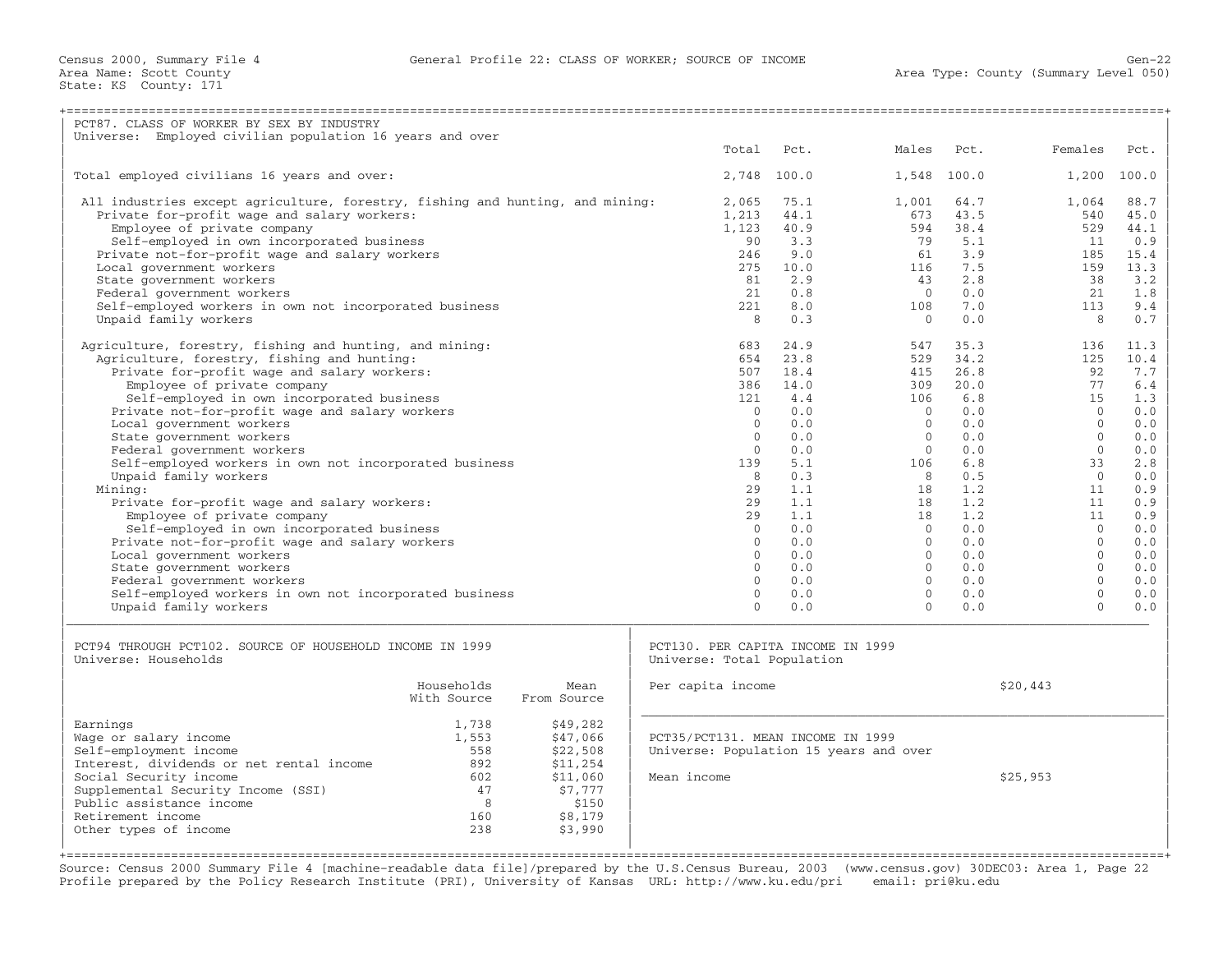Census 2000, Summary File 4 — General Profile 22: CLASS OF WORKER; SOURCE OF INCOME

Area Name: Scott County — Area Type: County (Summary Level 050)
State: KS County: 171

## PCT87. CLASS OF WORKER BY SEX BY INDUSTRY

Universe: Employed civilian population 16 years and over

| | Total | Pct. | Males | Pct. | Females | Pct. |
|---|---|---|---|---|---|---|
| Total employed civilians 16 years and over: | 2,748 | 100.0 | 1,548 | 100.0 | 1,200 | 100.0 |
| All industries except agriculture, forestry, fishing and hunting, and mining: | 2,065 | 75.1 | 1,001 | 64.7 | 1,064 | 88.7 |
| Private for-profit wage and salary workers: | 1,213 | 44.1 | 673 | 43.5 | 540 | 45.0 |
| Employee of private company | 1,123 | 40.9 | 594 | 38.4 | 529 | 44.1 |
| Self-employed in own incorporated business | 90 | 3.3 | 79 | 5.1 | 11 | 0.9 |
| Private not-for-profit wage and salary workers | 246 | 9.0 | 61 | 3.9 | 185 | 15.4 |
| Local government workers | 275 | 10.0 | 116 | 7.5 | 159 | 13.3 |
| State government workers | 81 | 2.9 | 43 | 2.8 | 38 | 3.2 |
| Federal government workers | 21 | 0.8 | 0 | 0.0 | 21 | 1.8 |
| Self-employed workers in own not incorporated business | 221 | 8.0 | 108 | 7.0 | 113 | 9.4 |
| Unpaid family workers | 8 | 0.3 | 0 | 0.0 | 8 | 0.7 |
| Agriculture, forestry, fishing and hunting, and mining: | 683 | 24.9 | 547 | 35.3 | 136 | 11.3 |
| Agriculture, forestry, fishing and hunting: | 654 | 23.8 | 529 | 34.2 | 125 | 10.4 |
| Private for-profit wage and salary workers: | 507 | 18.4 | 415 | 26.8 | 92 | 7.7 |
| Employee of private company | 386 | 14.0 | 309 | 20.0 | 77 | 6.4 |
| Self-employed in own incorporated business | 121 | 4.4 | 106 | 6.8 | 15 | 1.3 |
| Private not-for-profit wage and salary workers | 0 | 0.0 | 0 | 0.0 | 0 | 0.0 |
| Local government workers | 0 | 0.0 | 0 | 0.0 | 0 | 0.0 |
| State government workers | 0 | 0.0 | 0 | 0.0 | 0 | 0.0 |
| Federal government workers | 0 | 0.0 | 0 | 0.0 | 0 | 0.0 |
| Self-employed workers in own not incorporated business | 139 | 5.1 | 106 | 6.8 | 33 | 2.8 |
| Unpaid family workers | 8 | 0.3 | 8 | 0.5 | 0 | 0.0 |
| Mining: | 29 | 1.1 | 18 | 1.2 | 11 | 0.9 |
| Private for-profit wage and salary workers: | 29 | 1.1 | 18 | 1.2 | 11 | 0.9 |
| Employee of private company | 29 | 1.1 | 18 | 1.2 | 11 | 0.9 |
| Self-employed in own incorporated business | 0 | 0.0 | 0 | 0.0 | 0 | 0.0 |
| Private not-for-profit wage and salary workers | 0 | 0.0 | 0 | 0.0 | 0 | 0.0 |
| Local government workers | 0 | 0.0 | 0 | 0.0 | 0 | 0.0 |
| State government workers | 0 | 0.0 | 0 | 0.0 | 0 | 0.0 |
| Federal government workers | 0 | 0.0 | 0 | 0.0 | 0 | 0.0 |
| Self-employed workers in own not incorporated business | 0 | 0.0 | 0 | 0.0 | 0 | 0.0 |
| Unpaid family workers | 0 | 0.0 | 0 | 0.0 | 0 | 0.0 |

## PCT94 THROUGH PCT102. SOURCE OF HOUSEHOLD INCOME IN 1999

Universe: Households

| | Households With Source | Mean From Source |
|---|---|---|
| Earnings | 1,738 | $49,282 |
| Wage or salary income | 1,553 | $47,066 |
| Self-employment income | 558 | $22,508 |
| Interest, dividends or net rental income | 892 | $11,254 |
| Social Security income | 602 | $11,060 |
| Supplemental Security Income (SSI) | 47 | $7,777 |
| Public assistance income | 8 | $150 |
| Retirement income | 160 | $8,179 |
| Other types of income | 238 | $3,990 |

## PCT130. PER CAPITA INCOME IN 1999

Universe: Total Population

Per capita income: $20,443

## PCT35/PCT131. MEAN INCOME IN 1999

Universe: Population 15 years and over

Mean income: $25,953

Source: Census 2000 Summary File 4 [machine-readable data file]/prepared by the U.S.Census Bureau, 2003 (www.census.gov) 30DEC03: Area 1, Page 22
Profile prepared by the Policy Research Institute (PRI), University of Kansas URL: http://www.ku.edu/pri email: pri@ku.edu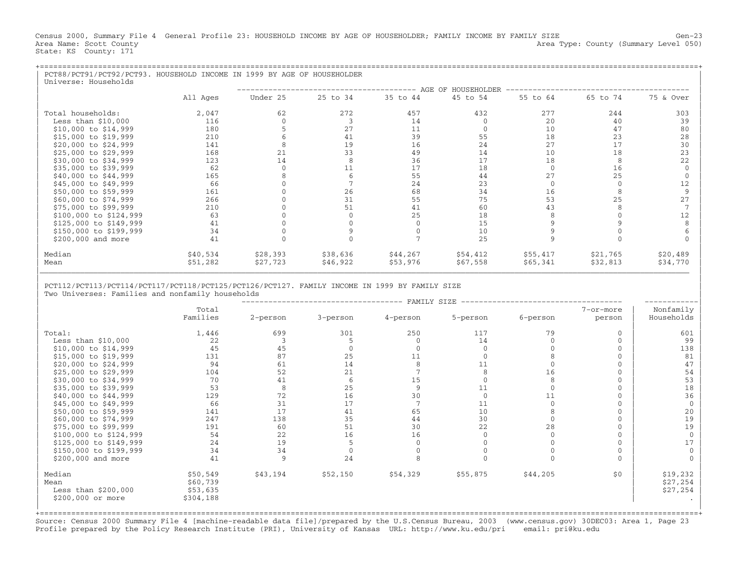Census 2000, Summary File 4 General Profile 23: HOUSEHOLD INCOME BY AGE OF HOUSEHOLDER; FAMILY INCOME BY FAMILY SIZE Gen-23
Area Name: Scott County Area Type: County (Summary Level 050)
State: KS County: 171

## PCT88/PCT91/PCT92/PCT93. HOUSEHOLD INCOME IN 1999 BY AGE OF HOUSEHOLDER

Universe: Households

| | All Ages | AGE OF HOUSEHOLDER | | | | | | |
|---|---|---|---|---|---|---|---|---|
| | | Under 25 | 25 to 34 | 35 to 44 | 45 to 54 | 55 to 64 | 65 to 74 | 75 & Over |
| Total households: | 2,047 | 62 | 272 | 457 | 432 | 277 | 244 | 303 |
| Less than $10,000 | 116 | 0 | 3 | 14 | 0 | 20 | 40 | 39 |
| $10,000 to $14,999 | 180 | 5 | 27 | 11 | 0 | 10 | 47 | 80 |
| $15,000 to $19,999 | 210 | 6 | 41 | 39 | 55 | 18 | 23 | 28 |
| $20,000 to $24,999 | 141 | 8 | 19 | 16 | 24 | 27 | 17 | 30 |
| $25,000 to $29,999 | 168 | 21 | 33 | 49 | 14 | 10 | 18 | 23 |
| $30,000 to $34,999 | 123 | 14 | 8 | 36 | 17 | 18 | 8 | 22 |
| $35,000 to $39,999 | 62 | 0 | 11 | 17 | 18 | 0 | 16 | 0 |
| $40,000 to $44,999 | 165 | 8 | 6 | 55 | 44 | 27 | 25 | 0 |
| $45,000 to $49,999 | 66 | 0 | 7 | 24 | 23 | 0 | 0 | 12 |
| $50,000 to $59,999 | 161 | 0 | 26 | 68 | 34 | 16 | 8 | 9 |
| $60,000 to $74,999 | 266 | 0 | 31 | 55 | 75 | 53 | 25 | 27 |
| $75,000 to $99,999 | 210 | 0 | 51 | 41 | 60 | 43 | 8 | 7 |
| $100,000 to $124,999 | 63 | 0 | 0 | 25 | 18 | 8 | 0 | 12 |
| $125,000 to $149,999 | 41 | 0 | 0 | 0 | 15 | 9 | 9 | 8 |
| $150,000 to $199,999 | 34 | 0 | 9 | 0 | 10 | 9 | 0 | 6 |
| $200,000 and more | 41 | 0 | 0 | 7 | 25 | 9 | 0 | 0 |
| Median | $40,534 | $28,393 | $38,636 | $44,267 | $54,412 | $55,417 | $21,765 | $20,489 |
| Mean | $51,282 | $27,723 | $46,922 | $53,976 | $67,558 | $65,341 | $32,813 | $34,770 |

## PCT112/PCT113/PCT114/PCT117/PCT118/PCT125/PCT126/PCT127. FAMILY INCOME IN 1999 BY FAMILY SIZE

Two Universes: Families and nonfamily households

| | Total Families | FAMILY SIZE | | | | | | Nonfamily Households |
|---|---|---|---|---|---|---|---|---|
| | | 2-person | 3-person | 4-person | 5-person | 6-person | 7-or-more person | |
| Total: | 1,446 | 699 | 301 | 250 | 117 | 79 | 0 | 601 |
| Less than $10,000 | 22 | 3 | 5 | 0 | 14 | 0 | 0 | 99 |
| $10,000 to $14,999 | 45 | 45 | 0 | 0 | 0 | 0 | 0 | 138 |
| $15,000 to $19,999 | 131 | 87 | 25 | 11 | 0 | 8 | 0 | 81 |
| $20,000 to $24,999 | 94 | 61 | 14 | 8 | 11 | 0 | 0 | 47 |
| $25,000 to $29,999 | 104 | 52 | 21 | 7 | 8 | 16 | 0 | 54 |
| $30,000 to $34,999 | 70 | 41 | 6 | 15 | 0 | 8 | 0 | 53 |
| $35,000 to $39,999 | 53 | 8 | 25 | 9 | 11 | 0 | 0 | 18 |
| $40,000 to $44,999 | 129 | 72 | 16 | 30 | 0 | 11 | 0 | 36 |
| $45,000 to $49,999 | 66 | 31 | 17 | 7 | 11 | 0 | 0 | 0 |
| $50,000 to $59,999 | 141 | 17 | 41 | 65 | 10 | 8 | 0 | 20 |
| $60,000 to $74,999 | 247 | 138 | 35 | 44 | 30 | 0 | 0 | 19 |
| $75,000 to $99,999 | 191 | 60 | 51 | 30 | 22 | 28 | 0 | 19 |
| $100,000 to $124,999 | 54 | 22 | 16 | 16 | 0 | 0 | 0 | 0 |
| $125,000 to $149,999 | 24 | 19 | 5 | 0 | 0 | 0 | 0 | 17 |
| $150,000 to $199,999 | 34 | 34 | 0 | 0 | 0 | 0 | 0 | 0 |
| $200,000 and more | 41 | 9 | 24 | 8 | 0 | 0 | 0 | 0 |
| Median | $50,549 | $43,194 | $52,150 | $54,329 | $55,875 | $44,205 | $0 | $19,232 |
| Mean | $60,739 | | | | | | | $27,254 |
| Less than $200,000 | $53,635 | | | | | | | $27,254 |
| $200,000 or more | $304,188 | | | | | | | . |

Source: Census 2000 Summary File 4 [machine-readable data file]/prepared by the U.S.Census Bureau, 2003 (www.census.gov) 30DEC03: Area 1, Page 23
Profile prepared by the Policy Research Institute (PRI), University of Kansas URL: http://www.ku.edu/pri email: pri@ku.edu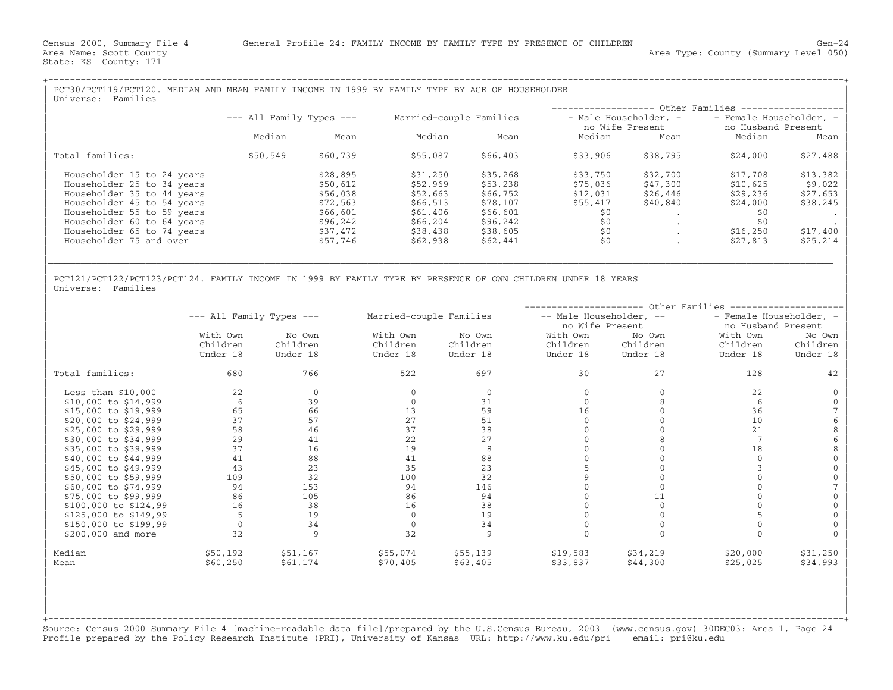Census 2000, Summary File 4 General Profile 24: FAMILY INCOME BY FAMILY TYPE BY PRESENCE OF CHILDREN
Area Name: Scott County
State: KS County: 171
Area Type: County (Summary Level 050)

## PCT30/PCT119/PCT120. MEDIAN AND MEAN FAMILY INCOME IN 1999 BY FAMILY TYPE BY AGE OF HOUSEHOLDER

Universe: Families

| | All Family Types | | Married-couple Families | | Other Families: Male Householder, no Wife Present | | Other Families: Female Householder, no Husband Present | |
|---|---|---|---|---|---|---|---|---|
| | Median | Mean | Median | Mean | Median | Mean | Median | Mean |
| Total families: | $50,549 | $60,739 | $55,087 | $66,403 | $33,906 | $38,795 | $24,000 | $27,488 |
| Householder 15 to 24 years | | $28,895 | $31,250 | $35,268 | $33,750 | $32,700 | $17,708 | $13,382 |
| Householder 25 to 34 years | | $50,612 | $52,969 | $53,238 | $75,036 | $47,300 | $10,625 | $9,022 |
| Householder 35 to 44 years | | $56,038 | $52,663 | $66,752 | $12,031 | $26,446 | $29,236 | $27,653 |
| Householder 45 to 54 years | | $72,563 | $66,513 | $78,107 | $55,417 | $40,840 | $24,000 | $38,245 |
| Householder 55 to 59 years | | $66,601 | $61,406 | $66,601 | $0 | . | $0 | . |
| Householder 60 to 64 years | | $96,242 | $66,204 | $96,242 | $0 | . | $0 | . |
| Householder 65 to 74 years | | $37,472 | $38,438 | $38,605 | $0 | . | $16,250 | $17,400 |
| Householder 75 and over | | $57,746 | $62,938 | $62,441 | $0 | . | $27,813 | $25,214 |

## PCT121/PCT122/PCT123/PCT124. FAMILY INCOME IN 1999 BY FAMILY TYPE BY PRESENCE OF OWN CHILDREN UNDER 18 YEARS

Universe: Families

| | All Family Types | | Married-couple Families | | Other Families: Male Householder, no Wife Present | | Other Families: Female Householder, no Husband Present | |
|---|---|---|---|---|---|---|---|---|
| | With Own Children Under 18 | No Own Children Under 18 | With Own Children Under 18 | No Own Children Under 18 | With Own Children Under 18 | No Own Children Under 18 | With Own Children Under 18 | No Own Children Under 18 |
| Total families: | 680 | 766 | 522 | 697 | 30 | 27 | 128 | 42 |
| Less than $10,000 | 22 | 0 | 0 | 0 | 0 | 0 | 22 | 0 |
| $10,000 to $14,999 | 6 | 39 | 0 | 31 | 0 | 8 | 6 | 0 |
| $15,000 to $19,999 | 65 | 66 | 13 | 59 | 16 | 0 | 36 | 7 |
| $20,000 to $24,999 | 37 | 57 | 27 | 51 | 0 | 0 | 10 | 6 |
| $25,000 to $29,999 | 58 | 46 | 37 | 38 | 0 | 0 | 21 | 8 |
| $30,000 to $34,999 | 29 | 41 | 22 | 27 | 0 | 8 | 7 | 6 |
| $35,000 to $39,999 | 37 | 16 | 19 | 8 | 0 | 0 | 18 | 8 |
| $40,000 to $44,999 | 41 | 88 | 41 | 88 | 0 | 0 | 0 | 0 |
| $45,000 to $49,999 | 43 | 23 | 35 | 23 | 5 | 0 | 3 | 0 |
| $50,000 to $59,999 | 109 | 32 | 100 | 32 | 9 | 0 | 0 | 0 |
| $60,000 to $74,999 | 94 | 153 | 94 | 146 | 0 | 0 | 0 | 7 |
| $75,000 to $99,999 | 86 | 105 | 86 | 94 | 0 | 11 | 0 | 0 |
| $100,000 to $124,99 | 16 | 38 | 16 | 38 | 0 | 0 | 0 | 0 |
| $125,000 to $149,99 | 5 | 19 | 0 | 19 | 0 | 0 | 5 | 0 |
| $150,000 to $199,99 | 0 | 34 | 0 | 34 | 0 | 0 | 0 | 0 |
| $200,000 and more | 32 | 9 | 32 | 9 | 0 | 0 | 0 | 0 |
| Median | $50,192 | $51,167 | $55,074 | $55,139 | $19,583 | $34,219 | $20,000 | $31,250 |
| Mean | $60,250 | $61,174 | $70,405 | $63,405 | $33,837 | $44,300 | $25,025 | $34,993 |

Source: Census 2000 Summary File 4 [machine-readable data file]/prepared by the U.S.Census Bureau, 2003 (www.census.gov) 30DEC03: Area 1, Page 24
Profile prepared by the Policy Research Institute (PRI), University of Kansas URL: http://www.ku.edu/pri email: pri@ku.edu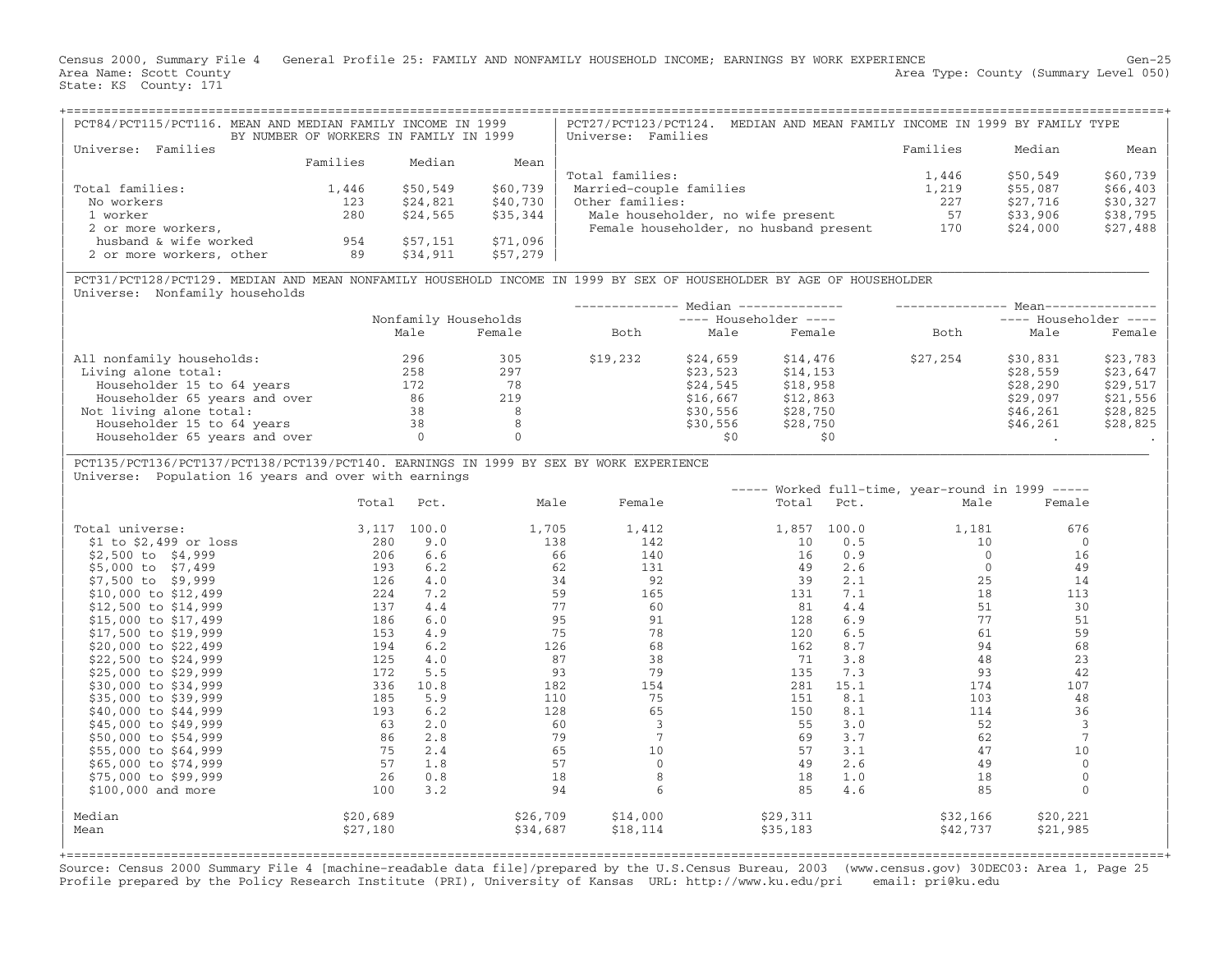Census 2000, Summary File 4 General Profile 25: FAMILY AND NONFAMILY HOUSEHOLD INCOME; EARNINGS BY WORK EXPERIENCE
Area Name: Scott County
State: KS County: 171

Area Type: County (Summary Level 050)

## PCT84/PCT115/PCT116. MEAN AND MEDIAN FAMILY INCOME IN 1999 BY NUMBER OF WORKERS IN FAMILY IN 1999

Universe: Families

| | Families | Median | Mean |
|---|---|---|---|
| Total families: | 1,446 | $50,549 | $60,739 |
| No workers | 123 | $24,821 | $40,730 |
| 1 worker | 280 | $24,565 | $35,344 |
| 2 or more workers, husband & wife worked | 954 | $57,151 | $71,096 |
| 2 or more workers, other | 89 | $34,911 | $57,279 |

## PCT27/PCT123/PCT124. MEDIAN AND MEAN FAMILY INCOME IN 1999 BY FAMILY TYPE

Universe: Families

| | Families | Median | Mean |
|---|---|---|---|
| Total families: | 1,446 | $50,549 | $60,739 |
| Married-couple families | 1,219 | $55,087 | $66,403 |
| Other families: | 227 | $27,716 | $30,327 |
| Male householder, no wife present | 57 | $33,906 | $38,795 |
| Female householder, no husband present | 170 | $24,000 | $27,488 |

## PCT31/PCT128/PCT129. MEDIAN AND MEAN NONFAMILY HOUSEHOLD INCOME IN 1999 BY SEX OF HOUSEHOLDER BY AGE OF HOUSEHOLDER

Universe: Nonfamily households

| | Nonfamily Households | | Median | | | Mean | | |
|---|---|---|---|---|---|---|---|---|
| | | | | Householder | | | Householder | |
| | Male | Female | Both | Male | Female | Both | Male | Female |
| All nonfamily households: | 296 | 305 | $19,232 | $24,659 | $14,476 | $27,254 | $30,831 | $23,783 |
| Living alone total: | 258 | 297 | | $23,523 | $14,153 | | $28,559 | $23,647 |
| Householder 15 to 64 years | 172 | 78 | | $24,545 | $18,958 | | $28,290 | $29,517 |
| Householder 65 years and over | 86 | 219 | | $16,667 | $12,863 | | $29,097 | $21,556 |
| Not living alone total: | 38 | 8 | | $30,556 | $28,750 | | $46,261 | $28,825 |
| Householder 15 to 64 years | 38 | 8 | | $30,556 | $28,750 | | $46,261 | $28,825 |
| Householder 65 years and over | 0 | 0 | | $0 | $0 | | . | . |

## PCT135/PCT136/PCT137/PCT138/PCT139/PCT140. EARNINGS IN 1999 BY SEX BY WORK EXPERIENCE

Universe: Population 16 years and over with earnings

| | Total | Pct. | Male | Female | Worked full-time, year-round in 1999 Total | Pct. | Male | Female |
|---|---|---|---|---|---|---|---|---|
| Total universe: | 3,117 | 100.0 | 1,705 | 1,412 | 1,857 | 100.0 | 1,181 | 676 |
| $1 to $2,499 or loss | 280 | 9.0 | 138 | 142 | 10 | 0.5 | 10 | 0 |
| $2,500 to $4,999 | 206 | 6.6 | 66 | 140 | 16 | 0.9 | 0 | 16 |
| $5,000 to $7,499 | 193 | 6.2 | 62 | 131 | 49 | 2.6 | 0 | 49 |
| $7,500 to $9,999 | 126 | 4.0 | 34 | 92 | 39 | 2.1 | 25 | 14 |
| $10,000 to $12,499 | 224 | 7.2 | 59 | 165 | 131 | 7.1 | 18 | 113 |
| $12,500 to $14,999 | 137 | 4.4 | 77 | 60 | 81 | 4.4 | 51 | 30 |
| $15,000 to $17,499 | 186 | 6.0 | 95 | 91 | 128 | 6.9 | 77 | 51 |
| $17,500 to $19,999 | 153 | 4.9 | 75 | 78 | 120 | 6.5 | 61 | 59 |
| $20,000 to $22,499 | 194 | 6.2 | 126 | 68 | 162 | 8.7 | 94 | 68 |
| $22,500 to $24,999 | 125 | 4.0 | 87 | 38 | 71 | 3.8 | 48 | 23 |
| $25,000 to $29,999 | 172 | 5.5 | 93 | 79 | 135 | 7.3 | 93 | 42 |
| $30,000 to $34,999 | 336 | 10.8 | 182 | 154 | 281 | 15.1 | 174 | 107 |
| $35,000 to $39,999 | 185 | 5.9 | 110 | 75 | 151 | 8.1 | 103 | 48 |
| $40,000 to $44,999 | 193 | 6.2 | 128 | 65 | 150 | 8.1 | 114 | 36 |
| $45,000 to $49,999 | 63 | 2.0 | 60 | 3 | 55 | 3.0 | 52 | 3 |
| $50,000 to $54,999 | 86 | 2.8 | 79 | 7 | 69 | 3.7 | 62 | 7 |
| $55,000 to $64,999 | 75 | 2.4 | 65 | 10 | 57 | 3.1 | 47 | 10 |
| $65,000 to $74,999 | 57 | 1.8 | 57 | 0 | 49 | 2.6 | 49 | 0 |
| $75,000 to $99,999 | 26 | 0.8 | 18 | 8 | 18 | 1.0 | 18 | 0 |
| $100,000 and more | 100 | 3.2 | 94 | 6 | 85 | 4.6 | 85 | 0 |
| Median | $20,689 | | $26,709 | $14,000 | $29,311 | | $32,166 | $20,221 |
| Mean | $27,180 | | $34,687 | $18,114 | $35,183 | | $42,737 | $21,985 |

Source: Census 2000 Summary File 4 [machine-readable data file]/prepared by the U.S.Census Bureau, 2003 (www.census.gov) 30DEC03: Area 1, Page 25
Profile prepared by the Policy Research Institute (PRI), University of Kansas URL: http://www.ku.edu/pri email: pri@ku.edu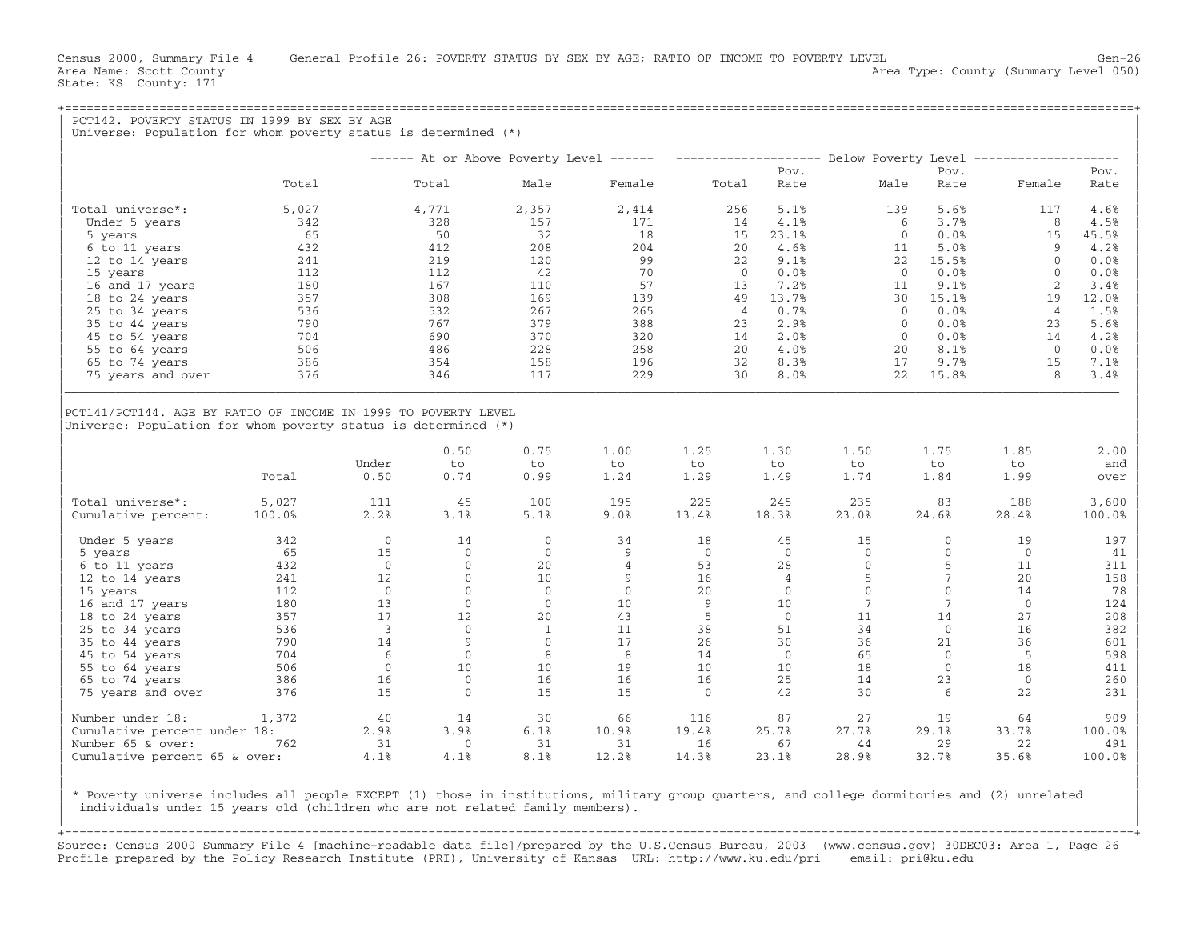Census 2000, Summary File 4 General Profile 26: POVERTY STATUS BY SEX BY AGE; RATIO OF INCOME TO POVERTY LEVEL Gen-26
Area Name: Scott County Area Type: County (Summary Level 050)
State: KS County: 171

## PCT142. POVERTY STATUS IN 1999 BY SEX BY AGE

Universe: Population for whom poverty status is determined (*)

| | | At or Above Poverty Level | | | Below Poverty Level | | | | | |
|---|---|---|---|---|---|---|---|---|---|---|
| | Total | Total | Male | Female | Total | Pov. Rate | Male | Pov. Rate | Female | Pov. Rate |
| Total universe*: | 5,027 | 4,771 | 2,357 | 2,414 | 256 | 5.1% | 139 | 5.6% | 117 | 4.6% |
| Under 5 years | 342 | 328 | 157 | 171 | 14 | 4.1% | 6 | 3.7% | 8 | 4.5% |
| 5 years | 65 | 50 | 32 | 18 | 15 | 23.1% | 0 | 0.0% | 15 | 45.5% |
| 6 to 11 years | 432 | 412 | 208 | 204 | 20 | 4.6% | 11 | 5.0% | 9 | 4.2% |
| 12 to 14 years | 241 | 219 | 120 | 99 | 22 | 9.1% | 22 | 15.5% | 0 | 0.0% |
| 15 years | 112 | 112 | 42 | 70 | 0 | 0.0% | 0 | 0.0% | 0 | 0.0% |
| 16 and 17 years | 180 | 167 | 110 | 57 | 13 | 7.2% | 11 | 9.1% | 2 | 3.4% |
| 18 to 24 years | 357 | 308 | 169 | 139 | 49 | 13.7% | 30 | 15.1% | 19 | 12.0% |
| 25 to 34 years | 536 | 532 | 267 | 265 | 4 | 0.7% | 0 | 0.0% | 4 | 1.5% |
| 35 to 44 years | 790 | 767 | 379 | 388 | 23 | 2.9% | 0 | 0.0% | 23 | 5.6% |
| 45 to 54 years | 704 | 690 | 370 | 320 | 14 | 2.0% | 0 | 0.0% | 14 | 4.2% |
| 55 to 64 years | 506 | 486 | 228 | 258 | 20 | 4.0% | 20 | 8.1% | 0 | 0.0% |
| 65 to 74 years | 386 | 354 | 158 | 196 | 32 | 8.3% | 17 | 9.7% | 15 | 7.1% |
| 75 years and over | 376 | 346 | 117 | 229 | 30 | 8.0% | 22 | 15.8% | 8 | 3.4% |

## PCT141/PCT144. AGE BY RATIO OF INCOME IN 1999 TO POVERTY LEVEL

Universe: Population for whom poverty status is determined (*)

| | Total | Under 0.50 | 0.50 to 0.74 | 0.75 to 0.99 | 1.00 to 1.24 | 1.25 to 1.29 | 1.30 to 1.49 | 1.50 to 1.74 | 1.75 to 1.84 | 1.85 to 1.99 | 2.00 and over |
|---|---|---|---|---|---|---|---|---|---|---|---|
| Total universe*: | 5,027 | 111 | 45 | 100 | 195 | 225 | 245 | 235 | 83 | 188 | 3,600 |
| Cumulative percent: | 100.0% | 2.2% | 3.1% | 5.1% | 9.0% | 13.4% | 18.3% | 23.0% | 24.6% | 28.4% | 100.0% |
| Under 5 years | 342 | 0 | 14 | 0 | 34 | 18 | 45 | 15 | 0 | 19 | 197 |
| 5 years | 65 | 15 | 0 | 0 | 9 | 0 | 0 | 0 | 0 | 0 | 41 |
| 6 to 11 years | 432 | 0 | 0 | 20 | 4 | 53 | 28 | 0 | 5 | 11 | 311 |
| 12 to 14 years | 241 | 12 | 0 | 10 | 9 | 16 | 4 | 5 | 7 | 20 | 158 |
| 15 years | 112 | 0 | 0 | 0 | 0 | 20 | 0 | 0 | 0 | 14 | 78 |
| 16 and 17 years | 180 | 13 | 0 | 0 | 10 | 9 | 10 | 7 | 7 | 0 | 124 |
| 18 to 24 years | 357 | 17 | 12 | 20 | 43 | 5 | 0 | 11 | 14 | 27 | 208 |
| 25 to 34 years | 536 | 3 | 0 | 1 | 11 | 38 | 51 | 34 | 0 | 16 | 382 |
| 35 to 44 years | 790 | 14 | 9 | 0 | 17 | 26 | 30 | 36 | 21 | 36 | 601 |
| 45 to 54 years | 704 | 6 | 0 | 8 | 8 | 14 | 0 | 65 | 0 | 5 | 598 |
| 55 to 64 years | 506 | 0 | 10 | 10 | 19 | 10 | 10 | 18 | 0 | 18 | 411 |
| 65 to 74 years | 386 | 16 | 0 | 16 | 16 | 16 | 25 | 14 | 23 | 0 | 260 |
| 75 years and over | 376 | 15 | 0 | 15 | 15 | 0 | 42 | 30 | 6 | 22 | 231 |
| Number under 18: | 1,372 | 40 | 14 | 30 | 66 | 116 | 87 | 27 | 19 | 64 | 909 |
| Cumulative percent under 18: | | 2.9% | 3.9% | 6.1% | 10.9% | 19.4% | 25.7% | 27.7% | 29.1% | 33.7% | 100.0% |
| Number 65 & over: | 762 | 31 | 0 | 31 | 31 | 16 | 67 | 44 | 29 | 22 | 491 |
| Cumulative percent 65 & over: | | 4.1% | 4.1% | 8.1% | 12.2% | 14.3% | 23.1% | 28.9% | 32.7% | 35.6% | 100.0% |

* Poverty universe includes all people EXCEPT (1) those in institutions, military group quarters, and college dormitories and (2) unrelated individuals under 15 years old (children who are not related family members).

Source: Census 2000 Summary File 4 [machine-readable data file]/prepared by the U.S.Census Bureau, 2003 (www.census.gov) 30DEC03: Area 1, Page 26
Profile prepared by the Policy Research Institute (PRI), University of Kansas URL: http://www.ku.edu/pri email: pri@ku.edu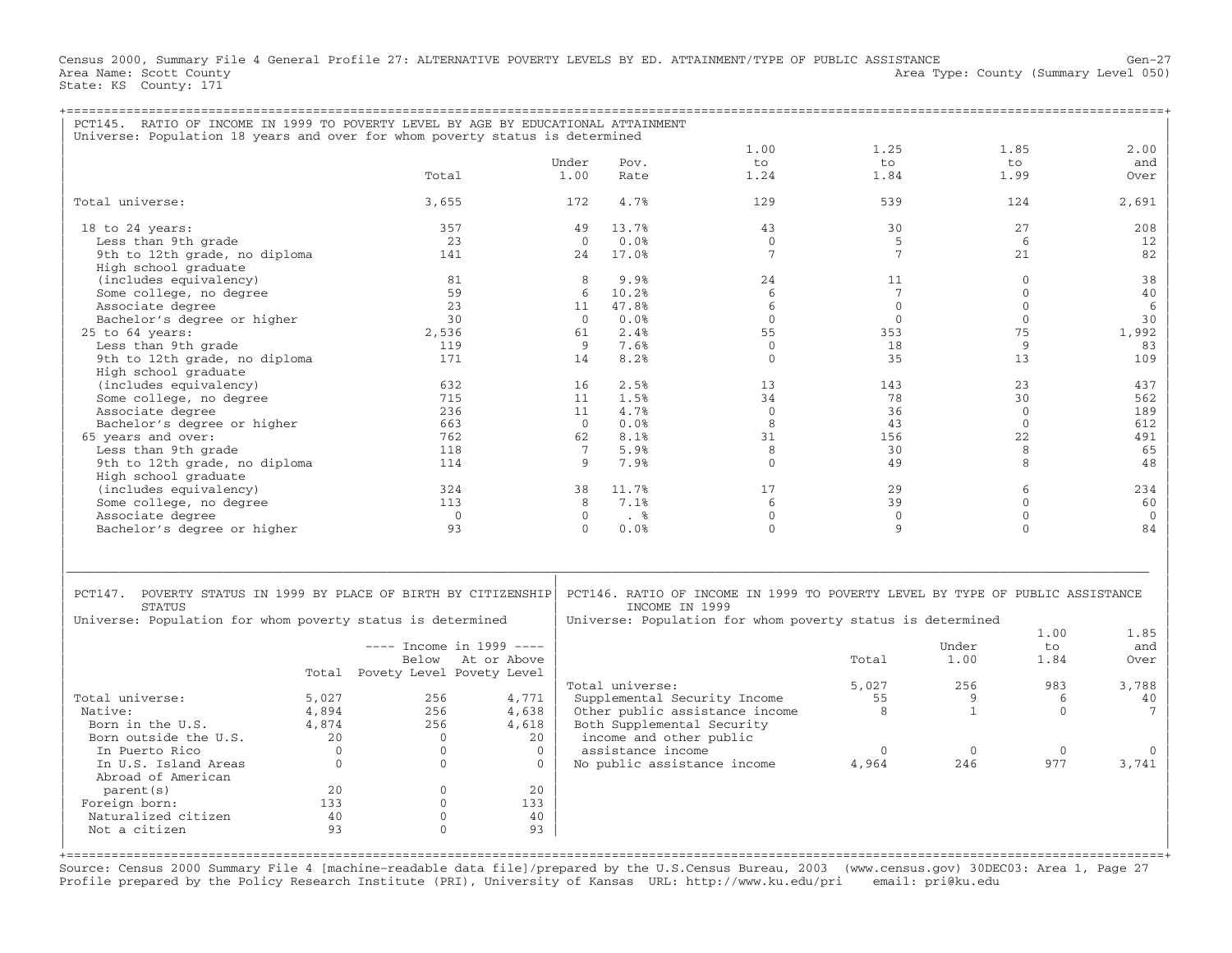Census 2000, Summary File 4 General Profile 27: ALTERNATIVE POVERTY LEVELS BY ED. ATTAINMENT/TYPE OF PUBLIC ASSISTANCE
Area Name: Scott County
State: KS County: 171
Area Type: County (Summary Level 050)

## PCT145. RATIO OF INCOME IN 1999 TO POVERTY LEVEL BY AGE BY EDUCATIONAL ATTAINMENT

Universe: Population 18 years and over for whom poverty status is determined

| | Total | Under 1.00 | Pov. Rate | 1.00 to 1.24 | 1.25 to 1.84 | 1.85 to 1.99 | 2.00 and Over |
|---|---|---|---|---|---|---|---|
| Total universe: | 3,655 | 172 | 4.7% | 129 | 539 | 124 | 2,691 |
| 18 to 24 years: | 357 | 49 | 13.7% | 43 | 30 | 27 | 208 |
| Less than 9th grade | 23 | 0 | 0.0% | 0 | 5 | 6 | 12 |
| 9th to 12th grade, no diploma | 141 | 24 | 17.0% | 7 | 7 | 21 | 82 |
| High school graduate (includes equivalency) | 81 | 8 | 9.9% | 24 | 11 | 0 | 38 |
| Some college, no degree | 59 | 6 | 10.2% | 6 | 7 | 0 | 40 |
| Associate degree | 23 | 11 | 47.8% | 6 | 0 | 0 | 6 |
| Bachelor's degree or higher | 30 | 0 | 0.0% | 0 | 0 | 0 | 30 |
| 25 to 64 years: | 2,536 | 61 | 2.4% | 55 | 353 | 75 | 1,992 |
| Less than 9th grade | 119 | 9 | 7.6% | 0 | 18 | 9 | 83 |
| 9th to 12th grade, no diploma | 171 | 14 | 8.2% | 0 | 35 | 13 | 109 |
| High school graduate (includes equivalency) | 632 | 16 | 2.5% | 13 | 143 | 23 | 437 |
| Some college, no degree | 715 | 11 | 1.5% | 34 | 78 | 30 | 562 |
| Associate degree | 236 | 11 | 4.7% | 0 | 36 | 0 | 189 |
| Bachelor's degree or higher | 663 | 0 | 0.0% | 8 | 43 | 0 | 612 |
| 65 years and over: | 762 | 62 | 8.1% | 31 | 156 | 22 | 491 |
| Less than 9th grade | 118 | 7 | 5.9% | 8 | 30 | 8 | 65 |
| 9th to 12th grade, no diploma | 114 | 9 | 7.9% | 0 | 49 | 8 | 48 |
| High school graduate (includes equivalency) | 324 | 38 | 11.7% | 17 | 29 | 6 | 234 |
| Some college, no degree | 113 | 8 | 7.1% | 6 | 39 | 0 | 60 |
| Associate degree | 0 | 0 | . % | 0 | 0 | 0 | 0 |
| Bachelor's degree or higher | 93 | 0 | 0.0% | 0 | 9 | 0 | 84 |

## PCT147. POVERTY STATUS IN 1999 BY PLACE OF BIRTH BY CITIZENSHIP STATUS

Universe: Population for whom poverty status is determined

| | Total | Income in 1999: Below Povety Level | Income in 1999: At or Above Povety Level |
|---|---|---|---|
| Total universe: | 5,027 | 256 | 4,771 |
| Native: | 4,894 | 256 | 4,638 |
| Born in the U.S. | 4,874 | 256 | 4,618 |
| Born outside the U.S. | 20 | 0 | 20 |
| In Puerto Rico | 0 | 0 | 0 |
| In U.S. Island Areas | 0 | 0 | 0 |
| Abroad of American parent(s) | 20 | 0 | 20 |
| Foreign born: | 133 | 0 | 133 |
| Naturalized citizen | 40 | 0 | 40 |
| Not a citizen | 93 | 0 | 93 |

## PCT146. RATIO OF INCOME IN 1999 TO POVERTY LEVEL BY TYPE OF PUBLIC ASSISTANCE INCOME IN 1999

Universe: Population for whom poverty status is determined

| | Total | Under 1.00 | 1.00 to 1.84 | 1.85 and Over |
|---|---|---|---|---|
| Total universe: | 5,027 | 256 | 983 | 3,788 |
| Supplemental Security Income | 55 | 9 | 6 | 40 |
| Other public assistance income | 8 | 1 | 0 | 7 |
| Both Supplemental Security income and other public assistance income | 0 | 0 | 0 | 0 |
| No public assistance income | 4,964 | 246 | 977 | 3,741 |

Source: Census 2000 Summary File 4 [machine-readable data file]/prepared by the U.S.Census Bureau, 2003 (www.census.gov) 30DEC03: Area 1, Page 27
Profile prepared by the Policy Research Institute (PRI), University of Kansas URL: http://www.ku.edu/pri email: pri@ku.edu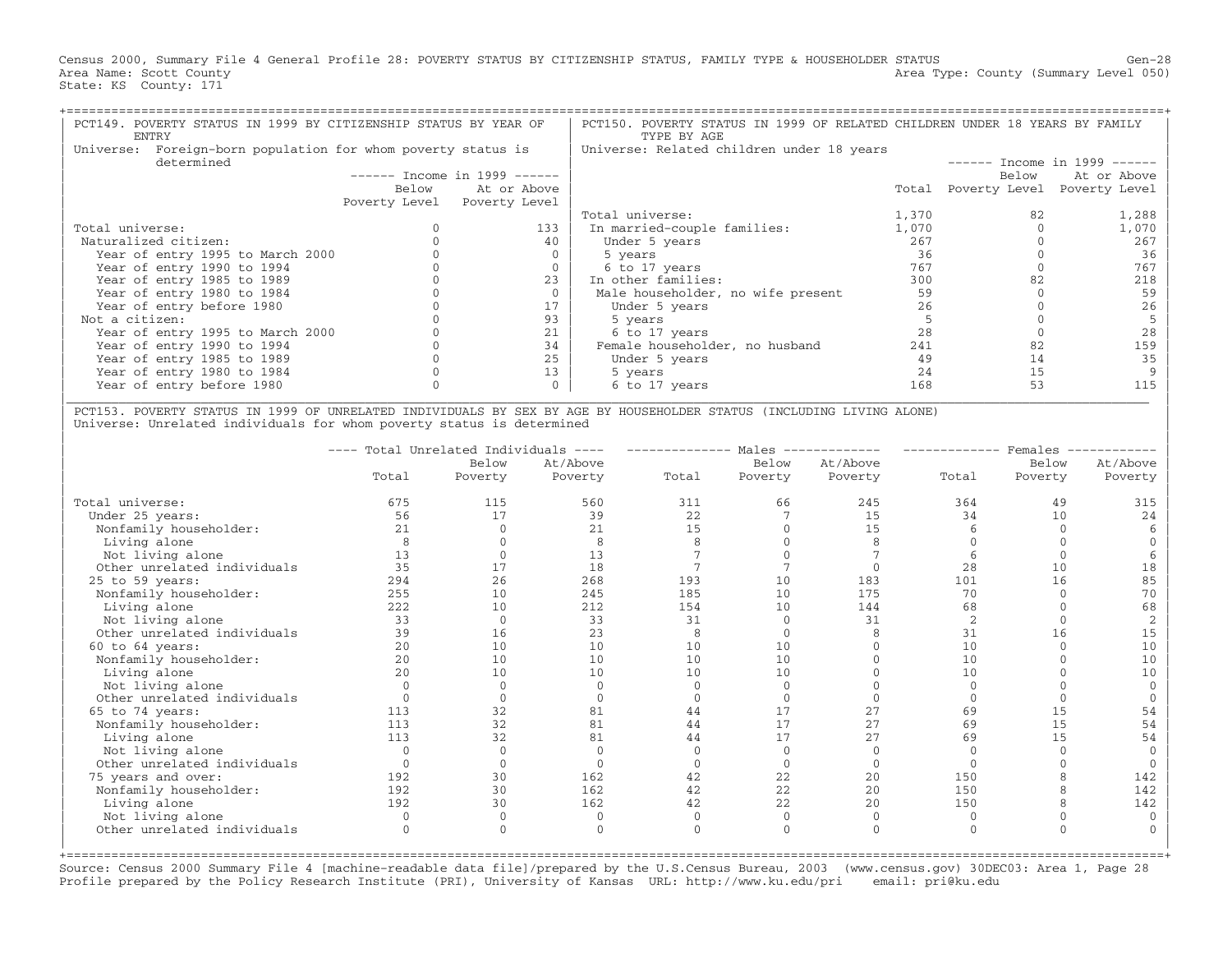Census 2000, Summary File 4 General Profile 28: POVERTY STATUS BY CITIZENSHIP STATUS, FAMILY TYPE & HOUSEHOLDER STATUS
Area Name: Scott County
State: KS County: 171

Area Type: County (Summary Level 050)

## PCT149. POVERTY STATUS IN 1999 BY CITIZENSHIP STATUS BY YEAR OF ENTRY

Universe: Foreign-born population for whom poverty status is determined

| | Income in 1999 | |
|---|---|---|
| | Below Poverty Level | At or Above Poverty Level |
| Total universe: | 0 | 133 |
| Naturalized citizen: | 0 | 40 |
| Year of entry 1995 to March 2000 | 0 | 0 |
| Year of entry 1990 to 1994 | 0 | 0 |
| Year of entry 1985 to 1989 | 0 | 23 |
| Year of entry 1980 to 1984 | 0 | 0 |
| Year of entry before 1980 | 0 | 17 |
| Not a citizen: | 0 | 93 |
| Year of entry 1995 to March 2000 | 0 | 21 |
| Year of entry 1990 to 1994 | 0 | 34 |
| Year of entry 1985 to 1989 | 0 | 25 |
| Year of entry 1980 to 1984 | 0 | 13 |
| Year of entry before 1980 | 0 | 0 |

## PCT150. POVERTY STATUS IN 1999 OF RELATED CHILDREN UNDER 18 YEARS BY FAMILY TYPE BY AGE

Universe: Related children under 18 years

| | | Income in 1999 | |
|---|---|---|---|
| | Total | Below Poverty Level | At or Above Poverty Level |
| Total universe: | 1,370 | 82 | 1,288 |
| In married-couple families: | 1,070 | 0 | 1,070 |
| Under 5 years | 267 | 0 | 267 |
| 5 years | 36 | 0 | 36 |
| 6 to 17 years | 767 | 0 | 767 |
| In other families: | 300 | 82 | 218 |
| Male householder, no wife present | 59 | 0 | 59 |
| Under 5 years | 26 | 0 | 26 |
| 5 years | 5 | 0 | 5 |
| 6 to 17 years | 28 | 0 | 28 |
| Female householder, no husband | 241 | 82 | 159 |
| Under 5 years | 49 | 14 | 35 |
| 5 years | 24 | 15 | 9 |
| 6 to 17 years | 168 | 53 | 115 |

## PCT153. POVERTY STATUS IN 1999 OF UNRELATED INDIVIDUALS BY SEX BY AGE BY HOUSEHOLDER STATUS (INCLUDING LIVING ALONE)

Universe: Unrelated individuals for whom poverty status is determined

| | Total Unrelated Individuals | | | Males | | | Females | | |
|---|---|---|---|---|---|---|---|---|---|
| | Total | Below Poverty | At/Above Poverty | Total | Below Poverty | At/Above Poverty | Total | Below Poverty | At/Above Poverty |
| Total universe: | 675 | 115 | 560 | 311 | 66 | 245 | 364 | 49 | 315 |
| Under 25 years: | 56 | 17 | 39 | 22 | 7 | 15 | 34 | 10 | 24 |
| Nonfamily householder: | 21 | 0 | 21 | 15 | 0 | 15 | 6 | 0 | 6 |
| Living alone | 8 | 0 | 8 | 8 | 0 | 8 | 0 | 0 | 0 |
| Not living alone | 13 | 0 | 13 | 7 | 0 | 7 | 6 | 0 | 6 |
| Other unrelated individuals | 35 | 17 | 18 | 7 | 7 | 0 | 28 | 10 | 18 |
| 25 to 59 years: | 294 | 26 | 268 | 193 | 10 | 183 | 101 | 16 | 85 |
| Nonfamily householder: | 255 | 10 | 245 | 185 | 10 | 175 | 70 | 0 | 70 |
| Living alone | 222 | 10 | 212 | 154 | 10 | 144 | 68 | 0 | 68 |
| Not living alone | 33 | 0 | 33 | 31 | 0 | 31 | 2 | 0 | 2 |
| Other unrelated individuals | 39 | 16 | 23 | 8 | 0 | 8 | 31 | 16 | 15 |
| 60 to 64 years: | 20 | 10 | 10 | 10 | 10 | 0 | 10 | 0 | 10 |
| Nonfamily householder: | 20 | 10 | 10 | 10 | 10 | 0 | 10 | 0 | 10 |
| Living alone | 20 | 10 | 10 | 10 | 10 | 0 | 10 | 0 | 10 |
| Not living alone | 0 | 0 | 0 | 0 | 0 | 0 | 0 | 0 | 0 |
| Other unrelated individuals | 0 | 0 | 0 | 0 | 0 | 0 | 0 | 0 | 0 |
| 65 to 74 years: | 113 | 32 | 81 | 44 | 17 | 27 | 69 | 15 | 54 |
| Nonfamily householder: | 113 | 32 | 81 | 44 | 17 | 27 | 69 | 15 | 54 |
| Living alone | 113 | 32 | 81 | 44 | 17 | 27 | 69 | 15 | 54 |
| Not living alone | 0 | 0 | 0 | 0 | 0 | 0 | 0 | 0 | 0 |
| Other unrelated individuals | 0 | 0 | 0 | 0 | 0 | 0 | 0 | 0 | 0 |
| 75 years and over: | 192 | 30 | 162 | 42 | 22 | 20 | 150 | 8 | 142 |
| Nonfamily householder: | 192 | 30 | 162 | 42 | 22 | 20 | 150 | 8 | 142 |
| Living alone | 192 | 30 | 162 | 42 | 22 | 20 | 150 | 8 | 142 |
| Not living alone | 0 | 0 | 0 | 0 | 0 | 0 | 0 | 0 | 0 |
| Other unrelated individuals | 0 | 0 | 0 | 0 | 0 | 0 | 0 | 0 | 0 |

Source: Census 2000 Summary File 4 [machine-readable data file]/prepared by the U.S.Census Bureau, 2003 (www.census.gov) 30DEC03: Area 1, Page 28
Profile prepared by the Policy Research Institute (PRI), University of Kansas URL: http://www.ku.edu/pri email: pri@ku.edu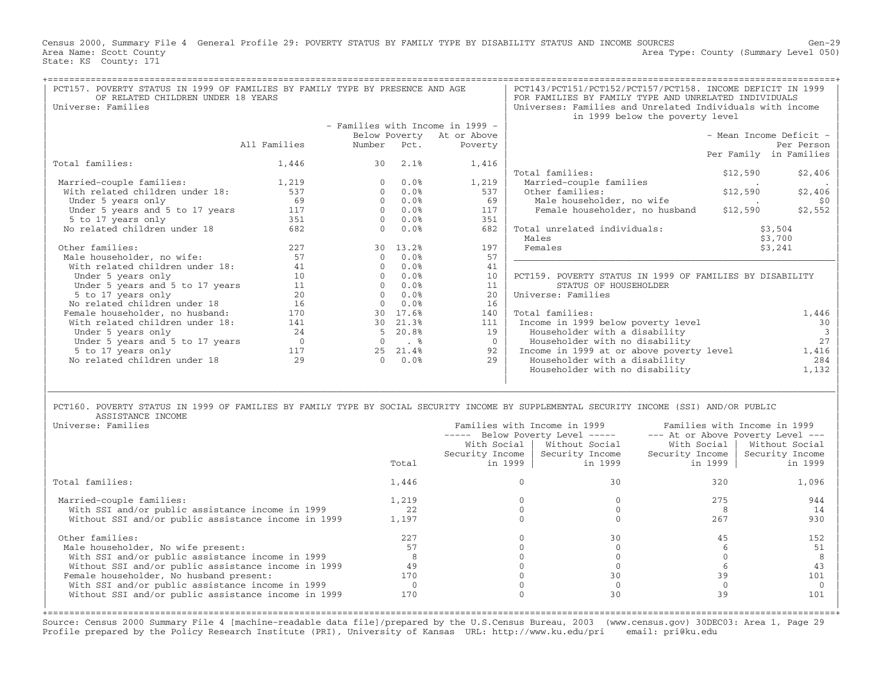Census 2000, Summary File 4 General Profile 29: POVERTY STATUS BY FAMILY TYPE BY DISABILITY STATUS AND INCOME SOURCES
Area Name: Scott County
State: KS County: 171
Gen-29
Area Type: County (Summary Level 050)

## PCT157. POVERTY STATUS IN 1999 OF FAMILIES BY FAMILY TYPE BY PRESENCE AND AGE OF RELATED CHILDREN UNDER 18 YEARS

Universe: Families

| | All Families | Families with Income in 1999 - Below Poverty Number | Below Poverty Pct. | At or Above Poverty |
|---|---|---|---|---|
| Total families: | 1,446 | 30 | 2.1% | 1,416 |
| Married-couple families: | 1,219 | 0 | 0.0% | 1,219 |
| With related children under 18: | 537 | 0 | 0.0% | 537 |
| Under 5 years only | 69 | 0 | 0.0% | 69 |
| Under 5 years and 5 to 17 years | 117 | 0 | 0.0% | 117 |
| 5 to 17 years only | 351 | 0 | 0.0% | 351 |
| No related children under 18 | 682 | 0 | 0.0% | 682 |
| Other families: | 227 | 30 | 13.2% | 197 |
| Male householder, no wife: | 57 | 0 | 0.0% | 57 |
| With related children under 18: | 41 | 0 | 0.0% | 41 |
| Under 5 years only | 10 | 0 | 0.0% | 10 |
| Under 5 years and 5 to 17 years | 11 | 0 | 0.0% | 11 |
| 5 to 17 years only | 20 | 0 | 0.0% | 20 |
| No related children under 18 | 16 | 0 | 0.0% | 16 |
| Female householder, no husband: | 170 | 30 | 17.6% | 140 |
| With related children under 18: | 141 | 30 | 21.3% | 111 |
| Under 5 years only | 24 | 5 | 20.8% | 19 |
| Under 5 years and 5 to 17 years | 0 | 0 | . % | 0 |
| 5 to 17 years only | 117 | 25 | 21.4% | 92 |
| No related children under 18 | 29 | 0 | 0.0% | 29 |

## PCT143/PCT151/PCT152/PCT157/PCT158. INCOME DEFICIT IN 1999 FOR FAMILIES BY FAMILY TYPE AND UNRELATED INDIVIDUALS

Universes: Families and Unrelated Individuals with income in 1999 below the poverty level

| | Mean Income Deficit - Per Family | Mean Income Deficit - Per Person in Families |
|---|---|---|
| Total families: | $12,590 | $2,406 |
| Married-couple families | . | . |
| Other families: | $12,590 | $2,406 |
| Male householder, no wife | . | $0 |
| Female householder, no husband | $12,590 | $2,552 |
| Total unrelated individuals: | $3,504 | |
| Males | $3,700 | |
| Females | $3,241 | |

## PCT159. POVERTY STATUS IN 1999 OF FAMILIES BY DISABILITY STATUS OF HOUSEHOLDER

Universe: Families

| | |
|---|---|
| Total families: | 1,446 |
| Income in 1999 below poverty level | 30 |
| Householder with a disability | 3 |
| Householder with no disability | 27 |
| Income in 1999 at or above poverty level | 1,416 |
| Householder with a disability | 284 |
| Householder with no disability | 1,132 |

## PCT160. POVERTY STATUS IN 1999 OF FAMILIES BY FAMILY TYPE BY SOCIAL SECURITY INCOME BY SUPPLEMENTAL SECURITY INCOME (SSI) AND/OR PUBLIC ASSISTANCE INCOME

Universe: Families

| | Total | Below Poverty Level: With Social Security Income in 1999 | Below Poverty Level: Without Social Security Income in 1999 | At or Above Poverty Level: With Social Security Income in 1999 | At or Above Poverty Level: Without Social Security Income in 1999 |
|---|---|---|---|---|---|
| Total families: | 1,446 | 0 | 30 | 320 | 1,096 |
| Married-couple families: | 1,219 | 0 | 0 | 275 | 944 |
| With SSI and/or public assistance income in 1999 | 22 | 0 | 0 | 8 | 14 |
| Without SSI and/or public assistance income in 1999 | 1,197 | 0 | 0 | 267 | 930 |
| Other families: | 227 | 0 | 30 | 45 | 152 |
| Male householder, No wife present: | 57 | 0 | 0 | 6 | 51 |
| With SSI and/or public assistance income in 1999 | 8 | 0 | 0 | 0 | 8 |
| Without SSI and/or public assistance income in 1999 | 49 | 0 | 0 | 6 | 43 |
| Female householder, No husband present: | 170 | 0 | 30 | 39 | 101 |
| With SSI and/or public assistance income in 1999 | 0 | 0 | 0 | 0 | 0 |
| Without SSI and/or public assistance income in 1999 | 170 | 0 | 30 | 39 | 101 |

Source: Census 2000 Summary File 4 [machine-readable data file]/prepared by the U.S.Census Bureau, 2003 (www.census.gov) 30DEC03: Area 1, Page 29
Profile prepared by the Policy Research Institute (PRI), University of Kansas URL: http://www.ku.edu/pri email: pri@ku.edu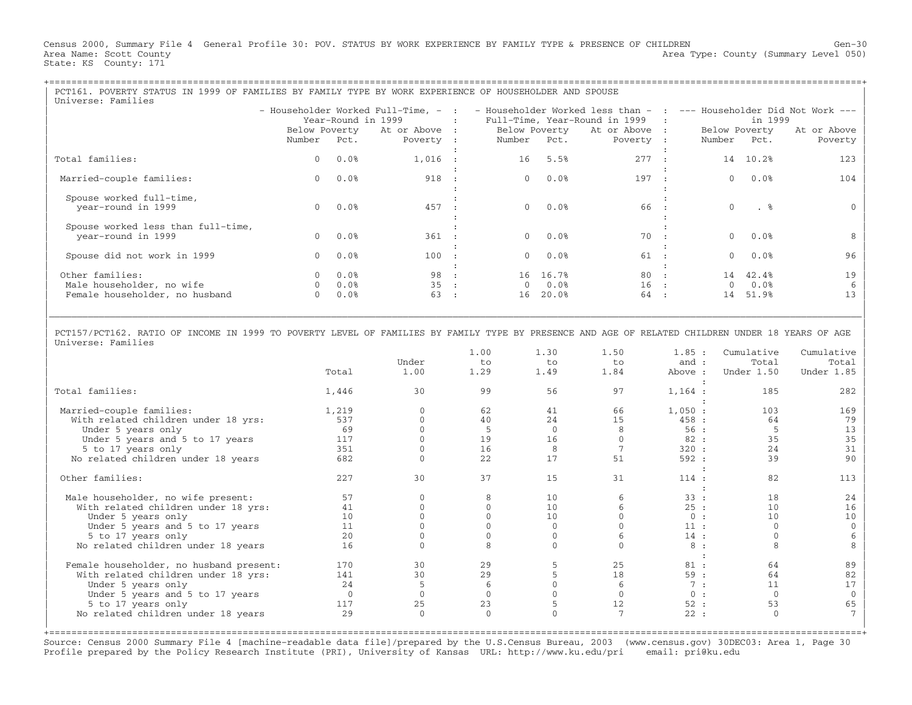Census 2000, Summary File 4 General Profile 30: POV. STATUS BY WORK EXPERIENCE BY FAMILY TYPE & PRESENCE OF CHILDREN Gen-30
Area Name: Scott County Area Type: County (Summary Level 050)
State: KS County: 171

## PCT161. POVERTY STATUS IN 1999 OF FAMILIES BY FAMILY TYPE BY WORK EXPERIENCE OF HOUSEHOLDER AND SPOUSE

Universe: Families

| | Householder Worked Full-Time, Year-Round in 1999 | | | Householder Worked less than Full-Time, Year-Round in 1999 | | | Householder Did Not Work in 1999 | | |
|---|---|---|---|---|---|---|---|---|---|
| | Below Poverty Number | Below Poverty Pct. | At or Above Poverty | Below Poverty Number | Below Poverty Pct. | At or Above Poverty | Below Poverty Number | Below Poverty Pct. | At or Above Poverty |
| Total families: | 0 | 0.0% | 1,016 | 16 | 5.5% | 277 | 14 | 10.2% | 123 |
| Married-couple families: | 0 | 0.0% | 918 | 0 | 0.0% | 197 | 0 | 0.0% | 104 |
| Spouse worked full-time, year-round in 1999 | 0 | 0.0% | 457 | 0 | 0.0% | 66 | 0 | . % | 0 |
| Spouse worked less than full-time, year-round in 1999 | 0 | 0.0% | 361 | 0 | 0.0% | 70 | 0 | 0.0% | 8 |
| Spouse did not work in 1999 | 0 | 0.0% | 100 | 0 | 0.0% | 61 | 0 | 0.0% | 96 |
| Other families: | 0 | 0.0% | 98 | 16 | 16.7% | 80 | 14 | 42.4% | 19 |
| Male householder, no wife | 0 | 0.0% | 35 | 0 | 0.0% | 16 | 0 | 0.0% | 6 |
| Female householder, no husband | 0 | 0.0% | 63 | 16 | 20.0% | 64 | 14 | 51.9% | 13 |

## PCT157/PCT162. RATIO OF INCOME IN 1999 TO POVERTY LEVEL OF FAMILIES BY FAMILY TYPE BY PRESENCE AND AGE OF RELATED CHILDREN UNDER 18 YEARS OF AGE

Universe: Families

| | Total | Under 1.00 | 1.00 to 1.29 | 1.30 to 1.49 | 1.50 to 1.84 | 1.85 and Above | Cumulative Total Under 1.50 | Cumulative Total Under 1.85 |
|---|---|---|---|---|---|---|---|---|
| Total families: | 1,446 | 30 | 99 | 56 | 97 | 1,164 | 185 | 282 |
| Married-couple families: | 1,219 | 0 | 62 | 41 | 66 | 1,050 | 103 | 169 |
| With related children under 18 yrs: | 537 | 0 | 40 | 24 | 15 | 458 | 64 | 79 |
| Under 5 years only | 69 | 0 | 5 | 0 | 8 | 56 | 5 | 13 |
| Under 5 years and 5 to 17 years | 117 | 0 | 19 | 16 | 0 | 82 | 35 | 35 |
| 5 to 17 years only | 351 | 0 | 16 | 8 | 7 | 320 | 24 | 31 |
| No related children under 18 years | 682 | 0 | 22 | 17 | 51 | 592 | 39 | 90 |
| Other families: | 227 | 30 | 37 | 15 | 31 | 114 | 82 | 113 |
| Male householder, no wife present: | 57 | 0 | 8 | 10 | 6 | 33 | 18 | 24 |
| With related children under 18 yrs: | 41 | 0 | 0 | 10 | 6 | 25 | 10 | 16 |
| Under 5 years only | 10 | 0 | 0 | 10 | 0 | 0 | 10 | 10 |
| Under 5 years and 5 to 17 years | 11 | 0 | 0 | 0 | 0 | 11 | 0 | 0 |
| 5 to 17 years only | 20 | 0 | 0 | 0 | 6 | 14 | 0 | 6 |
| No related children under 18 years | 16 | 0 | 8 | 0 | 0 | 8 | 8 | 8 |
| Female householder, no husband present: | 170 | 30 | 29 | 5 | 25 | 81 | 64 | 89 |
| With related children under 18 yrs: | 141 | 30 | 29 | 5 | 18 | 59 | 64 | 82 |
| Under 5 years only | 24 | 5 | 6 | 0 | 6 | 7 | 11 | 17 |
| Under 5 years and 5 to 17 years | 0 | 0 | 0 | 0 | 0 | 0 | 0 | 0 |
| 5 to 17 years only | 117 | 25 | 23 | 5 | 12 | 52 | 53 | 65 |
| No related children under 18 years | 29 | 0 | 0 | 0 | 7 | 22 | 0 | 7 |

Source: Census 2000 Summary File 4 [machine-readable data file]/prepared by the U.S.Census Bureau, 2003 (www.census.gov) 30DEC03: Area 1, Page 30
Profile prepared by the Policy Research Institute (PRI), University of Kansas URL: http://www.ku.edu/pri email: pri@ku.edu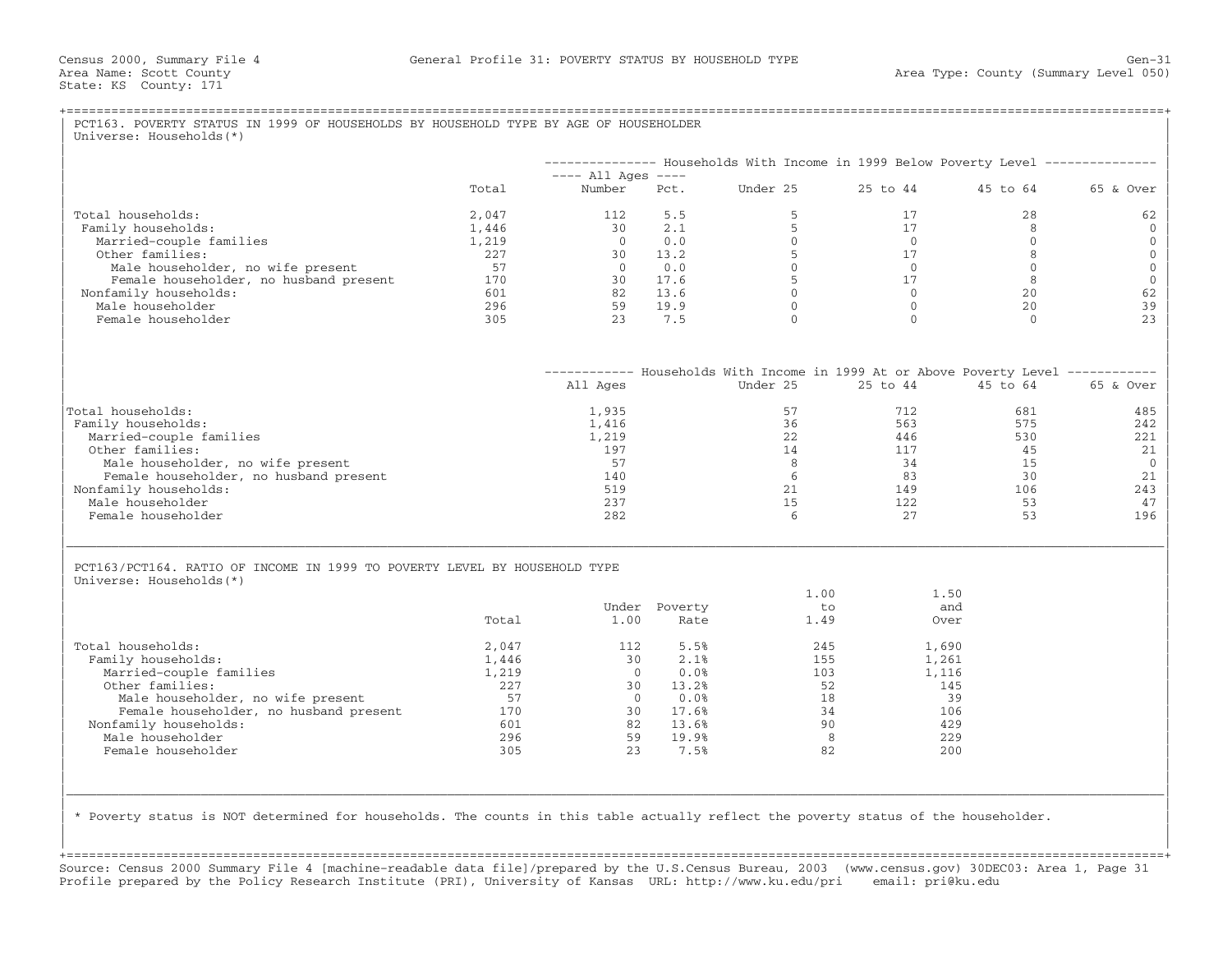Census 2000, Summary File 4 — General Profile 31: POVERTY STATUS BY HOUSEHOLD TYPE — Gen-31
Area Name: Scott County — Area Type: County (Summary Level 050)
State: KS County: 171

## PCT163. POVERTY STATUS IN 1999 OF HOUSEHOLDS BY HOUSEHOLD TYPE BY AGE OF HOUSEHOLDER

Universe: Households(*)

| | Total | Households With Income in 1999 Below Poverty Level: All Ages Number | All Ages Pct. | Under 25 | 25 to 44 | 45 to 64 | 65 & Over |
|---|---|---|---|---|---|---|---|
| Total households: | 2,047 | 112 | 5.5 | 5 | 17 | 28 | 62 |
| Family households: | 1,446 | 30 | 2.1 | 5 | 17 | 8 | 0 |
| Married-couple families | 1,219 | 0 | 0.0 | 0 | 0 | 0 | 0 |
| Other families: | 227 | 30 | 13.2 | 5 | 17 | 8 | 0 |
| Male householder, no wife present | 57 | 0 | 0.0 | 0 | 0 | 0 | 0 |
| Female householder, no husband present | 170 | 30 | 17.6 | 5 | 17 | 8 | 0 |
| Nonfamily households: | 601 | 82 | 13.6 | 0 | 0 | 20 | 62 |
| Male householder | 296 | 59 | 19.9 | 0 | 0 | 20 | 39 |
| Female householder | 305 | 23 | 7.5 | 0 | 0 | 0 | 23 |

| | Households With Income in 1999 At or Above Poverty Level: All Ages | Under 25 | 25 to 44 | 45 to 64 | 65 & Over |
|---|---|---|---|---|---|
| Total households: | 1,935 | 57 | 712 | 681 | 485 |
| Family households: | 1,416 | 36 | 563 | 575 | 242 |
| Married-couple families | 1,219 | 22 | 446 | 530 | 221 |
| Other families: | 197 | 14 | 117 | 45 | 21 |
| Male householder, no wife present | 57 | 8 | 34 | 15 | 0 |
| Female householder, no husband present | 140 | 6 | 83 | 30 | 21 |
| Nonfamily households: | 519 | 21 | 149 | 106 | 243 |
| Male householder | 237 | 15 | 122 | 53 | 47 |
| Female householder | 282 | 6 | 27 | 53 | 196 |

## PCT163/PCT164. RATIO OF INCOME IN 1999 TO POVERTY LEVEL BY HOUSEHOLD TYPE

Universe: Households(*)

| | Total | Under 1.00 | Poverty Rate | 1.00 to 1.49 | 1.50 and Over |
|---|---|---|---|---|---|
| Total households: | 2,047 | 112 | 5.5% | 245 | 1,690 |
| Family households: | 1,446 | 30 | 2.1% | 155 | 1,261 |
| Married-couple families | 1,219 | 0 | 0.0% | 103 | 1,116 |
| Other families: | 227 | 30 | 13.2% | 52 | 145 |
| Male householder, no wife present | 57 | 0 | 0.0% | 18 | 39 |
| Female householder, no husband present | 170 | 30 | 17.6% | 34 | 106 |
| Nonfamily households: | 601 | 82 | 13.6% | 90 | 429 |
| Male householder | 296 | 59 | 19.9% | 8 | 229 |
| Female householder | 305 | 23 | 7.5% | 82 | 200 |

* Poverty status is NOT determined for households. The counts in this table actually reflect the poverty status of the householder.

Source: Census 2000 Summary File 4 [machine-readable data file]/prepared by the U.S.Census Bureau, 2003 (www.census.gov) 30DEC03: Area 1, Page 31
Profile prepared by the Policy Research Institute (PRI), University of Kansas URL: http://www.ku.edu/pri email: pri@ku.edu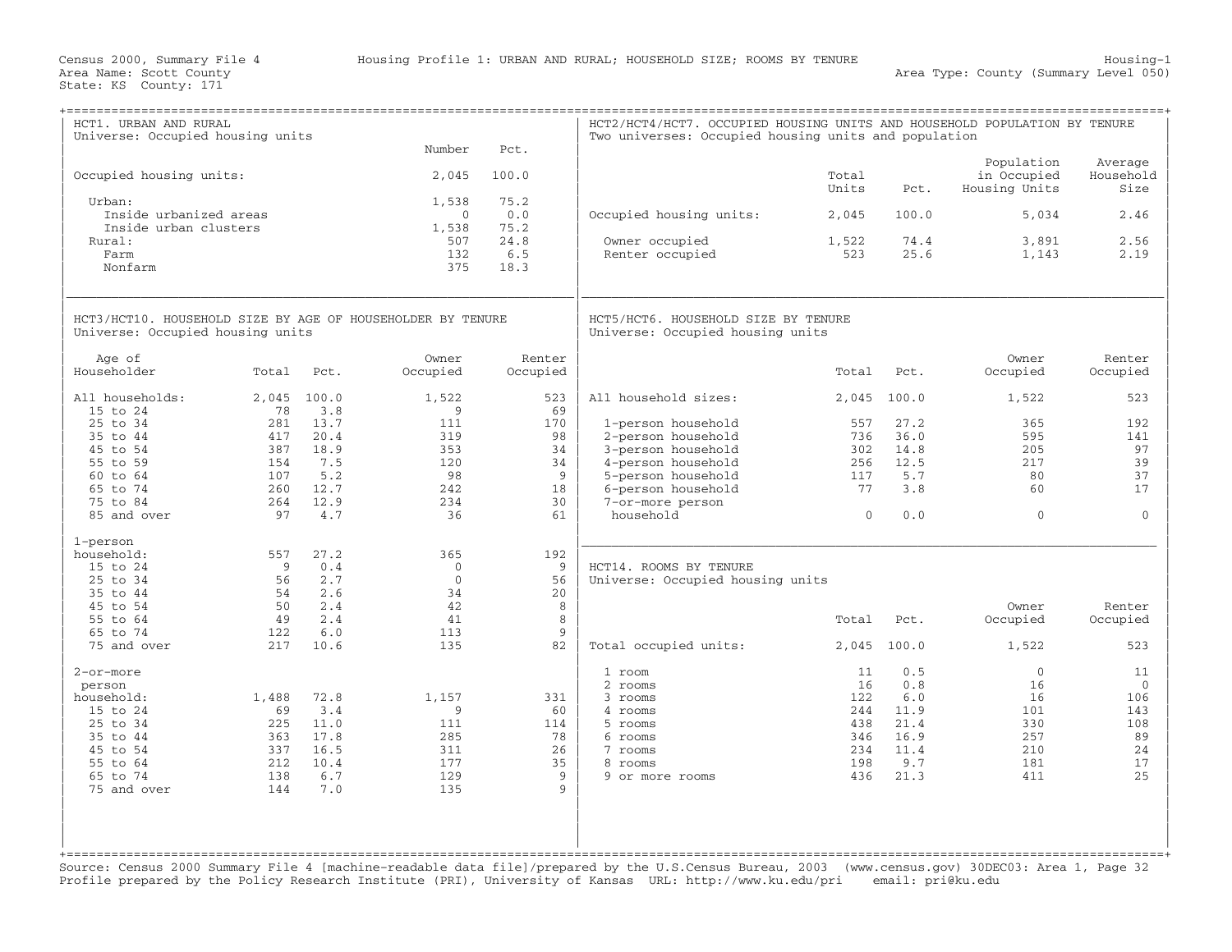Census 2000, Summary File 4 — Housing Profile 1: URBAN AND RURAL; HOUSEHOLD SIZE; ROOMS BY TENURE — Housing-1

Area Name: Scott County — Area Type: County (Summary Level 050)

State: KS County: 171

## HCT1. URBAN AND RURAL

Universe: Occupied housing units

| | Number | Pct. |
|---|---|---|
| Occupied housing units: | 2,045 | 100.0 |
| Urban: | 1,538 | 75.2 |
| Inside urbanized areas | 0 | 0.0 |
| Inside urban clusters | 1,538 | 75.2 |
| Rural: | 507 | 24.8 |
| Farm | 132 | 6.5 |
| Nonfarm | 375 | 18.3 |

## HCT2/HCT4/HCT7. OCCUPIED HOUSING UNITS AND HOUSEHOLD POPULATION BY TENURE

Two universes: Occupied housing units and population

| | Total Units | Pct. | Population in Occupied Housing Units | Average Household Size |
|---|---|---|---|---|
| Occupied housing units: | 2,045 | 100.0 | 5,034 | 2.46 |
| Owner occupied | 1,522 | 74.4 | 3,891 | 2.56 |
| Renter occupied | 523 | 25.6 | 1,143 | 2.19 |

## HCT3/HCT10. HOUSEHOLD SIZE BY AGE OF HOUSEHOLDER BY TENURE

Universe: Occupied housing units

| Age of Householder | Total | Pct. | Owner Occupied | Renter Occupied |
|---|---|---|---|---|
| All households: | 2,045 | 100.0 | 1,522 | 523 |
| 15 to 24 | 78 | 3.8 | 9 | 69 |
| 25 to 34 | 281 | 13.7 | 111 | 170 |
| 35 to 44 | 417 | 20.4 | 319 | 98 |
| 45 to 54 | 387 | 18.9 | 353 | 34 |
| 55 to 59 | 154 | 7.5 | 120 | 34 |
| 60 to 64 | 107 | 5.2 | 98 | 9 |
| 65 to 74 | 260 | 12.7 | 242 | 18 |
| 75 to 84 | 264 | 12.9 | 234 | 30 |
| 85 and over | 97 | 4.7 | 36 | 61 |
| 1-person household: | 557 | 27.2 | 365 | 192 |
| 15 to 24 | 9 | 0.4 | 0 | 9 |
| 25 to 34 | 56 | 2.7 | 0 | 56 |
| 35 to 44 | 54 | 2.6 | 34 | 20 |
| 45 to 54 | 50 | 2.4 | 42 | 8 |
| 55 to 64 | 49 | 2.4 | 41 | 8 |
| 65 to 74 | 122 | 6.0 | 113 | 9 |
| 75 and over | 217 | 10.6 | 135 | 82 |
| 2-or-more person household: | 1,488 | 72.8 | 1,157 | 331 |
| 15 to 24 | 69 | 3.4 | 9 | 60 |
| 25 to 34 | 225 | 11.0 | 111 | 114 |
| 35 to 44 | 363 | 17.8 | 285 | 78 |
| 45 to 54 | 337 | 16.5 | 311 | 26 |
| 55 to 64 | 212 | 10.4 | 177 | 35 |
| 65 to 74 | 138 | 6.7 | 129 | 9 |
| 75 and over | 144 | 7.0 | 135 | 9 |

## HCT5/HCT6. HOUSEHOLD SIZE BY TENURE

Universe: Occupied housing units

| | Total | Pct. | Owner Occupied | Renter Occupied |
|---|---|---|---|---|
| All household sizes: | 2,045 | 100.0 | 1,522 | 523 |
| 1-person household | 557 | 27.2 | 365 | 192 |
| 2-person household | 736 | 36.0 | 595 | 141 |
| 3-person household | 302 | 14.8 | 205 | 97 |
| 4-person household | 256 | 12.5 | 217 | 39 |
| 5-person household | 117 | 5.7 | 80 | 37 |
| 6-person household | 77 | 3.8 | 60 | 17 |
| 7-or-more person household | 0 | 0.0 | 0 | 0 |

## HCT14. ROOMS BY TENURE

Universe: Occupied housing units

| | Total | Pct. | Owner Occupied | Renter Occupied |
|---|---|---|---|---|
| Total occupied units: | 2,045 | 100.0 | 1,522 | 523 |
| 1 room | 11 | 0.5 | 0 | 11 |
| 2 rooms | 16 | 0.8 | 16 | 0 |
| 3 rooms | 122 | 6.0 | 16 | 106 |
| 4 rooms | 244 | 11.9 | 101 | 143 |
| 5 rooms | 438 | 21.4 | 330 | 108 |
| 6 rooms | 346 | 16.9 | 257 | 89 |
| 7 rooms | 234 | 11.4 | 210 | 24 |
| 8 rooms | 198 | 9.7 | 181 | 17 |
| 9 or more rooms | 436 | 21.3 | 411 | 25 |

Source: Census 2000 Summary File 4 [machine-readable data file]/prepared by the U.S.Census Bureau, 2003 (www.census.gov) 30DEC03: Area 1, Page 32
Profile prepared by the Policy Research Institute (PRI), University of Kansas URL: http://www.ku.edu/pri email: pri@ku.edu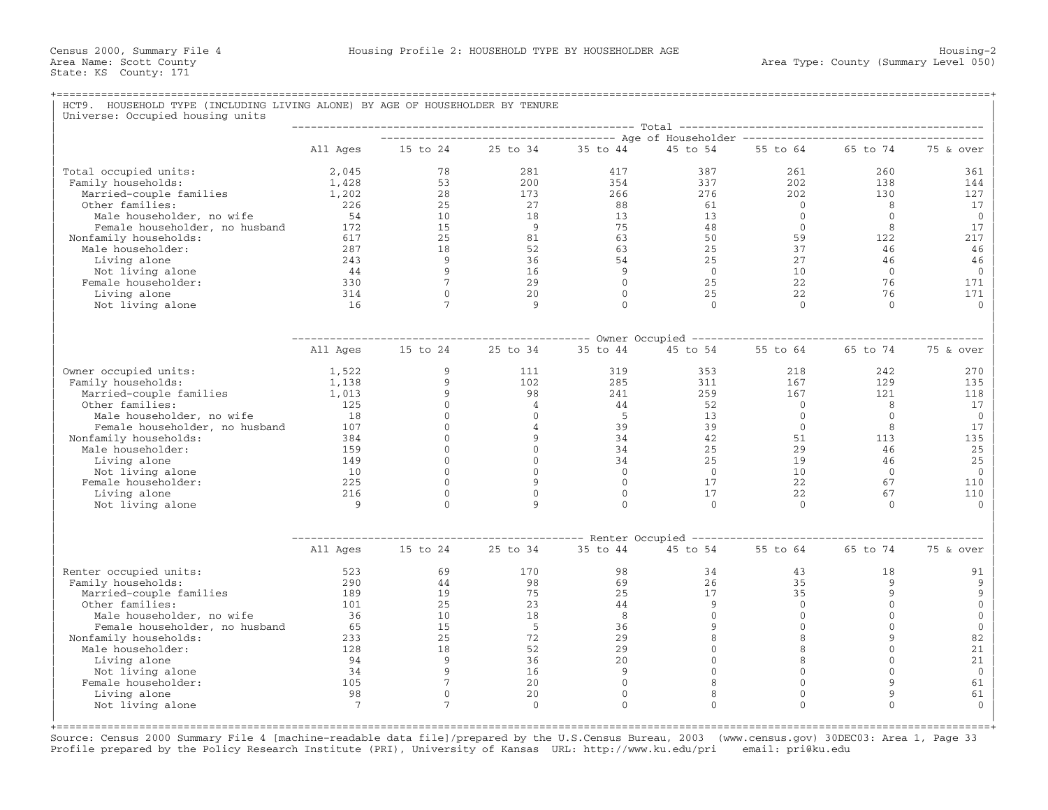Census 2000, Summary File 4 — Housing Profile 2: HOUSEHOLD TYPE BY HOUSEHOLDER AGE — Housing-2

Area Name: Scott County — Area Type: County (Summary Level 050)

State: KS County: 171

## HCT9. HOUSEHOLD TYPE (INCLUDING LIVING ALONE) BY AGE OF HOUSEHOLDER BY TENURE

Universe: Occupied housing units

| Total | All Ages | 15 to 24 | 25 to 34 | 35 to 44 | 45 to 54 | 55 to 64 | 65 to 74 | 75 & over |
|---|---|---|---|---|---|---|---|---|
| Total occupied units: | 2,045 | 78 | 281 | 417 | 387 | 261 | 260 | 361 |
| Family households: | 1,428 | 53 | 200 | 354 | 337 | 202 | 138 | 144 |
| Married-couple families | 1,202 | 28 | 173 | 266 | 276 | 202 | 130 | 127 |
| Other families: | 226 | 25 | 27 | 88 | 61 | 0 | 8 | 17 |
| Male householder, no wife | 54 | 10 | 18 | 13 | 13 | 0 | 0 | 0 |
| Female householder, no husband | 172 | 15 | 9 | 75 | 48 | 0 | 8 | 17 |
| Nonfamily households: | 617 | 25 | 81 | 63 | 50 | 59 | 122 | 217 |
| Male householder: | 287 | 18 | 52 | 63 | 25 | 37 | 46 | 46 |
| Living alone | 243 | 9 | 36 | 54 | 25 | 27 | 46 | 46 |
| Not living alone | 44 | 9 | 16 | 9 | 0 | 10 | 0 | 0 |
| Female householder: | 330 | 7 | 29 | 0 | 25 | 22 | 76 | 171 |
| Living alone | 314 | 0 | 20 | 0 | 25 | 22 | 76 | 171 |
| Not living alone | 16 | 7 | 9 | 0 | 0 | 0 | 0 | 0 |

| Owner Occupied | All Ages | 15 to 24 | 25 to 34 | 35 to 44 | 45 to 54 | 55 to 64 | 65 to 74 | 75 & over |
|---|---|---|---|---|---|---|---|---|
| Owner occupied units: | 1,522 | 9 | 111 | 319 | 353 | 218 | 242 | 270 |
| Family households: | 1,138 | 9 | 102 | 285 | 311 | 167 | 129 | 135 |
| Married-couple families | 1,013 | 9 | 98 | 241 | 259 | 167 | 121 | 118 |
| Other families: | 125 | 0 | 4 | 44 | 52 | 0 | 8 | 17 |
| Male householder, no wife | 18 | 0 | 0 | 5 | 13 | 0 | 0 | 0 |
| Female householder, no husband | 107 | 0 | 4 | 39 | 39 | 0 | 8 | 17 |
| Nonfamily households: | 384 | 0 | 9 | 34 | 42 | 51 | 113 | 135 |
| Male householder: | 159 | 0 | 0 | 34 | 25 | 29 | 46 | 25 |
| Living alone | 149 | 0 | 0 | 34 | 25 | 19 | 46 | 25 |
| Not living alone | 10 | 0 | 0 | 0 | 0 | 10 | 0 | 0 |
| Female householder: | 225 | 0 | 9 | 0 | 17 | 22 | 67 | 110 |
| Living alone | 216 | 0 | 0 | 0 | 17 | 22 | 67 | 110 |
| Not living alone | 9 | 0 | 9 | 0 | 0 | 0 | 0 | 0 |

| Renter Occupied | All Ages | 15 to 24 | 25 to 34 | 35 to 44 | 45 to 54 | 55 to 64 | 65 to 74 | 75 & over |
|---|---|---|---|---|---|---|---|---|
| Renter occupied units: | 523 | 69 | 170 | 98 | 34 | 43 | 18 | 91 |
| Family households: | 290 | 44 | 98 | 69 | 26 | 35 | 9 | 9 |
| Married-couple families | 189 | 19 | 75 | 25 | 17 | 35 | 9 | 9 |
| Other families: | 101 | 25 | 23 | 44 | 9 | 0 | 0 | 0 |
| Male householder, no wife | 36 | 10 | 18 | 8 | 0 | 0 | 0 | 0 |
| Female householder, no husband | 65 | 15 | 5 | 36 | 9 | 0 | 0 | 0 |
| Nonfamily households: | 233 | 25 | 72 | 29 | 8 | 8 | 9 | 82 |
| Male householder: | 128 | 18 | 52 | 29 | 0 | 8 | 0 | 21 |
| Living alone | 94 | 9 | 36 | 20 | 0 | 8 | 0 | 21 |
| Not living alone | 34 | 9 | 16 | 9 | 0 | 0 | 0 | 0 |
| Female householder: | 105 | 7 | 20 | 0 | 8 | 0 | 9 | 61 |
| Living alone | 98 | 0 | 20 | 0 | 8 | 0 | 9 | 61 |
| Not living alone | 7 | 7 | 0 | 0 | 0 | 0 | 0 | 0 |

Source: Census 2000 Summary File 4 [machine-readable data file]/prepared by the U.S.Census Bureau, 2003 (www.census.gov) 30DEC03: Area 1, Page 33
Profile prepared by the Policy Research Institute (PRI), University of Kansas URL: http://www.ku.edu/pri email: pri@ku.edu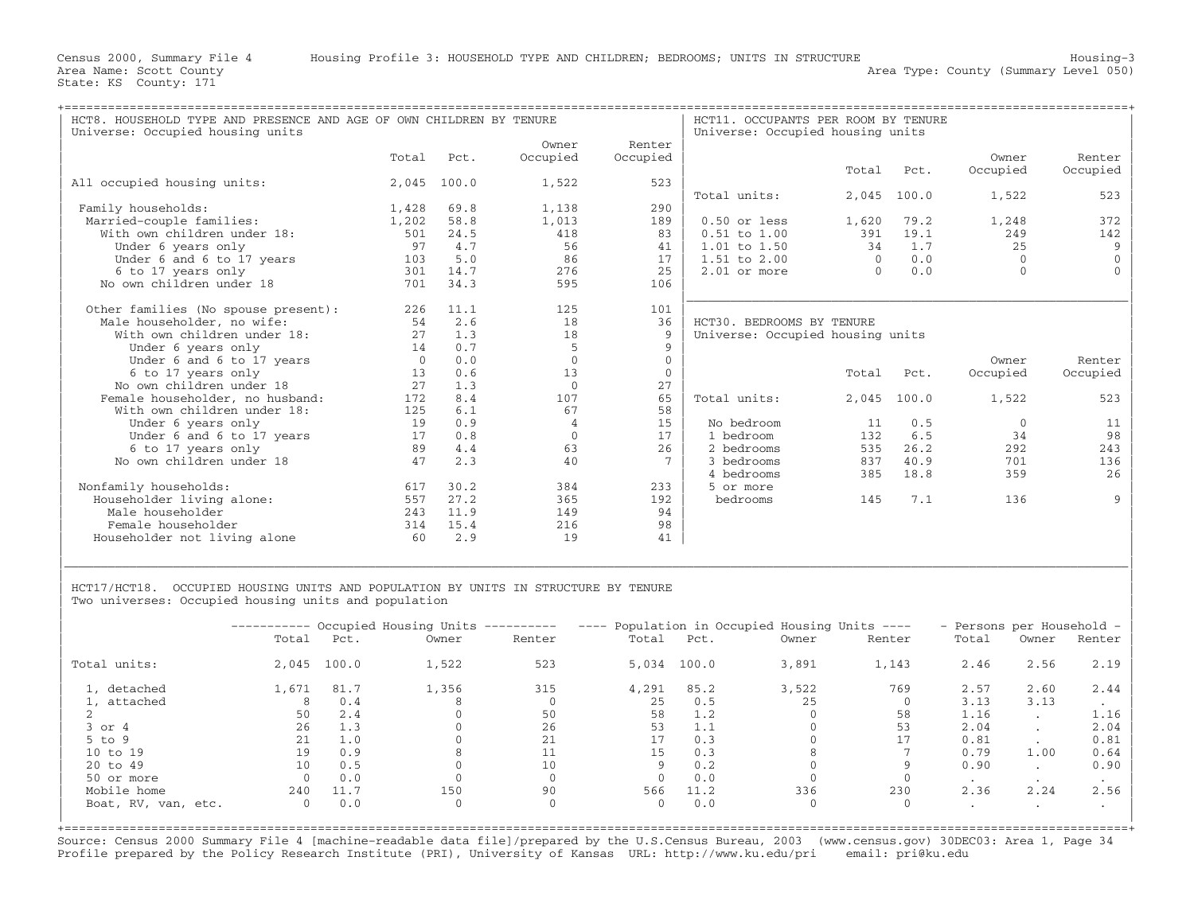Census 2000, Summary File 4 Housing Profile 3: HOUSEHOLD TYPE AND CHILDREN; BEDROOMS; UNITS IN STRUCTURE Housing-3
Area Name: Scott County Area Type: County (Summary Level 050)
State: KS County: 171

## HCT8. HOUSEHOLD TYPE AND PRESENCE AND AGE OF OWN CHILDREN BY TENURE

Universe: Occupied housing units

| | Total | Pct. | Owner Occupied | Renter Occupied |
|---|---|---|---|---|
| All occupied housing units: | 2,045 | 100.0 | 1,522 | 523 |
| Family households: | 1,428 | 69.8 | 1,138 | 290 |
| Married-couple families: | 1,202 | 58.8 | 1,013 | 189 |
| With own children under 18: | 501 | 24.5 | 418 | 83 |
| Under 6 years only | 97 | 4.7 | 56 | 41 |
| Under 6 and 6 to 17 years | 103 | 5.0 | 86 | 17 |
| 6 to 17 years only | 301 | 14.7 | 276 | 25 |
| No own children under 18 | 701 | 34.3 | 595 | 106 |
| Other families (No spouse present): | 226 | 11.1 | 125 | 101 |
| Male householder, no wife: | 54 | 2.6 | 18 | 36 |
| With own children under 18: | 27 | 1.3 | 18 | 9 |
| Under 6 years only | 14 | 0.7 | 5 | 9 |
| Under 6 and 6 to 17 years | 0 | 0.0 | 0 | 0 |
| 6 to 17 years only | 13 | 0.6 | 13 | 0 |
| No own children under 18 | 27 | 1.3 | 0 | 27 |
| Female householder, no husband: | 172 | 8.4 | 107 | 65 |
| With own children under 18: | 125 | 6.1 | 67 | 58 |
| Under 6 years only | 19 | 0.9 | 4 | 15 |
| Under 6 and 6 to 17 years | 17 | 0.8 | 0 | 17 |
| 6 to 17 years only | 89 | 4.4 | 63 | 26 |
| No own children under 18 | 47 | 2.3 | 40 | 7 |
| Nonfamily households: | 617 | 30.2 | 384 | 233 |
| Householder living alone: | 557 | 27.2 | 365 | 192 |
| Male householder | 243 | 11.9 | 149 | 94 |
| Female householder | 314 | 15.4 | 216 | 98 |
| Householder not living alone | 60 | 2.9 | 19 | 41 |

## HCT11. OCCUPANTS PER ROOM BY TENURE

Universe: Occupied housing units

| | Total | Pct. | Owner Occupied | Renter Occupied |
|---|---|---|---|---|
| Total units: | 2,045 | 100.0 | 1,522 | 523 |
| 0.50 or less | 1,620 | 79.2 | 1,248 | 372 |
| 0.51 to 1.00 | 391 | 19.1 | 249 | 142 |
| 1.01 to 1.50 | 34 | 1.7 | 25 | 9 |
| 1.51 to 2.00 | 0 | 0.0 | 0 | 0 |
| 2.01 or more | 0 | 0.0 | 0 | 0 |

## HCT30. BEDROOMS BY TENURE

Universe: Occupied housing units

| | Total | Pct. | Owner Occupied | Renter Occupied |
|---|---|---|---|---|
| Total units: | 2,045 | 100.0 | 1,522 | 523 |
| No bedroom | 11 | 0.5 | 0 | 11 |
| 1 bedroom | 132 | 6.5 | 34 | 98 |
| 2 bedrooms | 535 | 26.2 | 292 | 243 |
| 3 bedrooms | 837 | 40.9 | 701 | 136 |
| 4 bedrooms | 385 | 18.8 | 359 | 26 |
| 5 or more bedrooms | 145 | 7.1 | 136 | 9 |

## HCT17/HCT18. OCCUPIED HOUSING UNITS AND POPULATION BY UNITS IN STRUCTURE BY TENURE

Two universes: Occupied housing units and population

| | Occupied Housing Units | | | | Population in Occupied Housing Units | | | | Persons per Household | | |
|---|---|---|---|---|---|---|---|---|---|---|---|
| | Total | Pct. | Owner | Renter | Total | Pct. | Owner | Renter | Total | Owner | Renter |
| Total units: | 2,045 | 100.0 | 1,522 | 523 | 5,034 | 100.0 | 3,891 | 1,143 | 2.46 | 2.56 | 2.19 |
| 1, detached | 1,671 | 81.7 | 1,356 | 315 | 4,291 | 85.2 | 3,522 | 769 | 2.57 | 2.60 | 2.44 |
| 1, attached | 8 | 0.4 | 8 | 0 | 25 | 0.5 | 25 | 0 | 3.13 | 3.13 | . |
| 2 | 50 | 2.4 | 0 | 50 | 58 | 1.2 | 0 | 58 | 1.16 | . | 1.16 |
| 3 or 4 | 26 | 1.3 | 0 | 26 | 53 | 1.1 | 0 | 53 | 2.04 | . | 2.04 |
| 5 to 9 | 21 | 1.0 | 0 | 21 | 17 | 0.3 | 0 | 17 | 0.81 | . | 0.81 |
| 10 to 19 | 19 | 0.9 | 8 | 11 | 15 | 0.3 | 8 | 7 | 0.79 | 1.00 | 0.64 |
| 20 to 49 | 10 | 0.5 | 0 | 10 | 9 | 0.2 | 0 | 9 | 0.90 | . | 0.90 |
| 50 or more | 0 | 0.0 | 0 | 0 | 0 | 0.0 | 0 | 0 | . | . | . |
| Mobile home | 240 | 11.7 | 150 | 90 | 566 | 11.2 | 336 | 230 | 2.36 | 2.24 | 2.56 |
| Boat, RV, van, etc. | 0 | 0.0 | 0 | 0 | 0 | 0.0 | 0 | 0 | . | . | . |

Source: Census 2000 Summary File 4 [machine-readable data file]/prepared by the U.S.Census Bureau, 2003 (www.census.gov) 30DEC03: Area 1, Page 34
Profile prepared by the Policy Research Institute (PRI), University of Kansas URL: http://www.ku.edu/pri email: pri@ku.edu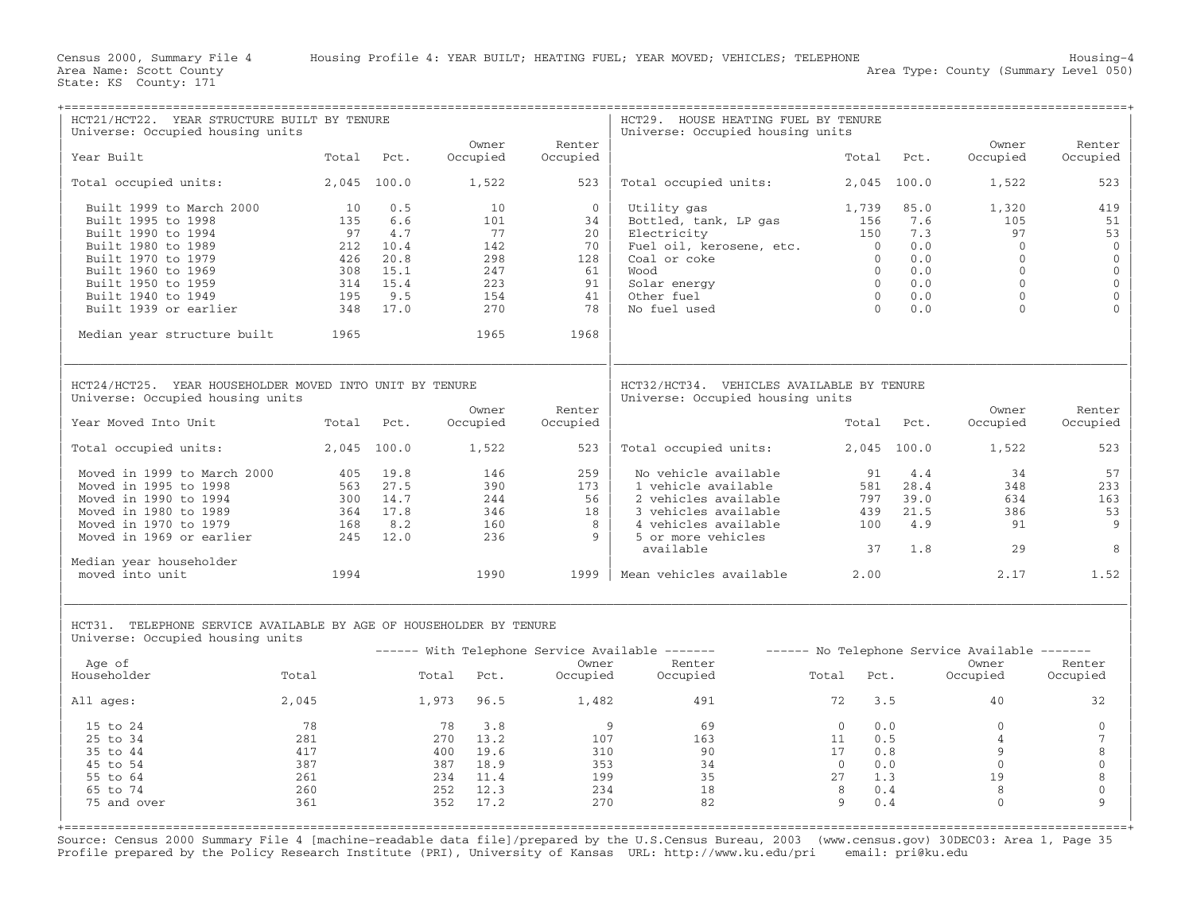Census 2000, Summary File 4 Housing Profile 4: YEAR BUILT; HEATING FUEL; YEAR MOVED; VEHICLES; TELEPHONE Housing-4

Area Name: Scott County Area Type: County (Summary Level 050)

State: KS County: 171

## HCT21/HCT22. YEAR STRUCTURE BUILT BY TENURE

Universe: Occupied housing units

| Year Built | Total | Pct. | Owner Occupied | Renter Occupied |
|---|---|---|---|---|
| Total occupied units: | 2,045 | 100.0 | 1,522 | 523 |
| Built 1999 to March 2000 | 10 | 0.5 | 10 | 0 |
| Built 1995 to 1998 | 135 | 6.6 | 101 | 34 |
| Built 1990 to 1994 | 97 | 4.7 | 77 | 20 |
| Built 1980 to 1989 | 212 | 10.4 | 142 | 70 |
| Built 1970 to 1979 | 426 | 20.8 | 298 | 128 |
| Built 1960 to 1969 | 308 | 15.1 | 247 | 61 |
| Built 1950 to 1959 | 314 | 15.4 | 223 | 91 |
| Built 1940 to 1949 | 195 | 9.5 | 154 | 41 |
| Built 1939 or earlier | 348 | 17.0 | 270 | 78 |
| Median year structure built | 1965 | | 1965 | 1968 |

## HCT29. HOUSE HEATING FUEL BY TENURE

Universe: Occupied housing units

| | Total | Pct. | Owner Occupied | Renter Occupied |
|---|---|---|---|---|
| Total occupied units: | 2,045 | 100.0 | 1,522 | 523 |
| Utility gas | 1,739 | 85.0 | 1,320 | 419 |
| Bottled, tank, LP gas | 156 | 7.6 | 105 | 51 |
| Electricity | 150 | 7.3 | 97 | 53 |
| Fuel oil, kerosene, etc. | 0 | 0.0 | 0 | 0 |
| Coal or coke | 0 | 0.0 | 0 | 0 |
| Wood | 0 | 0.0 | 0 | 0 |
| Solar energy | 0 | 0.0 | 0 | 0 |
| Other fuel | 0 | 0.0 | 0 | 0 |
| No fuel used | 0 | 0.0 | 0 | 0 |

## HCT24/HCT25. YEAR HOUSEHOLDER MOVED INTO UNIT BY TENURE

Universe: Occupied housing units

| Year Moved Into Unit | Total | Pct. | Owner Occupied | Renter Occupied |
|---|---|---|---|---|
| Total occupied units: | 2,045 | 100.0 | 1,522 | 523 |
| Moved in 1999 to March 2000 | 405 | 19.8 | 146 | 259 |
| Moved in 1995 to 1998 | 563 | 27.5 | 390 | 173 |
| Moved in 1990 to 1994 | 300 | 14.7 | 244 | 56 |
| Moved in 1980 to 1989 | 364 | 17.8 | 346 | 18 |
| Moved in 1970 to 1979 | 168 | 8.2 | 160 | 8 |
| Moved in 1969 or earlier | 245 | 12.0 | 236 | 9 |
| Median year householder moved into unit | 1994 | | 1990 | 1999 |

## HCT32/HCT34. VEHICLES AVAILABLE BY TENURE

Universe: Occupied housing units

| | Total | Pct. | Owner Occupied | Renter Occupied |
|---|---|---|---|---|
| Total occupied units: | 2,045 | 100.0 | 1,522 | 523 |
| No vehicle available | 91 | 4.4 | 34 | 57 |
| 1 vehicle available | 581 | 28.4 | 348 | 233 |
| 2 vehicles available | 797 | 39.0 | 634 | 163 |
| 3 vehicles available | 439 | 21.5 | 386 | 53 |
| 4 vehicles available | 100 | 4.9 | 91 | 9 |
| 5 or more vehicles available | 37 | 1.8 | 29 | 8 |
| Mean vehicles available | 2.00 | | 2.17 | 1.52 |

## HCT31. TELEPHONE SERVICE AVAILABLE BY AGE OF HOUSEHOLDER BY TENURE

Universe: Occupied housing units

| | | With Telephone Service Available | | | | No Telephone Service Available | | | |
|---|---|---|---|---|---|---|---|---|---|
| Age of Householder | Total | Total | Pct. | Owner Occupied | Renter Occupied | Total | Pct. | Owner Occupied | Renter Occupied |
| All ages: | 2,045 | 1,973 | 96.5 | 1,482 | 491 | 72 | 3.5 | 40 | 32 |
| 15 to 24 | 78 | 78 | 3.8 | 9 | 69 | 0 | 0.0 | 0 | 0 |
| 25 to 34 | 281 | 270 | 13.2 | 107 | 163 | 11 | 0.5 | 4 | 7 |
| 35 to 44 | 417 | 400 | 19.6 | 310 | 90 | 17 | 0.8 | 9 | 8 |
| 45 to 54 | 387 | 387 | 18.9 | 353 | 34 | 0 | 0.0 | 0 | 0 |
| 55 to 64 | 261 | 234 | 11.4 | 199 | 35 | 27 | 1.3 | 19 | 8 |
| 65 to 74 | 260 | 252 | 12.3 | 234 | 18 | 8 | 0.4 | 8 | 0 |
| 75 and over | 361 | 352 | 17.2 | 270 | 82 | 9 | 0.4 | 0 | 9 |

Source: Census 2000 Summary File 4 [machine-readable data file]/prepared by the U.S.Census Bureau, 2003 (www.census.gov) 30DEC03: Area 1, Page 35

Profile prepared by the Policy Research Institute (PRI), University of Kansas URL: http://www.ku.edu/pri email: pri@ku.edu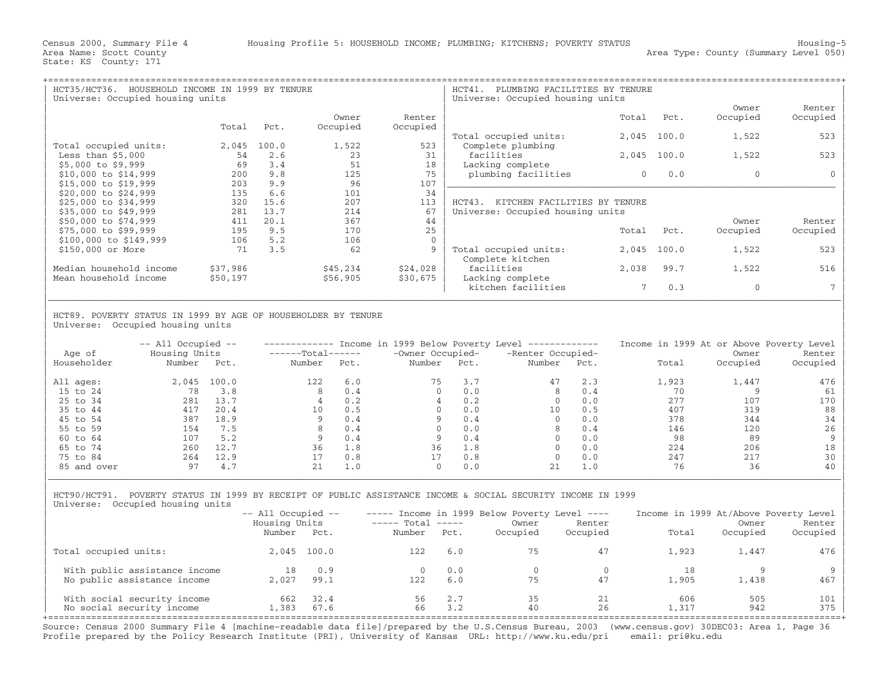Census 2000, Summary File 4 — Housing Profile 5: HOUSEHOLD INCOME; PLUMBING; KITCHENS; POVERTY STATUS — Housing-5

Area Name: Scott County — Area Type: County (Summary Level 050)

State: KS County: 171

## HCT35/HCT36. HOUSEHOLD INCOME IN 1999 BY TENURE

Universe: Occupied housing units

| | Total | Pct. | Owner Occupied | Renter Occupied |
|---|---|---|---|---|
| Total occupied units: | 2,045 | 100.0 | 1,522 | 523 |
| Less than $5,000 | 54 | 2.6 | 23 | 31 |
| $5,000 to $9,999 | 69 | 3.4 | 51 | 18 |
| $10,000 to $14,999 | 200 | 9.8 | 125 | 75 |
| $15,000 to $19,999 | 203 | 9.9 | 96 | 107 |
| $20,000 to $24,999 | 135 | 6.6 | 101 | 34 |
| $25,000 to $34,999 | 320 | 15.6 | 207 | 113 |
| $35,000 to $49,999 | 281 | 13.7 | 214 | 67 |
| $50,000 to $74,999 | 411 | 20.1 | 367 | 44 |
| $75,000 to $99,999 | 195 | 9.5 | 170 | 25 |
| $100,000 to $149,999 | 106 | 5.2 | 106 | 0 |
| $150,000 or More | 71 | 3.5 | 62 | 9 |
| Median household income | $37,986 | | $45,234 | $24,028 |
| Mean household income | $50,197 | | $56,905 | $30,675 |

## HCT41. PLUMBING FACILITIES BY TENURE

Universe: Occupied housing units

| | Total | Pct. | Owner Occupied | Renter Occupied |
|---|---|---|---|---|
| Total occupied units: | 2,045 | 100.0 | 1,522 | 523 |
| Complete plumbing facilities | 2,045 | 100.0 | 1,522 | 523 |
| Lacking complete plumbing facilities | 0 | 0.0 | 0 | 0 |

## HCT43. KITCHEN FACILITIES BY TENURE

Universe: Occupied housing units

| | Total | Pct. | Owner Occupied | Renter Occupied |
|---|---|---|---|---|
| Total occupied units: | 2,045 | 100.0 | 1,522 | 523 |
| Complete kitchen facilities | 2,038 | 99.7 | 1,522 | 516 |
| Lacking complete kitchen facilities | 7 | 0.3 | 0 | 7 |

## HCT89. POVERTY STATUS IN 1999 BY AGE OF HOUSEHOLDER BY TENURE

Universe: Occupied housing units

| Age of Householder | All Occupied Housing Units: Number | Pct. | Below Poverty – Total: Number | Pct. | Below Poverty – Owner Occupied: Number | Pct. | Below Poverty – Renter Occupied: Number | Pct. | At or Above Poverty: Total | Owner Occupied | Renter Occupied |
|---|---|---|---|---|---|---|---|---|---|---|---|
| All ages: | 2,045 | 100.0 | 122 | 6.0 | 75 | 3.7 | 47 | 2.3 | 1,923 | 1,447 | 476 |
| 15 to 24 | 78 | 3.8 | 8 | 0.4 | 0 | 0.0 | 8 | 0.4 | 70 | 9 | 61 |
| 25 to 34 | 281 | 13.7 | 4 | 0.2 | 4 | 0.2 | 0 | 0.0 | 277 | 107 | 170 |
| 35 to 44 | 417 | 20.4 | 10 | 0.5 | 0 | 0.0 | 10 | 0.5 | 407 | 319 | 88 |
| 45 to 54 | 387 | 18.9 | 9 | 0.4 | 9 | 0.4 | 0 | 0.0 | 378 | 344 | 34 |
| 55 to 59 | 154 | 7.5 | 8 | 0.4 | 0 | 0.0 | 8 | 0.4 | 146 | 120 | 26 |
| 60 to 64 | 107 | 5.2 | 9 | 0.4 | 9 | 0.4 | 0 | 0.0 | 98 | 89 | 9 |
| 65 to 74 | 260 | 12.7 | 36 | 1.8 | 36 | 1.8 | 0 | 0.0 | 224 | 206 | 18 |
| 75 to 84 | 264 | 12.9 | 17 | 0.8 | 17 | 0.8 | 0 | 0.0 | 247 | 217 | 30 |
| 85 and over | 97 | 4.7 | 21 | 1.0 | 0 | 0.0 | 21 | 1.0 | 76 | 36 | 40 |

## HCT90/HCT91. POVERTY STATUS IN 1999 BY RECEIPT OF PUBLIC ASSISTANCE INCOME & SOCIAL SECURITY INCOME IN 1999

Universe: Occupied housing units

| | All Occupied Housing Units: Number | Pct. | Below Poverty – Total: Number | Pct. | Below Poverty – Owner Occupied | Below Poverty – Renter Occupied | At/Above Poverty: Total | Owner Occupied | Renter Occupied |
|---|---|---|---|---|---|---|---|---|---|
| Total occupied units: | 2,045 | 100.0 | 122 | 6.0 | 75 | 47 | 1,923 | 1,447 | 476 |
| With public assistance income | 18 | 0.9 | 0 | 0.0 | 0 | 0 | 18 | 9 | 9 |
| No public assistance income | 2,027 | 99.1 | 122 | 6.0 | 75 | 47 | 1,905 | 1,438 | 467 |
| With social security income | 662 | 32.4 | 56 | 2.7 | 35 | 21 | 606 | 505 | 101 |
| No social security income | 1,383 | 67.6 | 66 | 3.2 | 40 | 26 | 1,317 | 942 | 375 |

Source: Census 2000 Summary File 4 [machine-readable data file]/prepared by the U.S.Census Bureau, 2003 (www.census.gov) 30DEC03: Area 1, Page 36

Profile prepared by the Policy Research Institute (PRI), University of Kansas URL: http://www.ku.edu/pri email: pri@ku.edu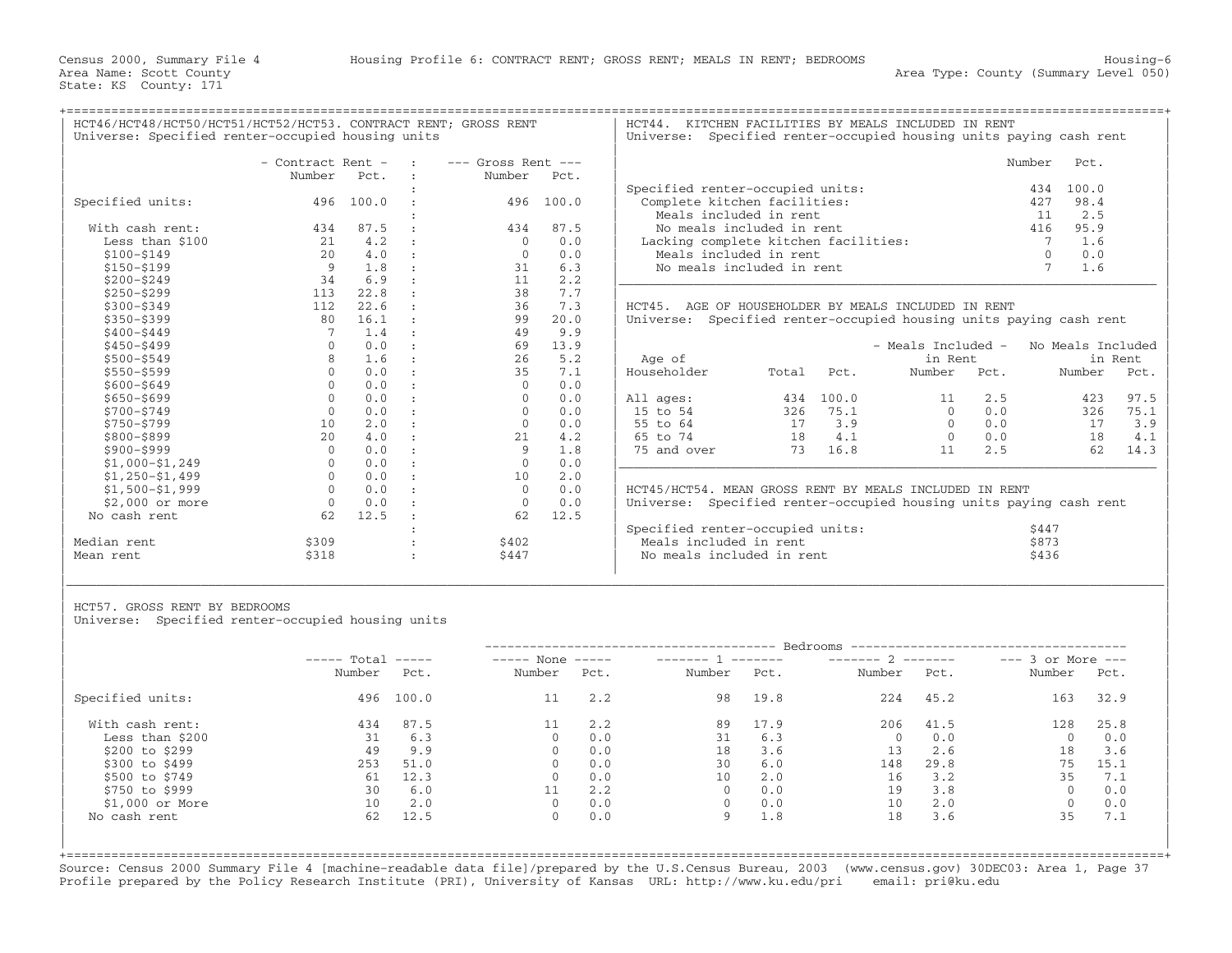Census 2000, Summary File 4 — Housing Profile 6: CONTRACT RENT; GROSS RENT; MEALS IN RENT; BEDROOMS — Housing-6

Area Name: Scott County — Area Type: County (Summary Level 050)

State: KS County: 171

## HCT46/HCT48/HCT50/HCT51/HCT52/HCT53. CONTRACT RENT; GROSS RENT

Universe: Specified renter-occupied housing units

| | Contract Rent Number | Contract Rent Pct. | Gross Rent Number | Gross Rent Pct. |
|---|---|---|---|---|
| Specified units: | 496 | 100.0 | 496 | 100.0 |
| With cash rent: | 434 | 87.5 | 434 | 87.5 |
| Less than $100 | 21 | 4.2 | 0 | 0.0 |
| $100-$149 | 20 | 4.0 | 0 | 0.0 |
| $150-$199 | 9 | 1.8 | 31 | 6.3 |
| $200-$249 | 34 | 6.9 | 11 | 2.2 |
| $250-$299 | 113 | 22.8 | 38 | 7.7 |
| $300-$349 | 112 | 22.6 | 36 | 7.3 |
| $350-$399 | 80 | 16.1 | 99 | 20.0 |
| $400-$449 | 7 | 1.4 | 49 | 9.9 |
| $450-$499 | 0 | 0.0 | 69 | 13.9 |
| $500-$549 | 8 | 1.6 | 26 | 5.2 |
| $550-$599 | 0 | 0.0 | 35 | 7.1 |
| $600-$649 | 0 | 0.0 | 0 | 0.0 |
| $650-$699 | 0 | 0.0 | 0 | 0.0 |
| $700-$749 | 0 | 0.0 | 0 | 0.0 |
| $750-$799 | 10 | 2.0 | 0 | 0.0 |
| $800-$899 | 20 | 4.0 | 21 | 4.2 |
| $900-$999 | 0 | 0.0 | 9 | 1.8 |
| $1,000-$1,249 | 0 | 0.0 | 0 | 0.0 |
| $1,250-$1,499 | 0 | 0.0 | 10 | 2.0 |
| $1,500-$1,999 | 0 | 0.0 | 0 | 0.0 |
| $2,000 or more | 0 | 0.0 | 0 | 0.0 |
| No cash rent | 62 | 12.5 | 62 | 12.5 |
| Median rent | $309 | | $402 | |
| Mean rent | $318 | | $447 | |

## HCT44. KITCHEN FACILITIES BY MEALS INCLUDED IN RENT

Universe: Specified renter-occupied housing units paying cash rent

| | Number | Pct. |
|---|---|---|
| Specified renter-occupied units: | 434 | 100.0 |
| Complete kitchen facilities: | 427 | 98.4 |
| Meals included in rent | 11 | 2.5 |
| No meals included in rent | 416 | 95.9 |
| Lacking complete kitchen facilities: | 7 | 1.6 |
| Meals included in rent | 0 | 0.0 |
| No meals included in rent | 7 | 1.6 |

## HCT45. AGE OF HOUSEHOLDER BY MEALS INCLUDED IN RENT

Universe: Specified renter-occupied housing units paying cash rent

| Age of Householder | Total | Pct. | Meals Included in Rent Number | Meals Included in Rent Pct. | No Meals Included in Rent Number | No Meals Included in Rent Pct. |
|---|---|---|---|---|---|---|
| All ages: | 434 | 100.0 | 11 | 2.5 | 423 | 97.5 |
| 15 to 54 | 326 | 75.1 | 0 | 0.0 | 326 | 75.1 |
| 55 to 64 | 17 | 3.9 | 0 | 0.0 | 17 | 3.9 |
| 65 to 74 | 18 | 4.1 | 0 | 0.0 | 18 | 4.1 |
| 75 and over | 73 | 16.8 | 11 | 2.5 | 62 | 14.3 |

## HCT45/HCT54. MEAN GROSS RENT BY MEALS INCLUDED IN RENT

Universe: Specified renter-occupied housing units paying cash rent

| | |
|---|---|
| Specified renter-occupied units: | $447 |
| Meals included in rent | $873 |
| No meals included in rent | $436 |

## HCT57. GROSS RENT BY BEDROOMS

Universe: Specified renter-occupied housing units

| | Total Number | Total Pct. | None Number | None Pct. | 1 Number | 1 Pct. | 2 Number | 2 Pct. | 3 or More Number | 3 or More Pct. |
|---|---|---|---|---|---|---|---|---|---|---|
| Specified units: | 496 | 100.0 | 11 | 2.2 | 98 | 19.8 | 224 | 45.2 | 163 | 32.9 |
| With cash rent: | 434 | 87.5 | 11 | 2.2 | 89 | 17.9 | 206 | 41.5 | 128 | 25.8 |
| Less than $200 | 31 | 6.3 | 0 | 0.0 | 31 | 6.3 | 0 | 0.0 | 0 | 0.0 |
| $200 to $299 | 49 | 9.9 | 0 | 0.0 | 18 | 3.6 | 13 | 2.6 | 18 | 3.6 |
| $300 to $499 | 253 | 51.0 | 0 | 0.0 | 30 | 6.0 | 148 | 29.8 | 75 | 15.1 |
| $500 to $749 | 61 | 12.3 | 0 | 0.0 | 10 | 2.0 | 16 | 3.2 | 35 | 7.1 |
| $750 to $999 | 30 | 6.0 | 11 | 2.2 | 0 | 0.0 | 19 | 3.8 | 0 | 0.0 |
| $1,000 or More | 10 | 2.0 | 0 | 0.0 | 0 | 0.0 | 10 | 2.0 | 0 | 0.0 |
| No cash rent | 62 | 12.5 | 0 | 0.0 | 9 | 1.8 | 18 | 3.6 | 35 | 7.1 |

Source: Census 2000 Summary File 4 [machine-readable data file]/prepared by the U.S.Census Bureau, 2003 (www.census.gov) 30DEC03: Area 1, Page 37
Profile prepared by the Policy Research Institute (PRI), University of Kansas URL: http://www.ku.edu/pri email: pri@ku.edu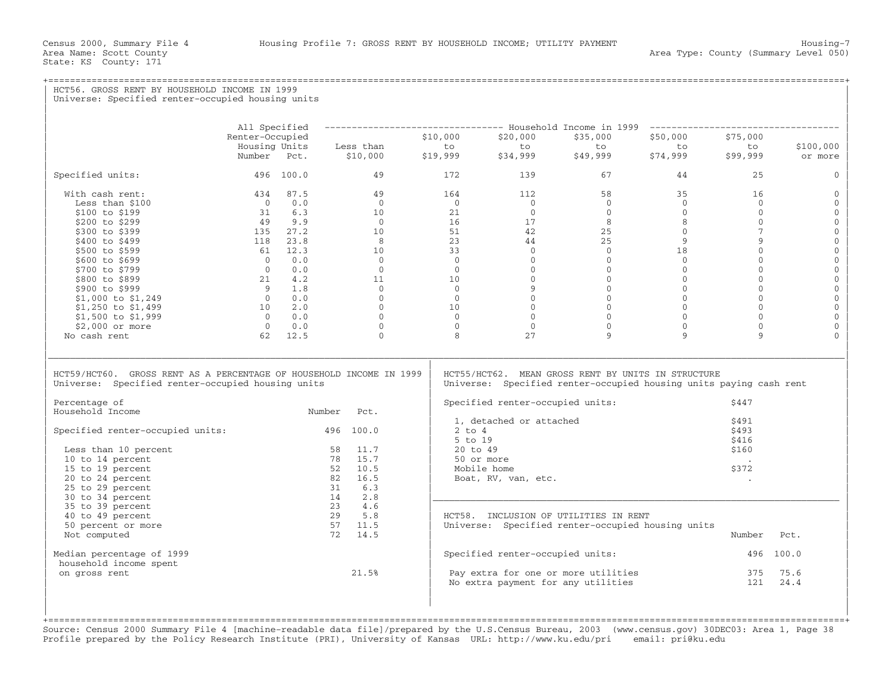Census 2000, Summary File 4 — Housing Profile 7: GROSS RENT BY HOUSEHOLD INCOME; UTILITY PAYMENT — Housing-7

Area Name: Scott County — Area Type: County (Summary Level 050)

State: KS County: 171

## HCT56. GROSS RENT BY HOUSEHOLD INCOME IN 1999

Universe: Specified renter-occupied housing units

| | All Specified Renter-Occupied Housing Units Number | Pct. | Household Income in 1999: Less than $10,000 | $10,000 to $19,999 | $20,000 to $34,999 | $35,000 to $49,999 | $50,000 to $74,999 | $75,000 to $99,999 | $100,000 or more |
|---|---|---|---|---|---|---|---|---|---|
| Specified units: | 496 | 100.0 | 49 | 172 | 139 | 67 | 44 | 25 | 0 |
| With cash rent: | 434 | 87.5 | 49 | 164 | 112 | 58 | 35 | 16 | 0 |
| Less than $100 | 0 | 0.0 | 0 | 0 | 0 | 0 | 0 | 0 | 0 |
| $100 to $199 | 31 | 6.3 | 10 | 21 | 0 | 0 | 0 | 0 | 0 |
| $200 to $299 | 49 | 9.9 | 0 | 16 | 17 | 8 | 8 | 0 | 0 |
| $300 to $399 | 135 | 27.2 | 10 | 51 | 42 | 25 | 0 | 7 | 0 |
| $400 to $499 | 118 | 23.8 | 8 | 23 | 44 | 25 | 9 | 9 | 0 |
| $500 to $599 | 61 | 12.3 | 10 | 33 | 0 | 0 | 18 | 0 | 0 |
| $600 to $699 | 0 | 0.0 | 0 | 0 | 0 | 0 | 0 | 0 | 0 |
| $700 to $799 | 0 | 0.0 | 0 | 0 | 0 | 0 | 0 | 0 | 0 |
| $800 to $899 | 21 | 4.2 | 11 | 10 | 0 | 0 | 0 | 0 | 0 |
| $900 to $999 | 9 | 1.8 | 0 | 0 | 9 | 0 | 0 | 0 | 0 |
| $1,000 to $1,249 | 0 | 0.0 | 0 | 0 | 0 | 0 | 0 | 0 | 0 |
| $1,250 to $1,499 | 10 | 2.0 | 0 | 10 | 0 | 0 | 0 | 0 | 0 |
| $1,500 to $1,999 | 0 | 0.0 | 0 | 0 | 0 | 0 | 0 | 0 | 0 |
| $2,000 or more | 0 | 0.0 | 0 | 0 | 0 | 0 | 0 | 0 | 0 |
| No cash rent | 62 | 12.5 | 0 | 8 | 27 | 9 | 9 | 9 | 0 |

## HCT59/HCT60. GROSS RENT AS A PERCENTAGE OF HOUSEHOLD INCOME IN 1999

Universe: Specified renter-occupied housing units

| Percentage of Household Income | Number | Pct. |
|---|---|---|
| Specified renter-occupied units: | 496 | 100.0 |
| Less than 10 percent | 58 | 11.7 |
| 10 to 14 percent | 78 | 15.7 |
| 15 to 19 percent | 52 | 10.5 |
| 20 to 24 percent | 82 | 16.5 |
| 25 to 29 percent | 31 | 6.3 |
| 30 to 34 percent | 14 | 2.8 |
| 35 to 39 percent | 23 | 4.6 |
| 40 to 49 percent | 29 | 5.8 |
| 50 percent or more | 57 | 11.5 |
| Not computed | 72 | 14.5 |
| Median percentage of 1999 household income spent on gross rent | | 21.5% |

## HCT55/HCT62. MEAN GROSS RENT BY UNITS IN STRUCTURE

Universe: Specified renter-occupied housing units paying cash rent

| | |
|---|---|
| Specified renter-occupied units: | $447 |
| 1, detached or attached | $491 |
| 2 to 4 | $493 |
| 5 to 19 | $416 |
| 20 to 49 | $160 |
| 50 or more | . |
| Mobile home | $372 |
| Boat, RV, van, etc. | . |

## HCT58. INCLUSION OF UTILITIES IN RENT

Universe: Specified renter-occupied housing units

| | Number | Pct. |
|---|---|---|
| Specified renter-occupied units: | 496 | 100.0 |
| Pay extra for one or more utilities | 375 | 75.6 |
| No extra payment for any utilities | 121 | 24.4 |

Source: Census 2000 Summary File 4 [machine-readable data file]/prepared by the U.S.Census Bureau, 2003 (www.census.gov) 30DEC03: Area 1, Page 38

Profile prepared by the Policy Research Institute (PRI), University of Kansas URL: http://www.ku.edu/pri email: pri@ku.edu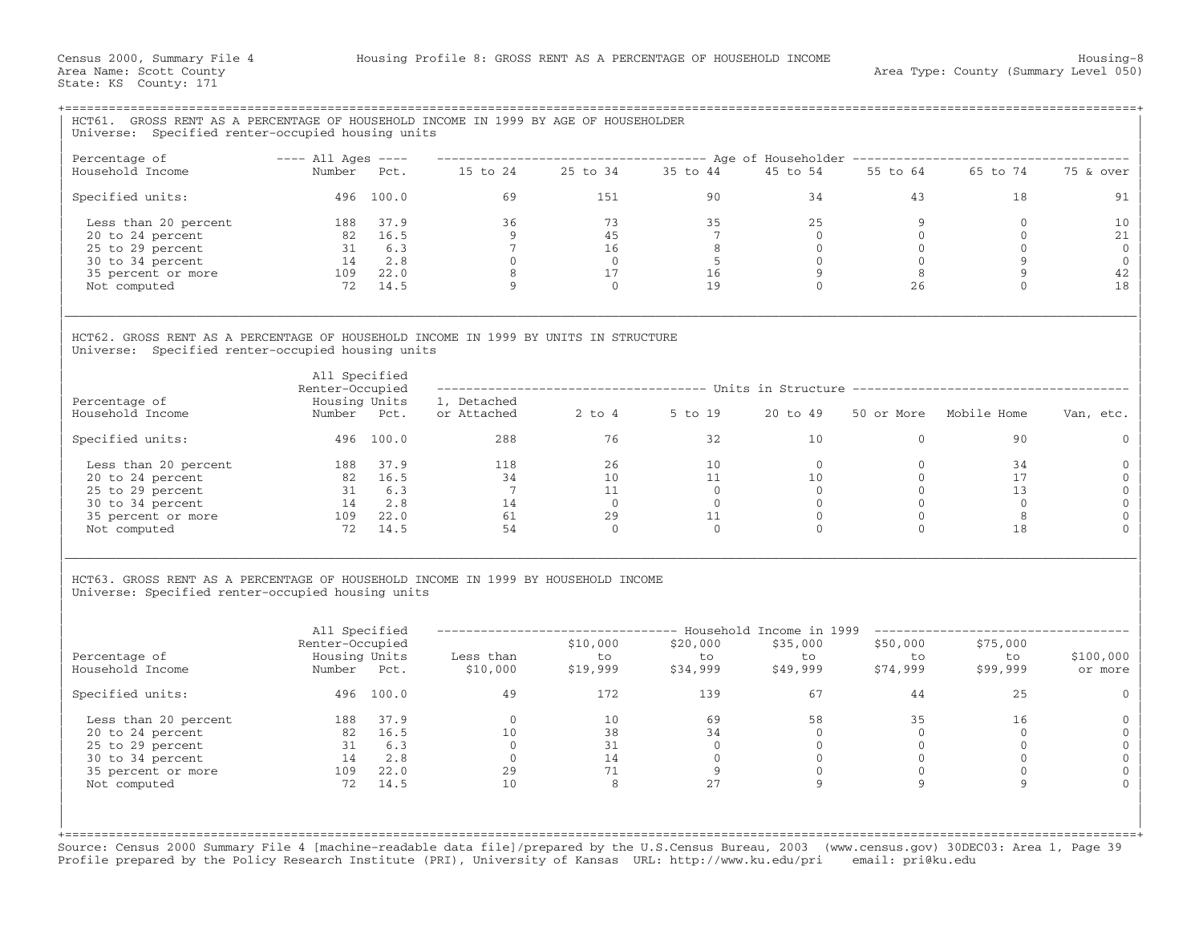Census 2000, Summary File 4 — Housing Profile 8: GROSS RENT AS A PERCENTAGE OF HOUSEHOLD INCOME — Housing-8

Area Name: Scott County — Area Type: County (Summary Level 050)

State: KS County: 171

## HCT61. GROSS RENT AS A PERCENTAGE OF HOUSEHOLD INCOME IN 1999 BY AGE OF HOUSEHOLDER

Universe: Specified renter-occupied housing units

| Percentage of Household Income | All Ages Number | All Ages Pct. | 15 to 24 | 25 to 34 | 35 to 44 | 45 to 54 | 55 to 64 | 65 to 74 | 75 & over |
|---|---|---|---|---|---|---|---|---|---|
| Specified units: | 496 | 100.0 | 69 | 151 | 90 | 34 | 43 | 18 | 91 |
| Less than 20 percent | 188 | 37.9 | 36 | 73 | 35 | 25 | 9 | 0 | 10 |
| 20 to 24 percent | 82 | 16.5 | 9 | 45 | 7 | 0 | 0 | 0 | 21 |
| 25 to 29 percent | 31 | 6.3 | 7 | 16 | 8 | 0 | 0 | 0 | 0 |
| 30 to 34 percent | 14 | 2.8 | 0 | 0 | 5 | 0 | 0 | 9 | 0 |
| 35 percent or more | 109 | 22.0 | 8 | 17 | 16 | 9 | 8 | 9 | 42 |
| Not computed | 72 | 14.5 | 9 | 0 | 19 | 0 | 26 | 0 | 18 |

## HCT62. GROSS RENT AS A PERCENTAGE OF HOUSEHOLD INCOME IN 1999 BY UNITS IN STRUCTURE

Universe: Specified renter-occupied housing units

| Percentage of Household Income | All Specified Renter-Occupied Housing Units Number | Pct. | 1, Detached or Attached | 2 to 4 | 5 to 19 | 20 to 49 | 50 or More | Mobile Home | Van, etc. |
|---|---|---|---|---|---|---|---|---|---|
| Specified units: | 496 | 100.0 | 288 | 76 | 32 | 10 | 0 | 90 | 0 |
| Less than 20 percent | 188 | 37.9 | 118 | 26 | 10 | 0 | 0 | 34 | 0 |
| 20 to 24 percent | 82 | 16.5 | 34 | 10 | 11 | 10 | 0 | 17 | 0 |
| 25 to 29 percent | 31 | 6.3 | 7 | 11 | 0 | 0 | 0 | 13 | 0 |
| 30 to 34 percent | 14 | 2.8 | 14 | 0 | 0 | 0 | 0 | 0 | 0 |
| 35 percent or more | 109 | 22.0 | 61 | 29 | 11 | 0 | 0 | 8 | 0 |
| Not computed | 72 | 14.5 | 54 | 0 | 0 | 0 | 0 | 18 | 0 |

## HCT63. GROSS RENT AS A PERCENTAGE OF HOUSEHOLD INCOME IN 1999 BY HOUSEHOLD INCOME

Universe: Specified renter-occupied housing units

| Percentage of Household Income | All Specified Renter-Occupied Housing Units Number | Pct. | Less than $10,000 | $10,000 to $19,999 | $20,000 to $34,999 | $35,000 to $49,999 | $50,000 to $74,999 | $75,000 to $99,999 | $100,000 or more |
|---|---|---|---|---|---|---|---|---|---|
| Specified units: | 496 | 100.0 | 49 | 172 | 139 | 67 | 44 | 25 | 0 |
| Less than 20 percent | 188 | 37.9 | 0 | 10 | 69 | 58 | 35 | 16 | 0 |
| 20 to 24 percent | 82 | 16.5 | 10 | 38 | 34 | 0 | 0 | 0 | 0 |
| 25 to 29 percent | 31 | 6.3 | 0 | 31 | 0 | 0 | 0 | 0 | 0 |
| 30 to 34 percent | 14 | 2.8 | 0 | 14 | 0 | 0 | 0 | 0 | 0 |
| 35 percent or more | 109 | 22.0 | 29 | 71 | 9 | 0 | 0 | 0 | 0 |
| Not computed | 72 | 14.5 | 10 | 8 | 27 | 9 | 9 | 9 | 0 |

Source: Census 2000 Summary File 4 [machine-readable data file]/prepared by the U.S.Census Bureau, 2003 (www.census.gov) 30DEC03: Area 1, Page 39
Profile prepared by the Policy Research Institute (PRI), University of Kansas URL: http://www.ku.edu/pri email: pri@ku.edu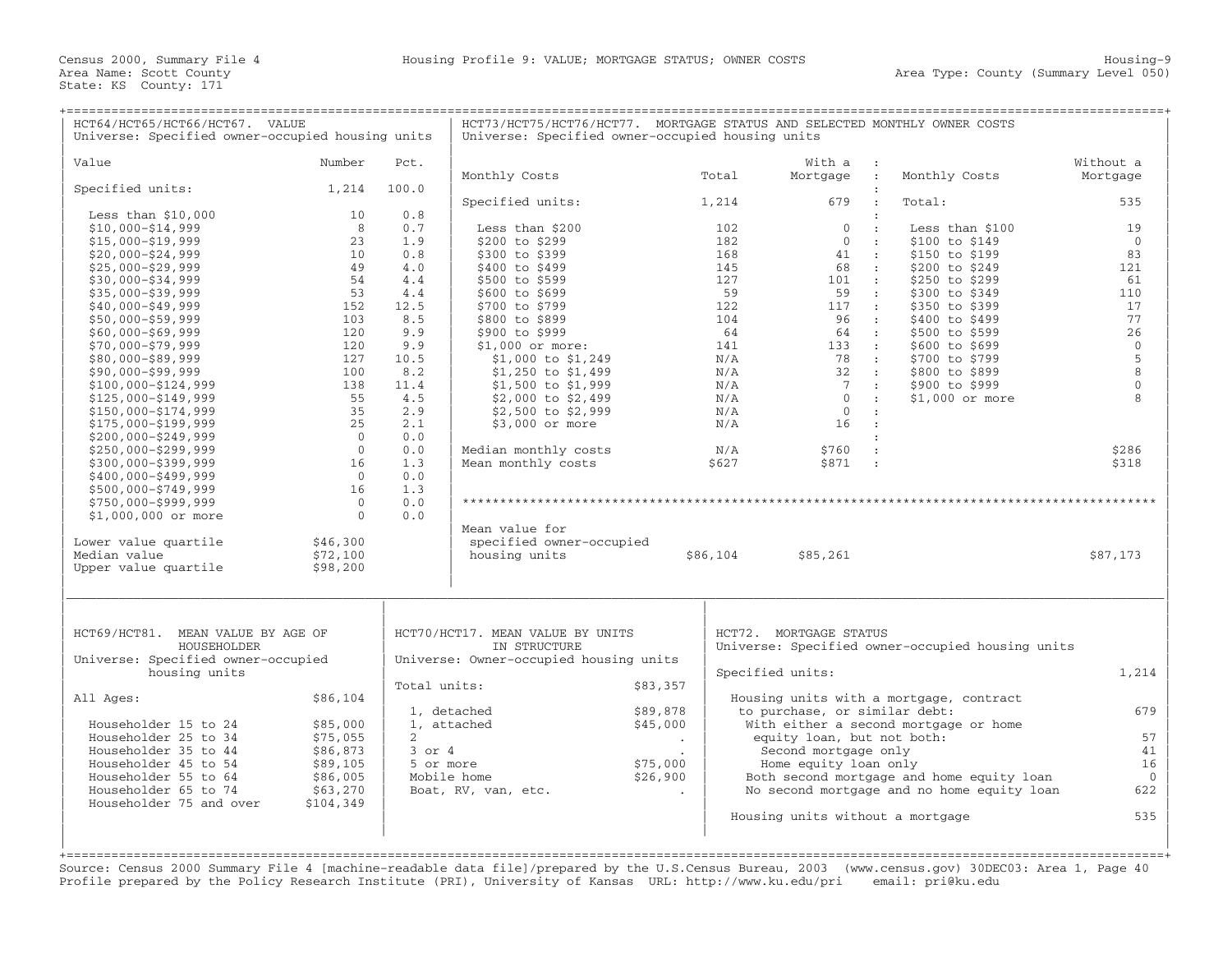Census 2000, Summary File 4 — Housing Profile 9: VALUE; MORTGAGE STATUS; OWNER COSTS — Housing-9

Area Name: Scott County — Area Type: County (Summary Level 050)

State: KS County: 171

## HCT64/HCT65/HCT66/HCT67. VALUE

Universe: Specified owner-occupied housing units

| Value | Number | Pct. |
|---|---|---|
| Specified units: | 1,214 | 100.0 |
| Less than $10,000 | 10 | 0.8 |
| $10,000-$14,999 | 8 | 0.7 |
| $15,000-$19,999 | 23 | 1.9 |
| $20,000-$24,999 | 10 | 0.8 |
| $25,000-$29,999 | 49 | 4.0 |
| $30,000-$34,999 | 54 | 4.4 |
| $35,000-$39,999 | 53 | 4.4 |
| $40,000-$49,999 | 152 | 12.5 |
| $50,000-$59,999 | 103 | 8.5 |
| $60,000-$69,999 | 120 | 9.9 |
| $70,000-$79,999 | 120 | 9.9 |
| $80,000-$89,999 | 127 | 10.5 |
| $90,000-$99,999 | 100 | 8.2 |
| $100,000-$124,999 | 138 | 11.4 |
| $125,000-$149,999 | 55 | 4.5 |
| $150,000-$174,999 | 35 | 2.9 |
| $175,000-$199,999 | 25 | 2.1 |
| $200,000-$249,999 | 0 | 0.0 |
| $250,000-$299,999 | 0 | 0.0 |
| $300,000-$399,999 | 16 | 1.3 |
| $400,000-$499,999 | 0 | 0.0 |
| $500,000-$749,999 | 16 | 1.3 |
| $750,000-$999,999 | 0 | 0.0 |
| $1,000,000 or more | 0 | 0.0 |
| Lower value quartile | $46,300 | |
| Median value | $72,100 | |
| Upper value quartile | $98,200 | |

## HCT73/HCT75/HCT76/HCT77. MORTGAGE STATUS AND SELECTED MONTHLY OWNER COSTS

Universe: Specified owner-occupied housing units

| Monthly Costs | Total | With a Mortgage |
|---|---|---|
| Specified units: | 1,214 | 679 |
| Less than $200 | 102 | 0 |
| $200 to $299 | 182 | 0 |
| $300 to $399 | 168 | 41 |
| $400 to $499 | 145 | 68 |
| $500 to $599 | 127 | 101 |
| $600 to $699 | 59 | 59 |
| $700 to $799 | 122 | 117 |
| $800 to $899 | 104 | 96 |
| $900 to $999 | 64 | 64 |
| $1,000 or more: | 141 | 133 |
| $1,000 to $1,249 | N/A | 78 |
| $1,250 to $1,499 | N/A | 32 |
| $1,500 to $1,999 | N/A | 7 |
| $2,000 to $2,499 | N/A | 0 |
| $2,500 to $2,999 | N/A | 0 |
| $3,000 or more | N/A | 16 |
| Median monthly costs | N/A | $760 |
| Mean monthly costs | $627 | $871 |

| Monthly Costs | Without a Mortgage |
|---|---|
| Total: | 535 |
| Less than $100 | 19 |
| $100 to $149 | 0 |
| $150 to $199 | 83 |
| $200 to $249 | 121 |
| $250 to $299 | 61 |
| $300 to $349 | 110 |
| $350 to $399 | 17 |
| $400 to $499 | 77 |
| $500 to $599 | 26 |
| $600 to $699 | 0 |
| $700 to $799 | 5 |
| $800 to $899 | 8 |
| $900 to $999 | 0 |
| $1,000 or more | 8 |
| Median monthly costs | $286 |
| Mean monthly costs | $318 |

| | Total | With a Mortgage | Without a Mortgage |
|---|---|---|---|
| Mean value for specified owner-occupied housing units | $86,104 | $85,261 | $87,173 |

## HCT69/HCT81. MEAN VALUE BY AGE OF HOUSEHOLDER

Universe: Specified owner-occupied housing units

| | |
|---|---|
| All Ages: | $86,104 |
| Householder 15 to 24 | $85,000 |
| Householder 25 to 34 | $75,055 |
| Householder 35 to 44 | $86,873 |
| Householder 45 to 54 | $89,105 |
| Householder 55 to 64 | $86,005 |
| Householder 65 to 74 | $63,270 |
| Householder 75 and over | $104,349 |

## HCT70/HCT17. MEAN VALUE BY UNITS IN STRUCTURE

Universe: Owner-occupied housing units

| | |
|---|---|
| Total units: | $83,357 |
| 1, detached | $89,878 |
| 1, attached | $45,000 |
| 2 | . |
| 3 or 4 | . |
| 5 or more | $75,000 |
| Mobile home | $26,900 |
| Boat, RV, van, etc. | . |

## HCT72. MORTGAGE STATUS

Universe: Specified owner-occupied housing units

| | |
|---|---|
| Specified units: | 1,214 |
| Housing units with a mortgage, contract to purchase, or similar debt: | 679 |
| With either a second mortgage or home equity loan, but not both: | 57 |
| Second mortgage only | 41 |
| Home equity loan only | 16 |
| Both second mortgage and home equity loan | 0 |
| No second mortgage and no home equity loan | 622 |
| Housing units without a mortgage | 535 |

Source: Census 2000 Summary File 4 [machine-readable data file]/prepared by the U.S.Census Bureau, 2003 (www.census.gov) 30DEC03: Area 1, Page 40
Profile prepared by the Policy Research Institute (PRI), University of Kansas URL: http://www.ku.edu/pri email: pri@ku.edu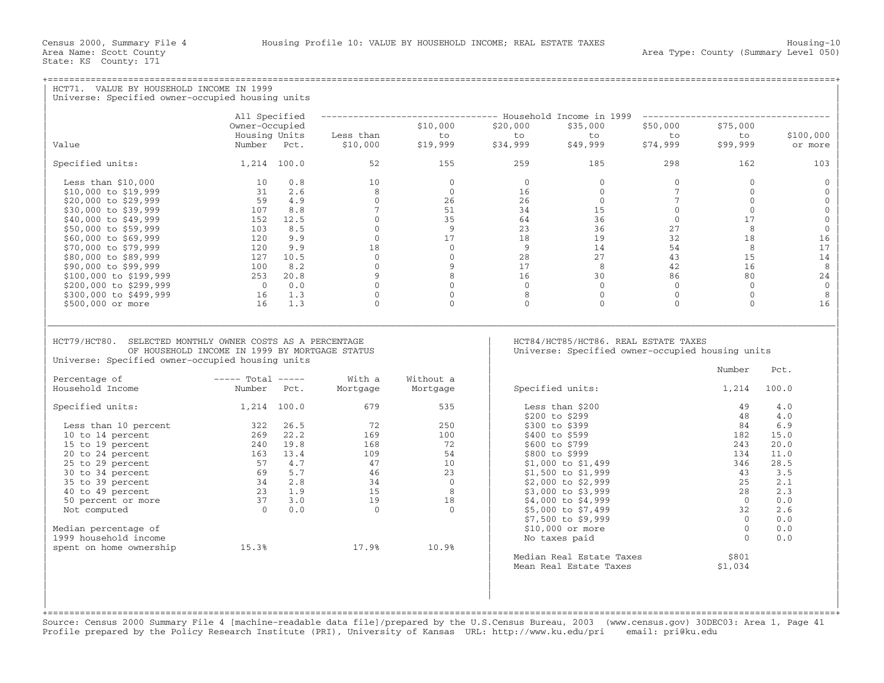Census 2000, Summary File 4 — Housing Profile 10: VALUE BY HOUSEHOLD INCOME; REAL ESTATE TAXES — Housing-10

Area Name: Scott County — Area Type: County (Summary Level 050)

State: KS County: 171

## HCT71. VALUE BY HOUSEHOLD INCOME IN 1999

Universe: Specified owner-occupied housing units

| Value | All Specified Owner-Occupied Housing Units Number | Pct. | Household Income in 1999: Less than $10,000 | $10,000 to $19,999 | $20,000 to $34,999 | $35,000 to $49,999 | $50,000 to $74,999 | $75,000 to $99,999 | $100,000 or more |
|---|---|---|---|---|---|---|---|---|---|
| Specified units: | 1,214 | 100.0 | 52 | 155 | 259 | 185 | 298 | 162 | 103 |
| Less than $10,000 | 10 | 0.8 | 10 | 0 | 0 | 0 | 0 | 0 | 0 |
| $10,000 to $19,999 | 31 | 2.6 | 8 | 0 | 16 | 0 | 7 | 0 | 0 |
| $20,000 to $29,999 | 59 | 4.9 | 0 | 26 | 26 | 0 | 7 | 0 | 0 |
| $30,000 to $39,999 | 107 | 8.8 | 7 | 51 | 34 | 15 | 0 | 0 | 0 |
| $40,000 to $49,999 | 152 | 12.5 | 0 | 35 | 64 | 36 | 0 | 17 | 0 |
| $50,000 to $59,999 | 103 | 8.5 | 0 | 9 | 23 | 36 | 27 | 8 | 0 |
| $60,000 to $69,999 | 120 | 9.9 | 0 | 17 | 18 | 19 | 32 | 18 | 16 |
| $70,000 to $79,999 | 120 | 9.9 | 18 | 0 | 9 | 14 | 54 | 8 | 17 |
| $80,000 to $89,999 | 127 | 10.5 | 0 | 0 | 28 | 27 | 43 | 15 | 14 |
| $90,000 to $99,999 | 100 | 8.2 | 0 | 9 | 17 | 8 | 42 | 16 | 8 |
| $100,000 to $199,999 | 253 | 20.8 | 9 | 8 | 16 | 30 | 86 | 80 | 24 |
| $200,000 to $299,999 | 0 | 0.0 | 0 | 0 | 0 | 0 | 0 | 0 | 0 |
| $300,000 to $499,999 | 16 | 1.3 | 0 | 0 | 8 | 0 | 0 | 0 | 8 |
| $500,000 or more | 16 | 1.3 | 0 | 0 | 0 | 0 | 0 | 0 | 16 |

## HCT79/HCT80. SELECTED MONTHLY OWNER COSTS AS A PERCENTAGE OF HOUSEHOLD INCOME IN 1999 BY MORTGAGE STATUS

Universe: Specified owner-occupied housing units

| Percentage of Household Income | Total Number | Total Pct. | With a Mortgage | Without a Mortgage |
|---|---|---|---|---|
| Specified units: | 1,214 | 100.0 | 679 | 535 |
| Less than 10 percent | 322 | 26.5 | 72 | 250 |
| 10 to 14 percent | 269 | 22.2 | 169 | 100 |
| 15 to 19 percent | 240 | 19.8 | 168 | 72 |
| 20 to 24 percent | 163 | 13.4 | 109 | 54 |
| 25 to 29 percent | 57 | 4.7 | 47 | 10 |
| 30 to 34 percent | 69 | 5.7 | 46 | 23 |
| 35 to 39 percent | 34 | 2.8 | 34 | 0 |
| 40 to 49 percent | 23 | 1.9 | 15 | 8 |
| 50 percent or more | 37 | 3.0 | 19 | 18 |
| Not computed | 0 | 0.0 | 0 | 0 |
| Median percentage of 1999 household income spent on home ownership | 15.3% | | 17.9% | 10.9% |

## HCT84/HCT85/HCT86. REAL ESTATE TAXES

Universe: Specified owner-occupied housing units

| | Number | Pct. |
|---|---|---|
| Specified units: | 1,214 | 100.0 |
| Less than $200 | 49 | 4.0 |
| $200 to $299 | 48 | 4.0 |
| $300 to $399 | 84 | 6.9 |
| $400 to $599 | 182 | 15.0 |
| $600 to $799 | 243 | 20.0 |
| $800 to $999 | 134 | 11.0 |
| $1,000 to $1,499 | 346 | 28.5 |
| $1,500 to $1,999 | 43 | 3.5 |
| $2,000 to $2,999 | 25 | 2.1 |
| $3,000 to $3,999 | 28 | 2.3 |
| $4,000 to $4,999 | 0 | 0.0 |
| $5,000 to $7,499 | 32 | 2.6 |
| $7,500 to $9,999 | 0 | 0.0 |
| $10,000 or more | 0 | 0.0 |
| No taxes paid | 0 | 0.0 |
| Median Real Estate Taxes | $801 | |
| Mean Real Estate Taxes | $1,034 | |

Source: Census 2000 Summary File 4 [machine-readable data file]/prepared by the U.S.Census Bureau, 2003 (www.census.gov) 30DEC03: Area 1, Page 41
Profile prepared by the Policy Research Institute (PRI), University of Kansas URL: http://www.ku.edu/pri email: pri@ku.edu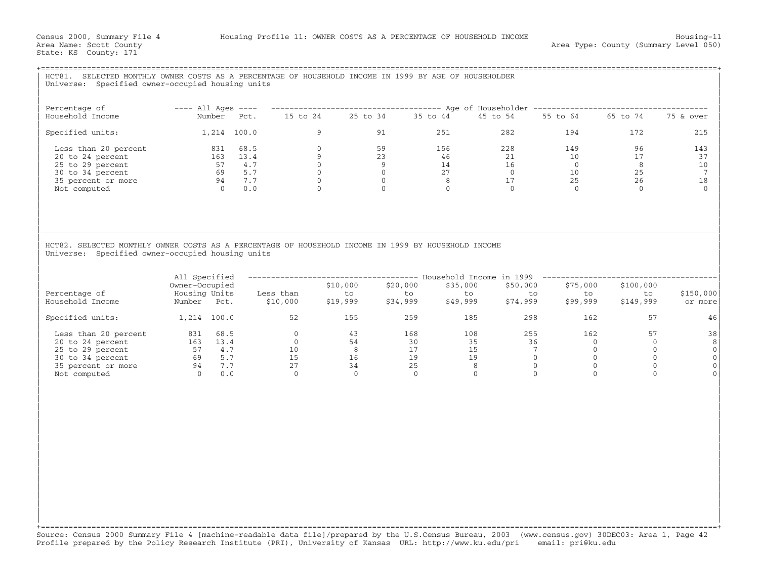Census 2000, Summary File 4 — Housing Profile 11: OWNER COSTS AS A PERCENTAGE OF HOUSEHOLD INCOME — Housing-11
Area Name: Scott County — Area Type: County (Summary Level 050)
State: KS County: 171

HCT81. SELECTED MONTHLY OWNER COSTS AS A PERCENTAGE OF HOUSEHOLD INCOME IN 1999 BY AGE OF HOUSEHOLDER
Universe: Specified owner-occupied housing units

| Percentage of Household Income | All Ages Number | All Ages Pct. | 15 to 24 | 25 to 34 | 35 to 44 | 45 to 54 | 55 to 64 | 65 to 74 | 75 & over |
|---|---|---|---|---|---|---|---|---|---|
| Specified units: | 1,214 | 100.0 | 9 | 91 | 251 | 282 | 194 | 172 | 215 |
| Less than 20 percent | 831 | 68.5 | 0 | 59 | 156 | 228 | 149 | 96 | 143 |
| 20 to 24 percent | 163 | 13.4 | 9 | 23 | 46 | 21 | 10 | 17 | 37 |
| 25 to 29 percent | 57 | 4.7 | 0 | 9 | 14 | 16 | 0 | 8 | 10 |
| 30 to 34 percent | 69 | 5.7 | 0 | 0 | 27 | 0 | 10 | 25 | 7 |
| 35 percent or more | 94 | 7.7 | 0 | 0 | 8 | 17 | 25 | 26 | 18 |
| Not computed | 0 | 0.0 | 0 | 0 | 0 | 0 | 0 | 0 | 0 |

HCT82. SELECTED MONTHLY OWNER COSTS AS A PERCENTAGE OF HOUSEHOLD INCOME IN 1999 BY HOUSEHOLD INCOME
Universe: Specified owner-occupied housing units

| Percentage of Household Income | All Specified Owner-Occupied Housing Units Number | Pct. | Less than $10,000 | $10,000 to $19,999 | $20,000 to $34,999 | $35,000 to $49,999 | $50,000 to $74,999 | $75,000 to $99,999 | $100,000 to $149,999 | $150,000 or more |
|---|---|---|---|---|---|---|---|---|---|---|
| Specified units: | 1,214 | 100.0 | 52 | 155 | 259 | 185 | 298 | 162 | 57 | 46 |
| Less than 20 percent | 831 | 68.5 | 0 | 43 | 168 | 108 | 255 | 162 | 57 | 38 |
| 20 to 24 percent | 163 | 13.4 | 0 | 54 | 30 | 35 | 36 | 0 | 0 | 8 |
| 25 to 29 percent | 57 | 4.7 | 10 | 8 | 17 | 15 | 7 | 0 | 0 | 0 |
| 30 to 34 percent | 69 | 5.7 | 15 | 16 | 19 | 19 | 0 | 0 | 0 | 0 |
| 35 percent or more | 94 | 7.7 | 27 | 34 | 25 | 8 | 0 | 0 | 0 | 0 |
| Not computed | 0 | 0.0 | 0 | 0 | 0 | 0 | 0 | 0 | 0 | 0 |

Source: Census 2000 Summary File 4 [machine-readable data file]/prepared by the U.S.Census Bureau, 2003 (www.census.gov) 30DEC03: Area 1, Page 42
Profile prepared by the Policy Research Institute (PRI), University of Kansas URL: http://www.ku.edu/pri email: pri@ku.edu